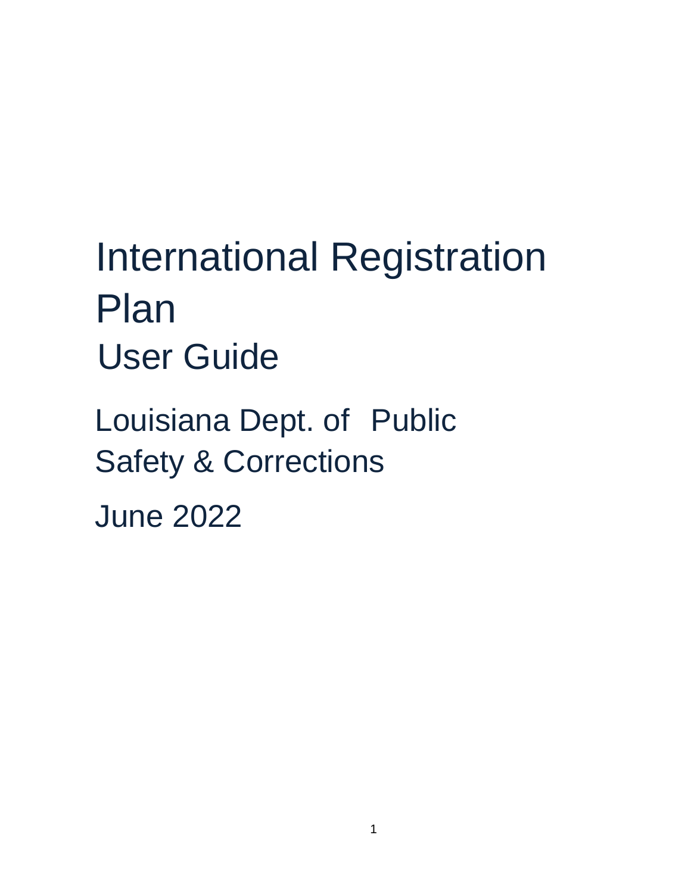# International Registration Plan

## User Guide

Louisiana Dept. of Public Safety & Corrections

June 2022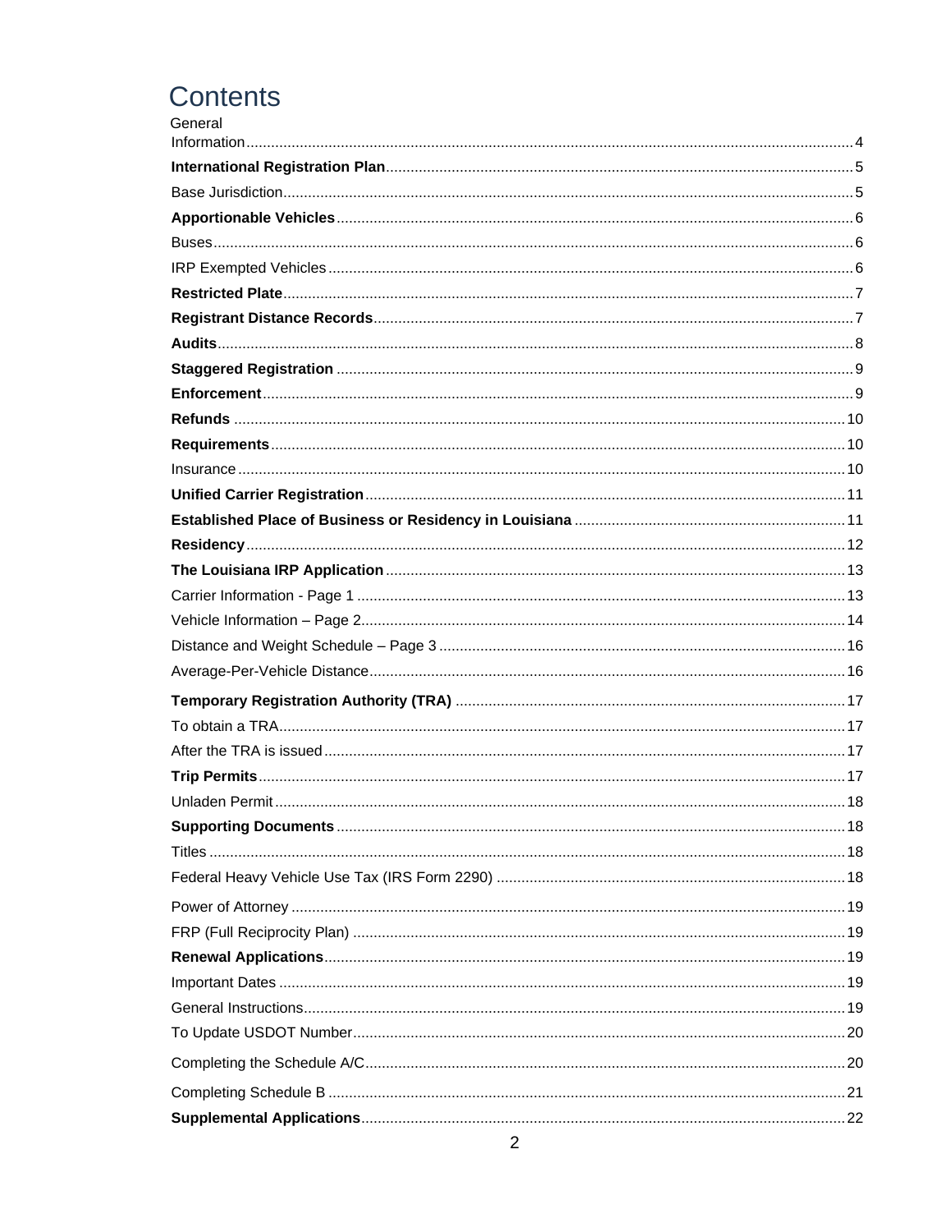# Contents

General Information ... 4

**International Registration Plan** ... 5

Base Jurisdiction ... 5

**Apportionable Vehicles** ... 6

Buses ... 6

IRP Exempted Vehicles ... 6

**Restricted Plate** ... 7

**Registrant Distance Records** ... 7

**Audits** ... 8

**Staggered Registration** ... 9

**Enforcement** ... 9

**Refunds** ... 10

**Requirements** ... 10

Insurance ... 10

**Unified Carrier Registration** ... 11

**Established Place of Business or Residency in Louisiana** ... 11

**Residency** ... 12

**The Louisiana IRP Application** ... 13

Carrier Information - Page 1 ... 13

Vehicle Information – Page 2 ... 14

Distance and Weight Schedule – Page 3 ... 16

Average-Per-Vehicle Distance ... 16

**Temporary Registration Authority (TRA)** ... 17

To obtain a TRA ... 17

After the TRA is issued ... 17

**Trip Permits** ... 17

Unladen Permit ... 18

**Supporting Documents** ... 18

Titles ... 18

Federal Heavy Vehicle Use Tax (IRS Form 2290) ... 18

Power of Attorney ... 19

FRP (Full Reciprocity Plan) ... 19

**Renewal Applications** ... 19

Important Dates ... 19

General Instructions ... 19

To Update USDOT Number ... 20

Completing the Schedule A/C ... 20

Completing Schedule B ... 21

**Supplemental Applications** ... 22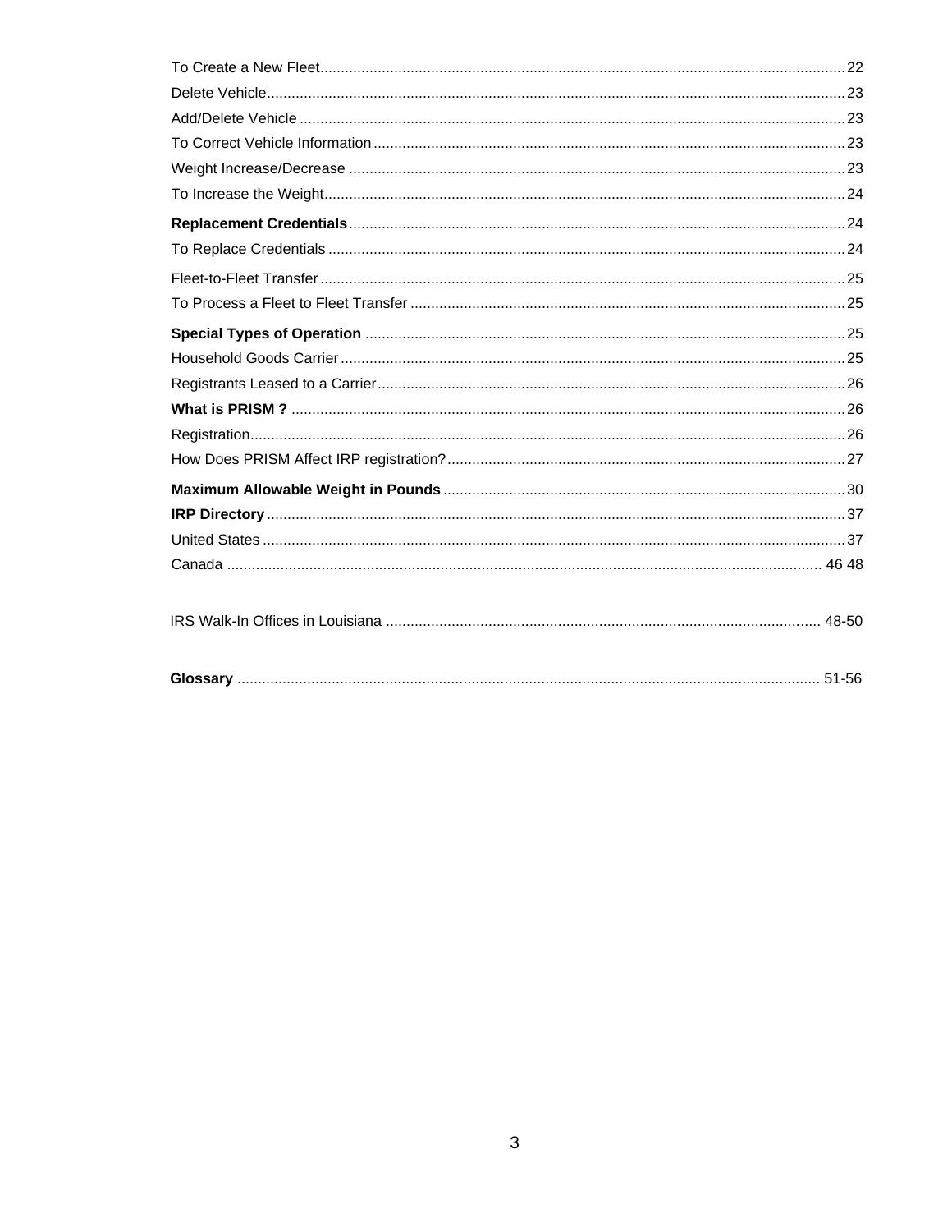To Create a New Fleet .............................................................................................................................. 22
Delete Vehicle........................................................................................................................................... 23
Add/Delete Vehicle ................................................................................................................................... 23
To Correct Vehicle Information ................................................................................................................. 23
Weight Increase/Decrease ....................................................................................................................... 23
To Increase the Weight............................................................................................................................. 24

**Replacement Credentials** ....................................................................................................................... 24
To Replace Credentials ............................................................................................................................ 24

Fleet-to-Fleet Transfer .............................................................................................................................. 25
To Process a Fleet to Fleet Transfer ........................................................................................................ 25

**Special Types of Operation** ................................................................................................................... 25
Household Goods Carrier ......................................................................................................................... 25
Registrants Leased to a Carrier ................................................................................................................ 26
**What is PRISM ?** ..................................................................................................................................... 26
Registration............................................................................................................................................... 26
How Does PRISM Affect IRP registration? ............................................................................................... 27

**Maximum Allowable Weight in Pounds** ................................................................................................ 30
**IRP Directory** ........................................................................................................................................... 37
United States ............................................................................................................................................ 37
Canada ............................................................................................................................................... 46 48

IRS Walk-In Offices in Louisiana ....................................................................................................... 48-50

**Glossary** ........................................................................................................................................... 51-56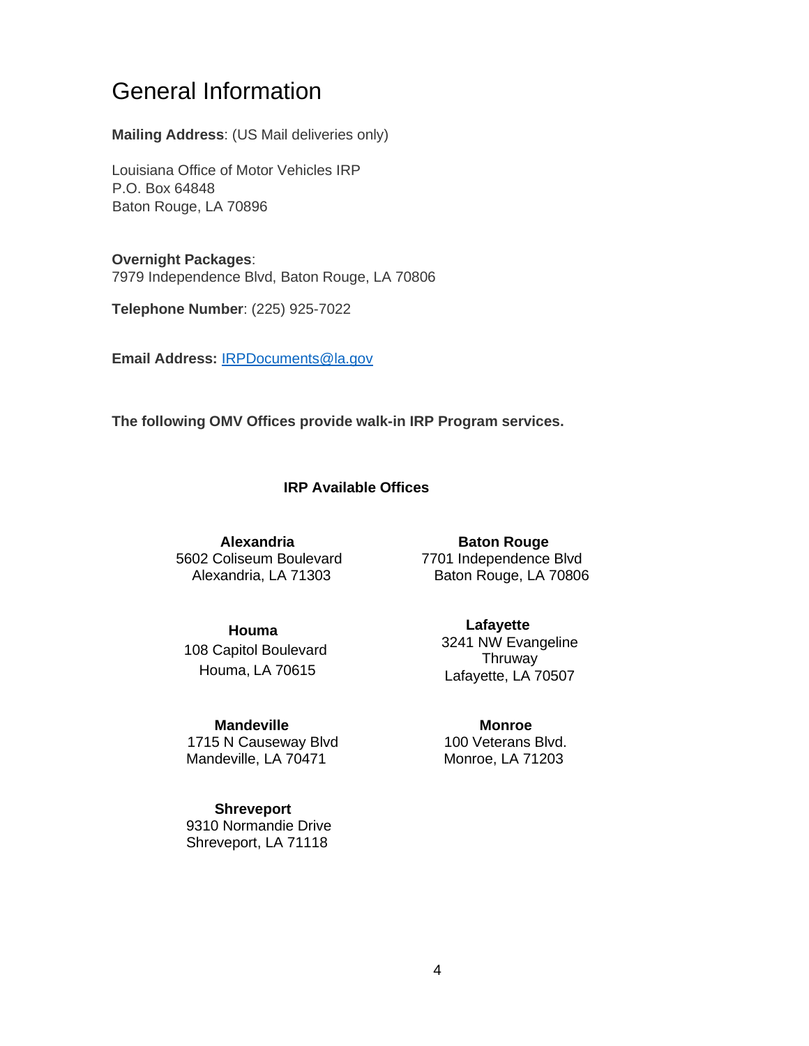# General Information

**Mailing Address**: (US Mail deliveries only)

Louisiana Office of Motor Vehicles IRP
P.O. Box 64848
Baton Rouge, LA 70896

**Overnight Packages**:
7979 Independence Blvd, Baton Rouge, LA 70806

**Telephone Number**: (225) 925-7022

**Email Address:** IRPDocuments@la.gov

**The following OMV Offices provide walk-in IRP Program services.**

### IRP Available Offices

**Alexandria**
5602 Coliseum Boulevard
Alexandria, LA 71303

**Baton Rouge**
7701 Independence Blvd
Baton Rouge, LA 70806

**Houma**
108 Capitol Boulevard
Houma, LA 70615

**Lafayette**
3241 NW Evangeline Thruway
Lafayette, LA 70507

**Mandeville**
1715 N Causeway Blvd
Mandeville, LA 70471

**Monroe**
100 Veterans Blvd.
Monroe, LA 71203

**Shreveport**
9310 Normandie Drive
Shreveport, LA 71118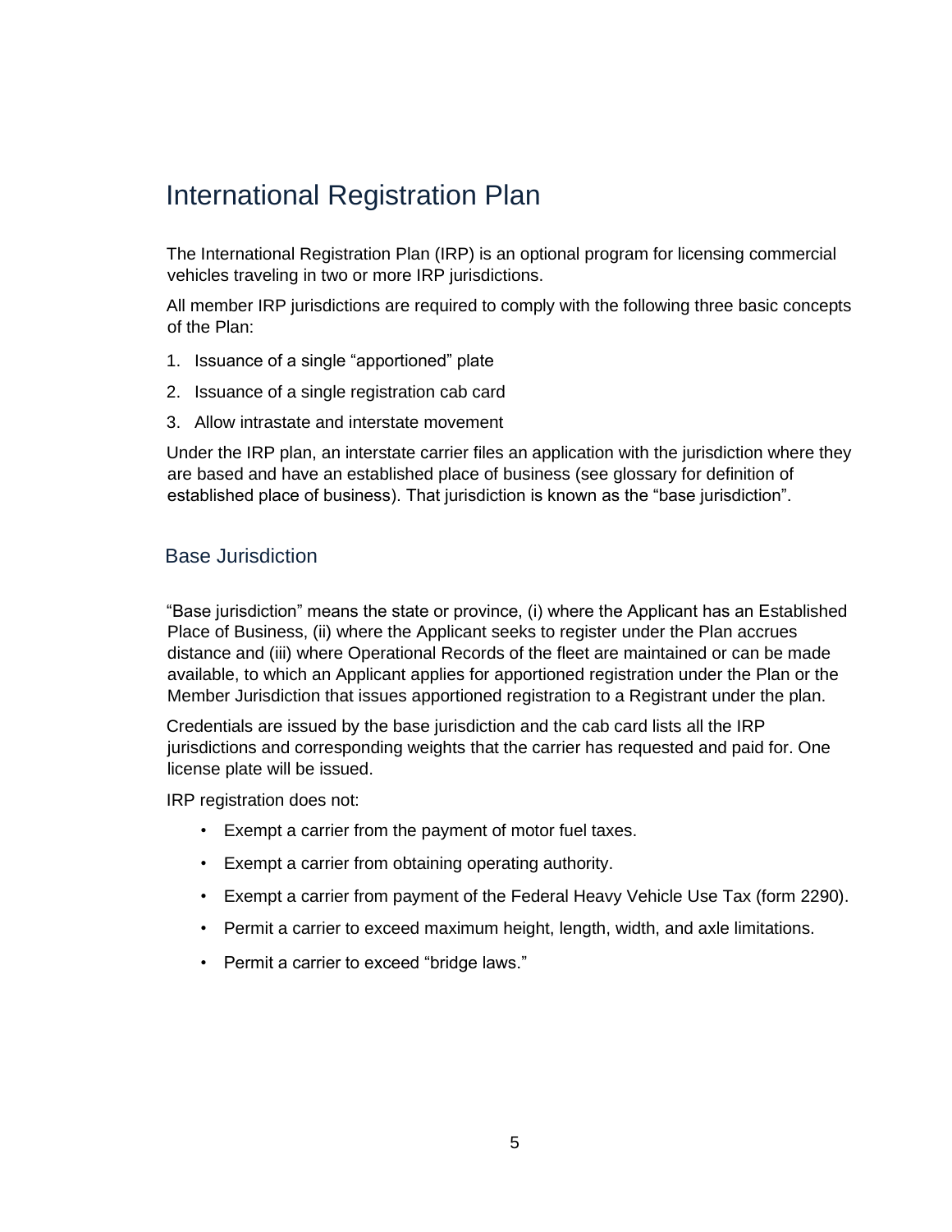# International Registration Plan

The International Registration Plan (IRP) is an optional program for licensing commercial vehicles traveling in two or more IRP jurisdictions.

All member IRP jurisdictions are required to comply with the following three basic concepts of the Plan:

1. Issuance of a single "apportioned" plate
2. Issuance of a single registration cab card
3. Allow intrastate and interstate movement

Under the IRP plan, an interstate carrier files an application with the jurisdiction where they are based and have an established place of business (see glossary for definition of established place of business). That jurisdiction is known as the "base jurisdiction".

## Base Jurisdiction

"Base jurisdiction" means the state or province, (i) where the Applicant has an Established Place of Business, (ii) where the Applicant seeks to register under the Plan accrues distance and (iii) where Operational Records of the fleet are maintained or can be made available, to which an Applicant applies for apportioned registration under the Plan or the Member Jurisdiction that issues apportioned registration to a Registrant under the plan.

Credentials are issued by the base jurisdiction and the cab card lists all the IRP jurisdictions and corresponding weights that the carrier has requested and paid for. One license plate will be issued.

IRP registration does not:

- Exempt a carrier from the payment of motor fuel taxes.
- Exempt a carrier from obtaining operating authority.
- Exempt a carrier from payment of the Federal Heavy Vehicle Use Tax (form 2290).
- Permit a carrier to exceed maximum height, length, width, and axle limitations.
- Permit a carrier to exceed "bridge laws."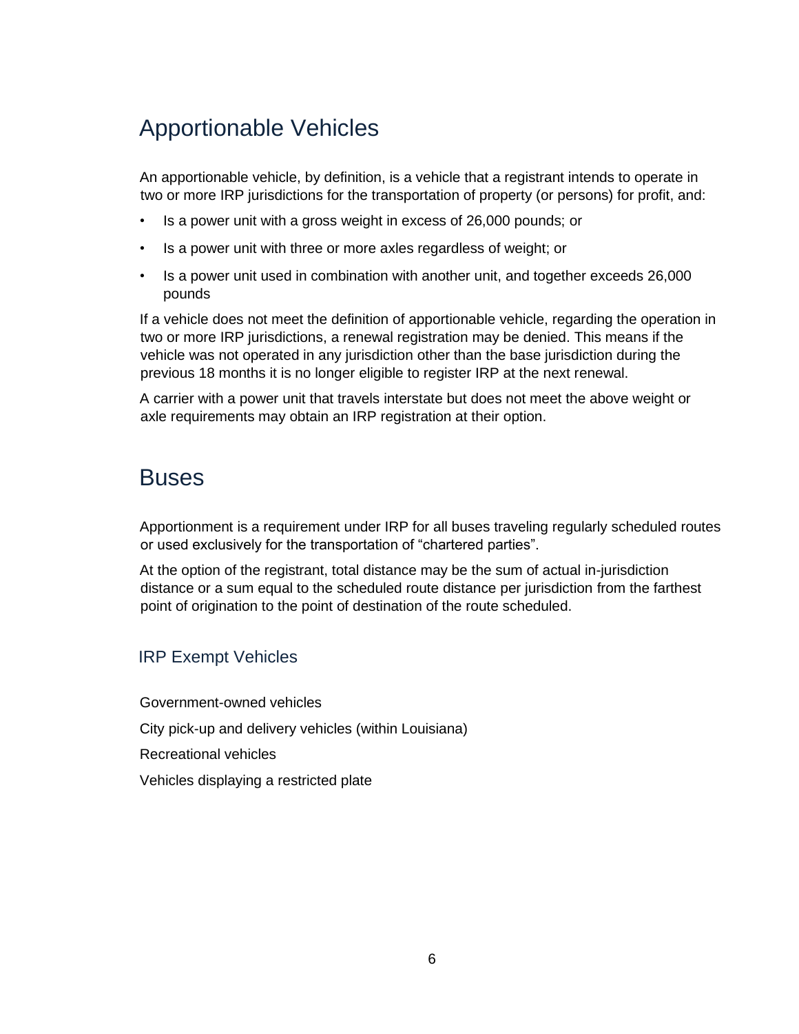# Apportionable Vehicles

An apportionable vehicle, by definition, is a vehicle that a registrant intends to operate in two or more IRP jurisdictions for the transportation of property (or persons) for profit, and:

- Is a power unit with a gross weight in excess of 26,000 pounds; or
- Is a power unit with three or more axles regardless of weight; or
- Is a power unit used in combination with another unit, and together exceeds 26,000 pounds

If a vehicle does not meet the definition of apportionable vehicle, regarding the operation in two or more IRP jurisdictions, a renewal registration may be denied. This means if the vehicle was not operated in any jurisdiction other than the base jurisdiction during the previous 18 months it is no longer eligible to register IRP at the next renewal.

A carrier with a power unit that travels interstate but does not meet the above weight or axle requirements may obtain an IRP registration at their option.

# Buses

Apportionment is a requirement under IRP for all buses traveling regularly scheduled routes or used exclusively for the transportation of "chartered parties".

At the option of the registrant, total distance may be the sum of actual in-jurisdiction distance or a sum equal to the scheduled route distance per jurisdiction from the farthest point of origination to the point of destination of the route scheduled.

## IRP Exempt Vehicles

Government-owned vehicles

City pick-up and delivery vehicles (within Louisiana)

Recreational vehicles

Vehicles displaying a restricted plate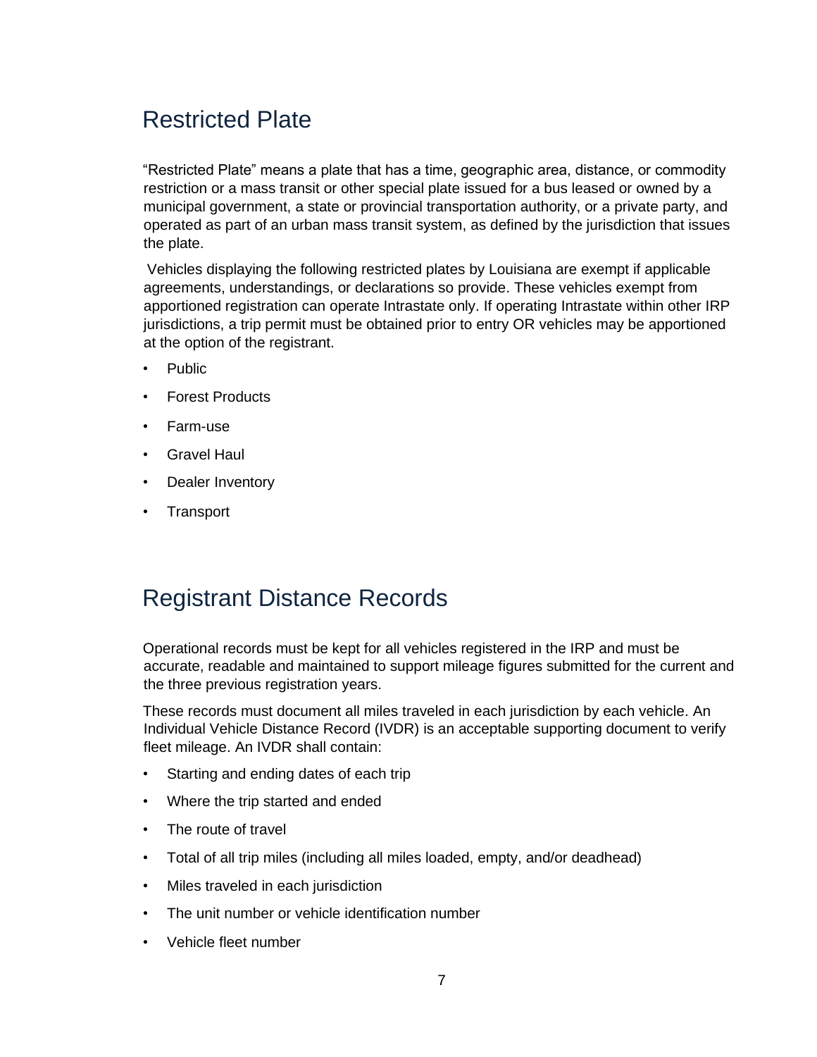## Restricted Plate

"Restricted Plate" means a plate that has a time, geographic area, distance, or commodity restriction or a mass transit or other special plate issued for a bus leased or owned by a municipal government, a state or provincial transportation authority, or a private party, and operated as part of an urban mass transit system, as defined by the jurisdiction that issues the plate.

Vehicles displaying the following restricted plates by Louisiana are exempt if applicable agreements, understandings, or declarations so provide. These vehicles exempt from apportioned registration can operate Intrastate only. If operating Intrastate within other IRP jurisdictions, a trip permit must be obtained prior to entry OR vehicles may be apportioned at the option of the registrant.

- Public
- Forest Products
- Farm-use
- Gravel Haul
- Dealer Inventory
- Transport

## Registrant Distance Records

Operational records must be kept for all vehicles registered in the IRP and must be accurate, readable and maintained to support mileage figures submitted for the current and the three previous registration years.

These records must document all miles traveled in each jurisdiction by each vehicle. An Individual Vehicle Distance Record (IVDR) is an acceptable supporting document to verify fleet mileage. An IVDR shall contain:

- Starting and ending dates of each trip
- Where the trip started and ended
- The route of travel
- Total of all trip miles (including all miles loaded, empty, and/or deadhead)
- Miles traveled in each jurisdiction
- The unit number or vehicle identification number
- Vehicle fleet number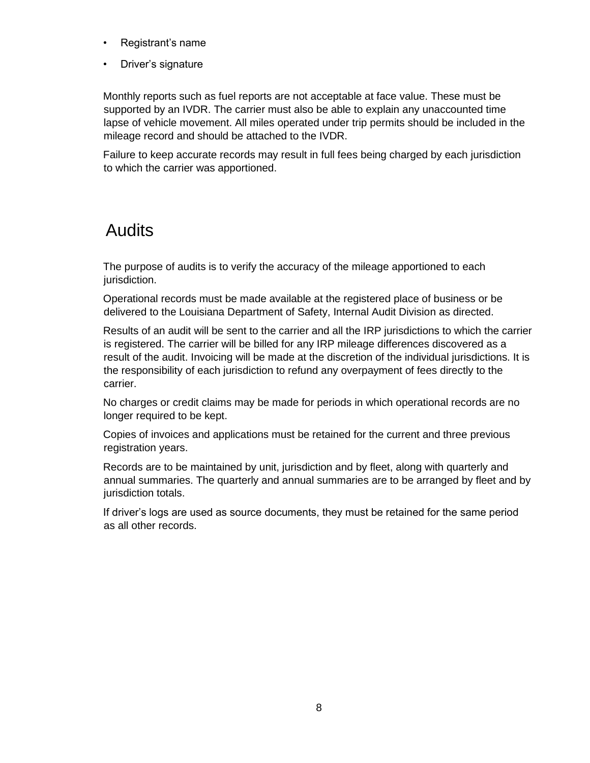- Registrant's name
- Driver's signature

Monthly reports such as fuel reports are not acceptable at face value. These must be supported by an IVDR. The carrier must also be able to explain any unaccounted time lapse of vehicle movement. All miles operated under trip permits should be included in the mileage record and should be attached to the IVDR.

Failure to keep accurate records may result in full fees being charged by each jurisdiction to which the carrier was apportioned.

# Audits

The purpose of audits is to verify the accuracy of the mileage apportioned to each jurisdiction.

Operational records must be made available at the registered place of business or be delivered to the Louisiana Department of Safety, Internal Audit Division as directed.

Results of an audit will be sent to the carrier and all the IRP jurisdictions to which the carrier is registered. The carrier will be billed for any IRP mileage differences discovered as a result of the audit. Invoicing will be made at the discretion of the individual jurisdictions. It is the responsibility of each jurisdiction to refund any overpayment of fees directly to the carrier.

No charges or credit claims may be made for periods in which operational records are no longer required to be kept.

Copies of invoices and applications must be retained for the current and three previous registration years.

Records are to be maintained by unit, jurisdiction and by fleet, along with quarterly and annual summaries. The quarterly and annual summaries are to be arranged by fleet and by jurisdiction totals.

If driver's logs are used as source documents, they must be retained for the same period as all other records.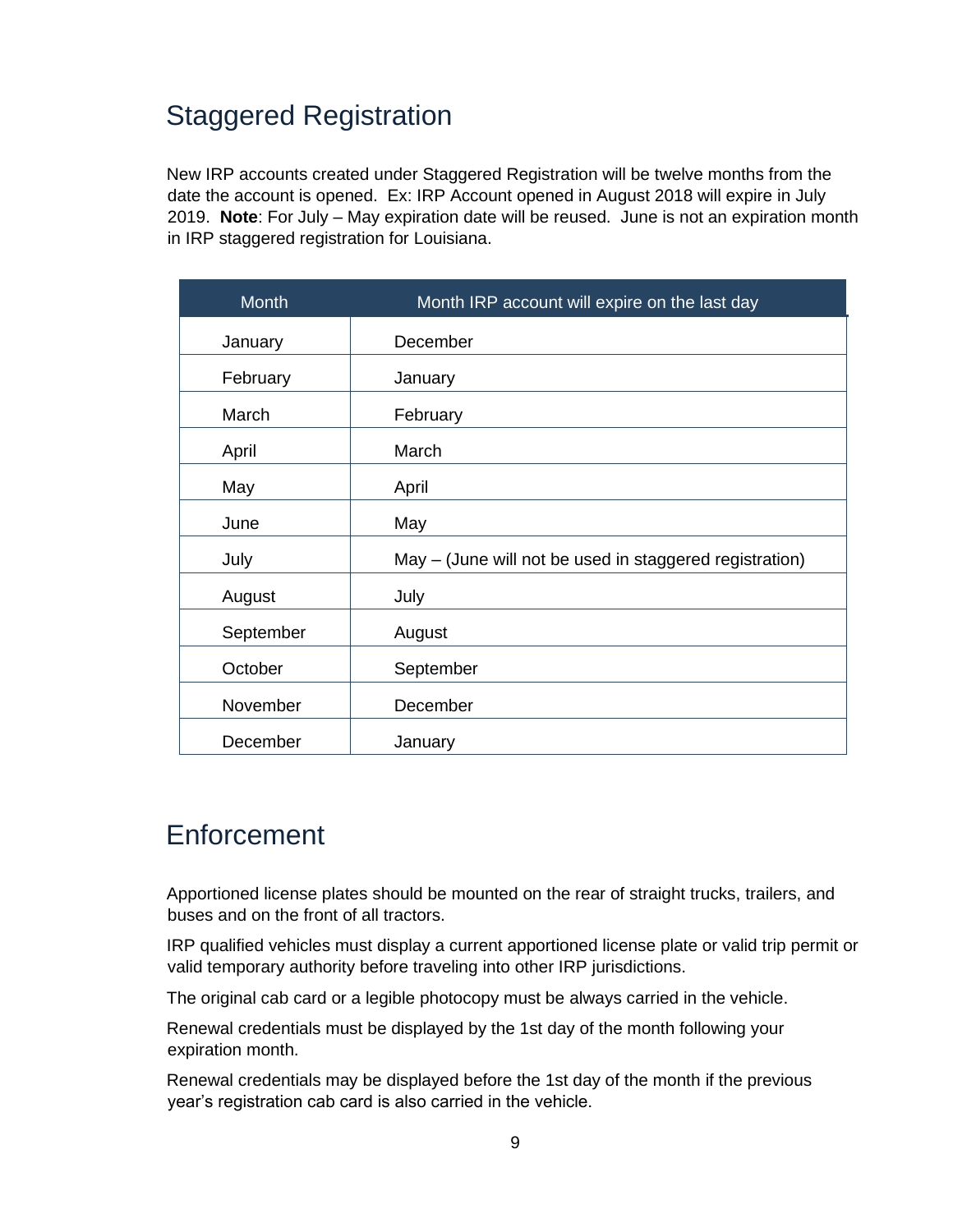## Staggered Registration

New IRP accounts created under Staggered Registration will be twelve months from the date the account is opened. Ex: IRP Account opened in August 2018 will expire in July 2019. **Note**: For July – May expiration date will be reused. June is not an expiration month in IRP staggered registration for Louisiana.

| Month | Month IRP account will expire on the last day |
|---|---|
| January | December |
| February | January |
| March | February |
| April | March |
| May | April |
| June | May |
| July | May – (June will not be used in staggered registration) |
| August | July |
| September | August |
| October | September |
| November | December |
| December | January |

## Enforcement

Apportioned license plates should be mounted on the rear of straight trucks, trailers, and buses and on the front of all tractors.

IRP qualified vehicles must display a current apportioned license plate or valid trip permit or valid temporary authority before traveling into other IRP jurisdictions.

The original cab card or a legible photocopy must be always carried in the vehicle.

Renewal credentials must be displayed by the 1st day of the month following your expiration month.

Renewal credentials may be displayed before the 1st day of the month if the previous year's registration cab card is also carried in the vehicle.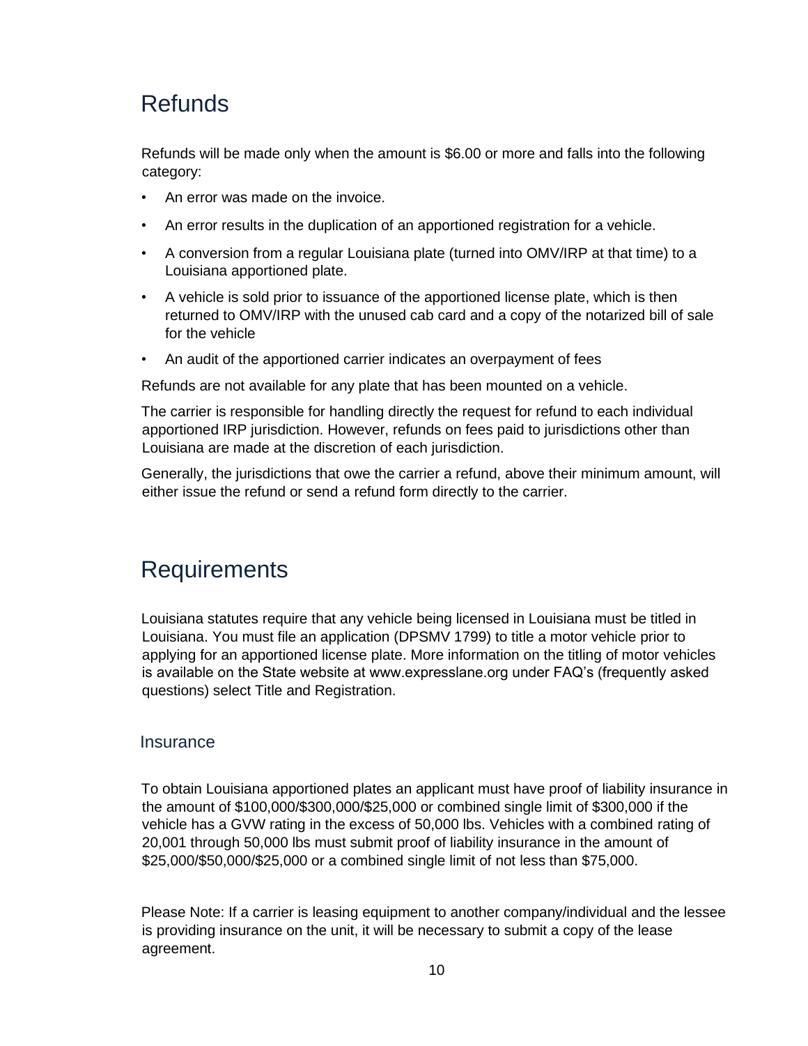# Refunds

Refunds will be made only when the amount is $6.00 or more and falls into the following category:

- An error was made on the invoice.
- An error results in the duplication of an apportioned registration for a vehicle.
- A conversion from a regular Louisiana plate (turned into OMV/IRP at that time) to a Louisiana apportioned plate.
- A vehicle is sold prior to issuance of the apportioned license plate, which is then returned to OMV/IRP with the unused cab card and a copy of the notarized bill of sale for the vehicle
- An audit of the apportioned carrier indicates an overpayment of fees

Refunds are not available for any plate that has been mounted on a vehicle.

The carrier is responsible for handling directly the request for refund to each individual apportioned IRP jurisdiction. However, refunds on fees paid to jurisdictions other than Louisiana are made at the discretion of each jurisdiction.

Generally, the jurisdictions that owe the carrier a refund, above their minimum amount, will either issue the refund or send a refund form directly to the carrier.

# Requirements

Louisiana statutes require that any vehicle being licensed in Louisiana must be titled in Louisiana. You must file an application (DPSMV 1799) to title a motor vehicle prior to applying for an apportioned license plate. More information on the titling of motor vehicles is available on the State website at www.expresslane.org under FAQ's (frequently asked questions) select Title and Registration.

## Insurance

To obtain Louisiana apportioned plates an applicant must have proof of liability insurance in the amount of $100,000/$300,000/$25,000 or combined single limit of $300,000 if the vehicle has a GVW rating in the excess of 50,000 lbs. Vehicles with a combined rating of 20,001 through 50,000 lbs must submit proof of liability insurance in the amount of $25,000/$50,000/$25,000 or a combined single limit of not less than $75,000.

Please Note: If a carrier is leasing equipment to another company/individual and the lessee is providing insurance on the unit, it will be necessary to submit a copy of the lease agreement.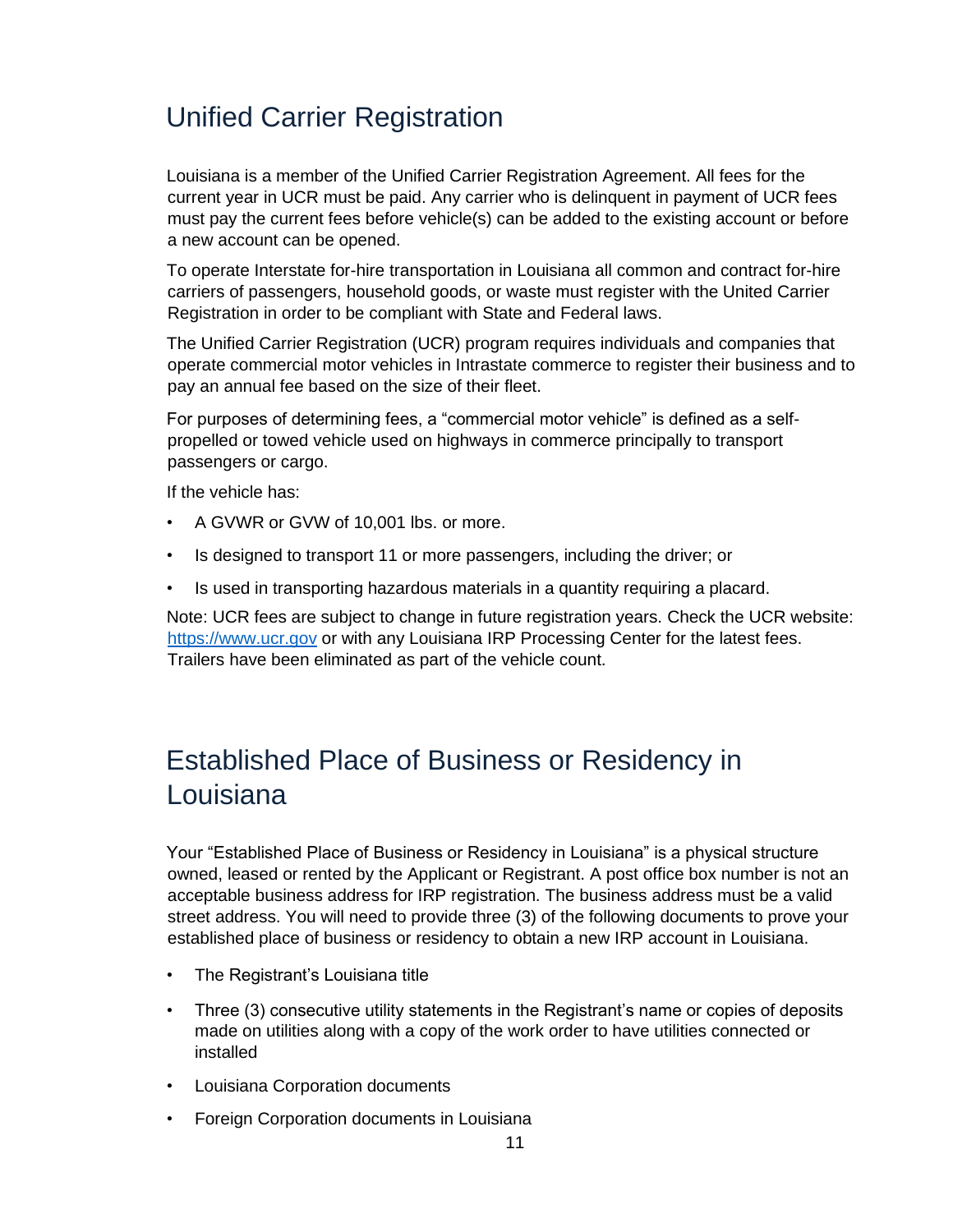## Unified Carrier Registration

Louisiana is a member of the Unified Carrier Registration Agreement. All fees for the current year in UCR must be paid. Any carrier who is delinquent in payment of UCR fees must pay the current fees before vehicle(s) can be added to the existing account or before a new account can be opened.

To operate Interstate for-hire transportation in Louisiana all common and contract for-hire carriers of passengers, household goods, or waste must register with the United Carrier Registration in order to be compliant with State and Federal laws.

The Unified Carrier Registration (UCR) program requires individuals and companies that operate commercial motor vehicles in Intrastate commerce to register their business and to pay an annual fee based on the size of their fleet.

For purposes of determining fees, a "commercial motor vehicle" is defined as a self-propelled or towed vehicle used on highways in commerce principally to transport passengers or cargo.

If the vehicle has:

- A GVWR or GVW of 10,001 lbs. or more.
- Is designed to transport 11 or more passengers, including the driver; or
- Is used in transporting hazardous materials in a quantity requiring a placard.

Note: UCR fees are subject to change in future registration years. Check the UCR website: [https://www.ucr.gov](https://www.ucr.gov) or with any Louisiana IRP Processing Center for the latest fees. Trailers have been eliminated as part of the vehicle count.

## Established Place of Business or Residency in Louisiana

Your "Established Place of Business or Residency in Louisiana" is a physical structure owned, leased or rented by the Applicant or Registrant. A post office box number is not an acceptable business address for IRP registration. The business address must be a valid street address. You will need to provide three (3) of the following documents to prove your established place of business or residency to obtain a new IRP account in Louisiana.

- The Registrant's Louisiana title
- Three (3) consecutive utility statements in the Registrant's name or copies of deposits made on utilities along with a copy of the work order to have utilities connected or installed
- Louisiana Corporation documents
- Foreign Corporation documents in Louisiana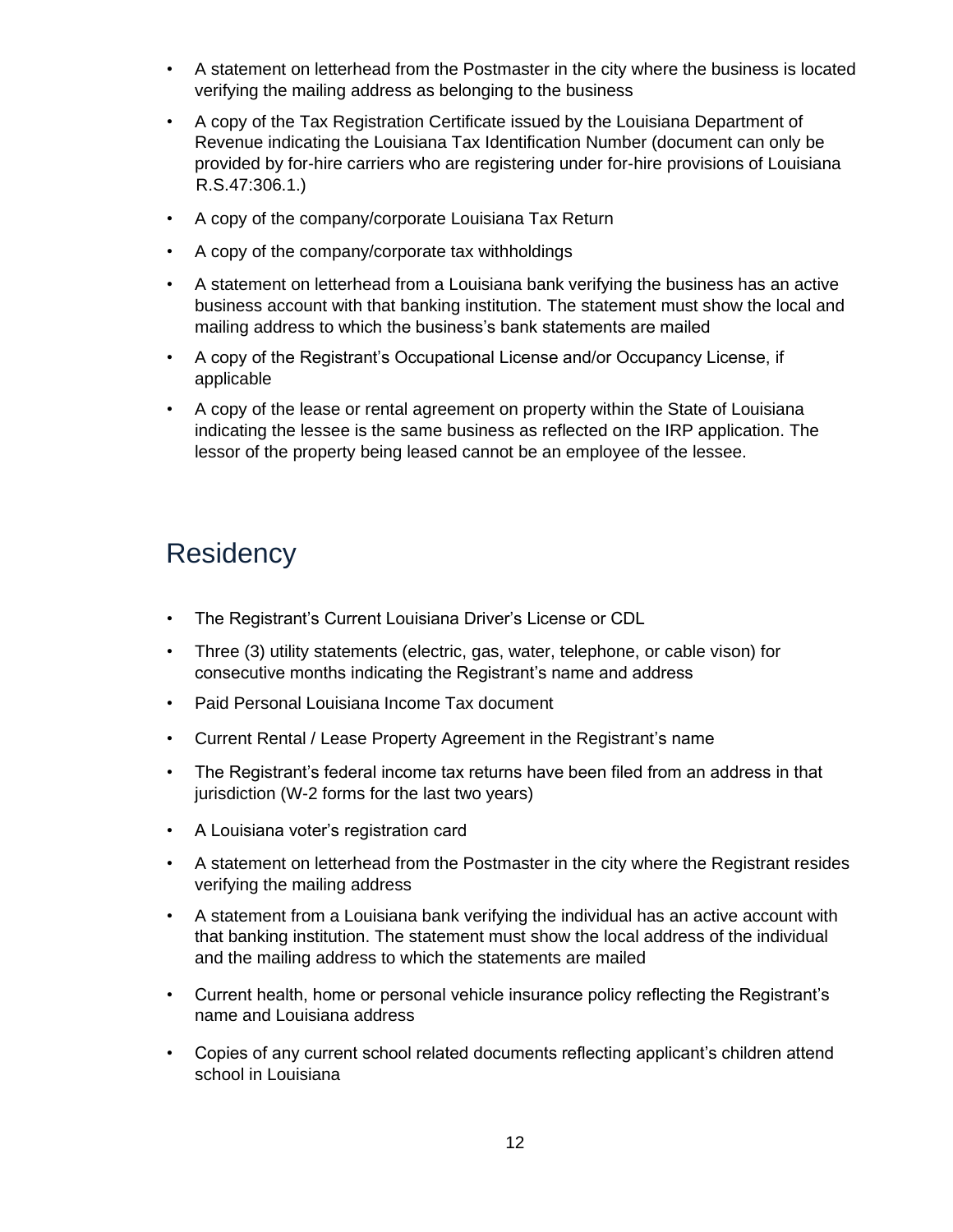- A statement on letterhead from the Postmaster in the city where the business is located verifying the mailing address as belonging to the business
- A copy of the Tax Registration Certificate issued by the Louisiana Department of Revenue indicating the Louisiana Tax Identification Number (document can only be provided by for-hire carriers who are registering under for-hire provisions of Louisiana R.S.47:306.1.)
- A copy of the company/corporate Louisiana Tax Return
- A copy of the company/corporate tax withholdings
- A statement on letterhead from a Louisiana bank verifying the business has an active business account with that banking institution. The statement must show the local and mailing address to which the business's bank statements are mailed
- A copy of the Registrant's Occupational License and/or Occupancy License, if applicable
- A copy of the lease or rental agreement on property within the State of Louisiana indicating the lessee is the same business as reflected on the IRP application. The lessor of the property being leased cannot be an employee of the lessee.

## Residency

- The Registrant's Current Louisiana Driver's License or CDL
- Three (3) utility statements (electric, gas, water, telephone, or cable vison) for consecutive months indicating the Registrant's name and address
- Paid Personal Louisiana Income Tax document
- Current Rental / Lease Property Agreement in the Registrant's name
- The Registrant's federal income tax returns have been filed from an address in that jurisdiction (W-2 forms for the last two years)
- A Louisiana voter's registration card
- A statement on letterhead from the Postmaster in the city where the Registrant resides verifying the mailing address
- A statement from a Louisiana bank verifying the individual has an active account with that banking institution. The statement must show the local address of the individual and the mailing address to which the statements are mailed
- Current health, home or personal vehicle insurance policy reflecting the Registrant's name and Louisiana address
- Copies of any current school related documents reflecting applicant's children attend school in Louisiana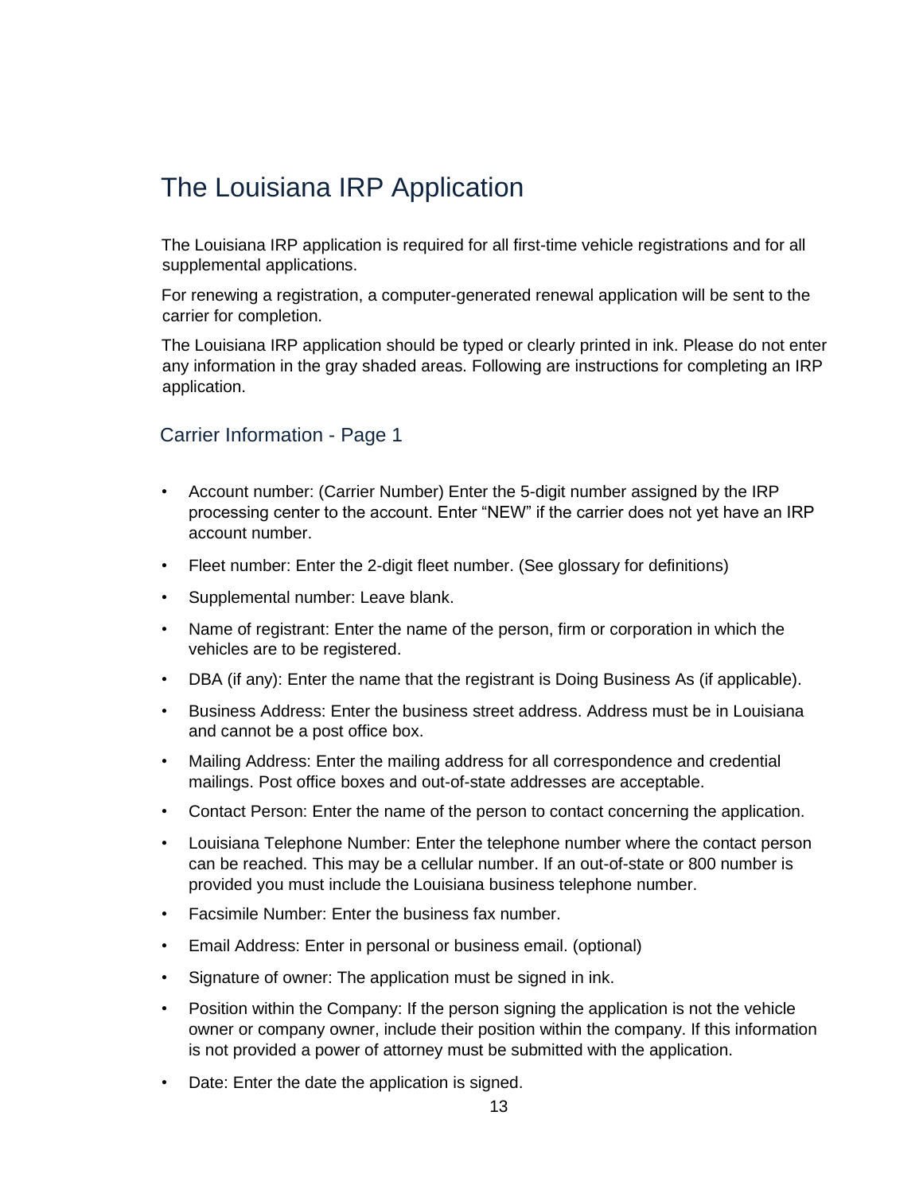# The Louisiana IRP Application

The Louisiana IRP application is required for all first-time vehicle registrations and for all supplemental applications.

For renewing a registration, a computer-generated renewal application will be sent to the carrier for completion.

The Louisiana IRP application should be typed or clearly printed in ink. Please do not enter any information in the gray shaded areas. Following are instructions for completing an IRP application.

## Carrier Information - Page 1

- Account number: (Carrier Number) Enter the 5-digit number assigned by the IRP processing center to the account. Enter "NEW" if the carrier does not yet have an IRP account number.
- Fleet number: Enter the 2-digit fleet number. (See glossary for definitions)
- Supplemental number: Leave blank.
- Name of registrant: Enter the name of the person, firm or corporation in which the vehicles are to be registered.
- DBA (if any): Enter the name that the registrant is Doing Business As (if applicable).
- Business Address: Enter the business street address. Address must be in Louisiana and cannot be a post office box.
- Mailing Address: Enter the mailing address for all correspondence and credential mailings. Post office boxes and out-of-state addresses are acceptable.
- Contact Person: Enter the name of the person to contact concerning the application.
- Louisiana Telephone Number: Enter the telephone number where the contact person can be reached. This may be a cellular number. If an out-of-state or 800 number is provided you must include the Louisiana business telephone number.
- Facsimile Number: Enter the business fax number.
- Email Address: Enter in personal or business email. (optional)
- Signature of owner: The application must be signed in ink.
- Position within the Company: If the person signing the application is not the vehicle owner or company owner, include their position within the company. If this information is not provided a power of attorney must be submitted with the application.
- Date: Enter the date the application is signed.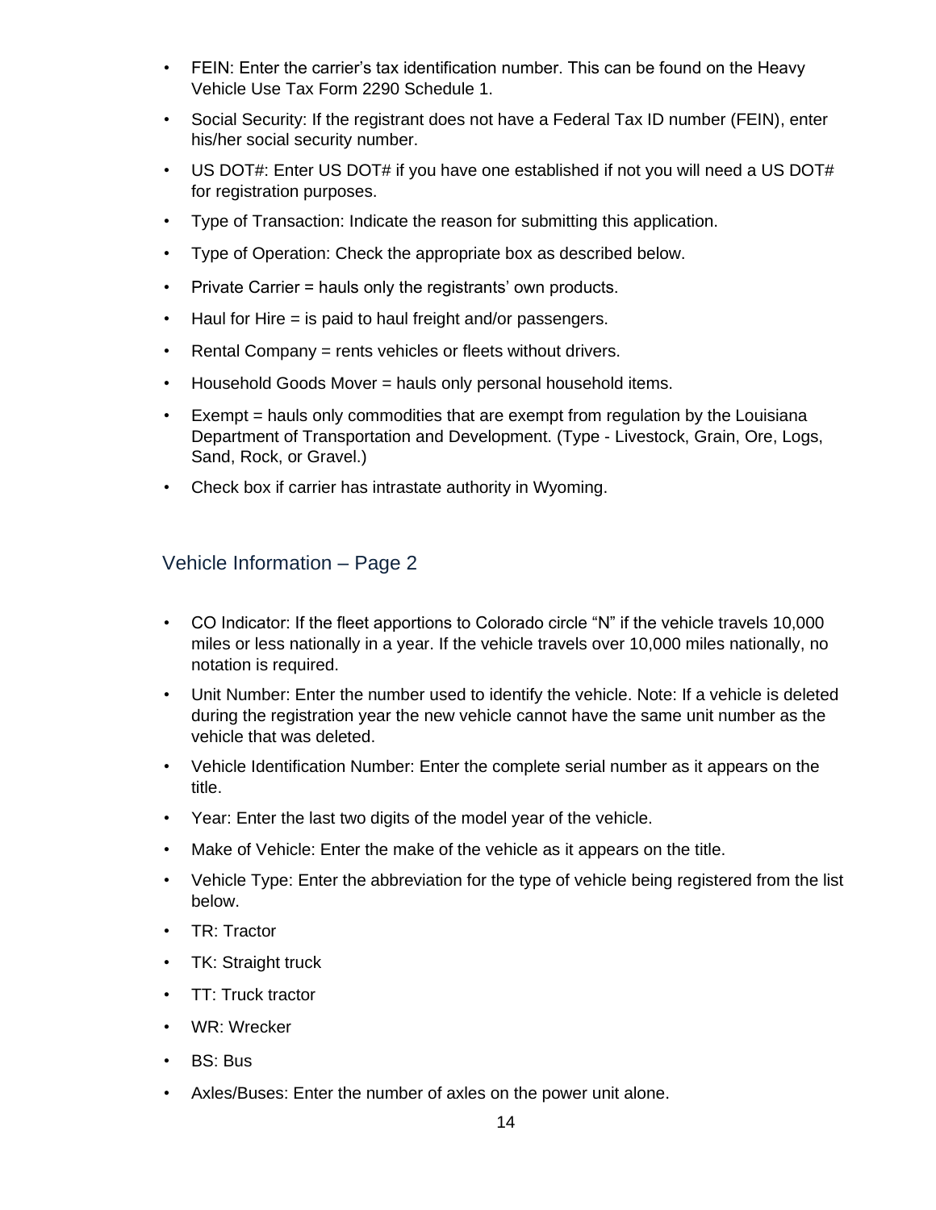- FEIN: Enter the carrier's tax identification number. This can be found on the Heavy Vehicle Use Tax Form 2290 Schedule 1.
- Social Security: If the registrant does not have a Federal Tax ID number (FEIN), enter his/her social security number.
- US DOT#: Enter US DOT# if you have one established if not you will need a US DOT# for registration purposes.
- Type of Transaction: Indicate the reason for submitting this application.
- Type of Operation: Check the appropriate box as described below.
- Private Carrier = hauls only the registrants' own products.
- Haul for Hire = is paid to haul freight and/or passengers.
- Rental Company = rents vehicles or fleets without drivers.
- Household Goods Mover = hauls only personal household items.
- Exempt = hauls only commodities that are exempt from regulation by the Louisiana Department of Transportation and Development. (Type - Livestock, Grain, Ore, Logs, Sand, Rock, or Gravel.)
- Check box if carrier has intrastate authority in Wyoming.

## Vehicle Information – Page 2

- CO Indicator: If the fleet apportions to Colorado circle "N" if the vehicle travels 10,000 miles or less nationally in a year. If the vehicle travels over 10,000 miles nationally, no notation is required.
- Unit Number: Enter the number used to identify the vehicle. Note: If a vehicle is deleted during the registration year the new vehicle cannot have the same unit number as the vehicle that was deleted.
- Vehicle Identification Number: Enter the complete serial number as it appears on the title.
- Year: Enter the last two digits of the model year of the vehicle.
- Make of Vehicle: Enter the make of the vehicle as it appears on the title.
- Vehicle Type: Enter the abbreviation for the type of vehicle being registered from the list below.
- TR: Tractor
- TK: Straight truck
- TT: Truck tractor
- WR: Wrecker
- BS: Bus
- Axles/Buses: Enter the number of axles on the power unit alone.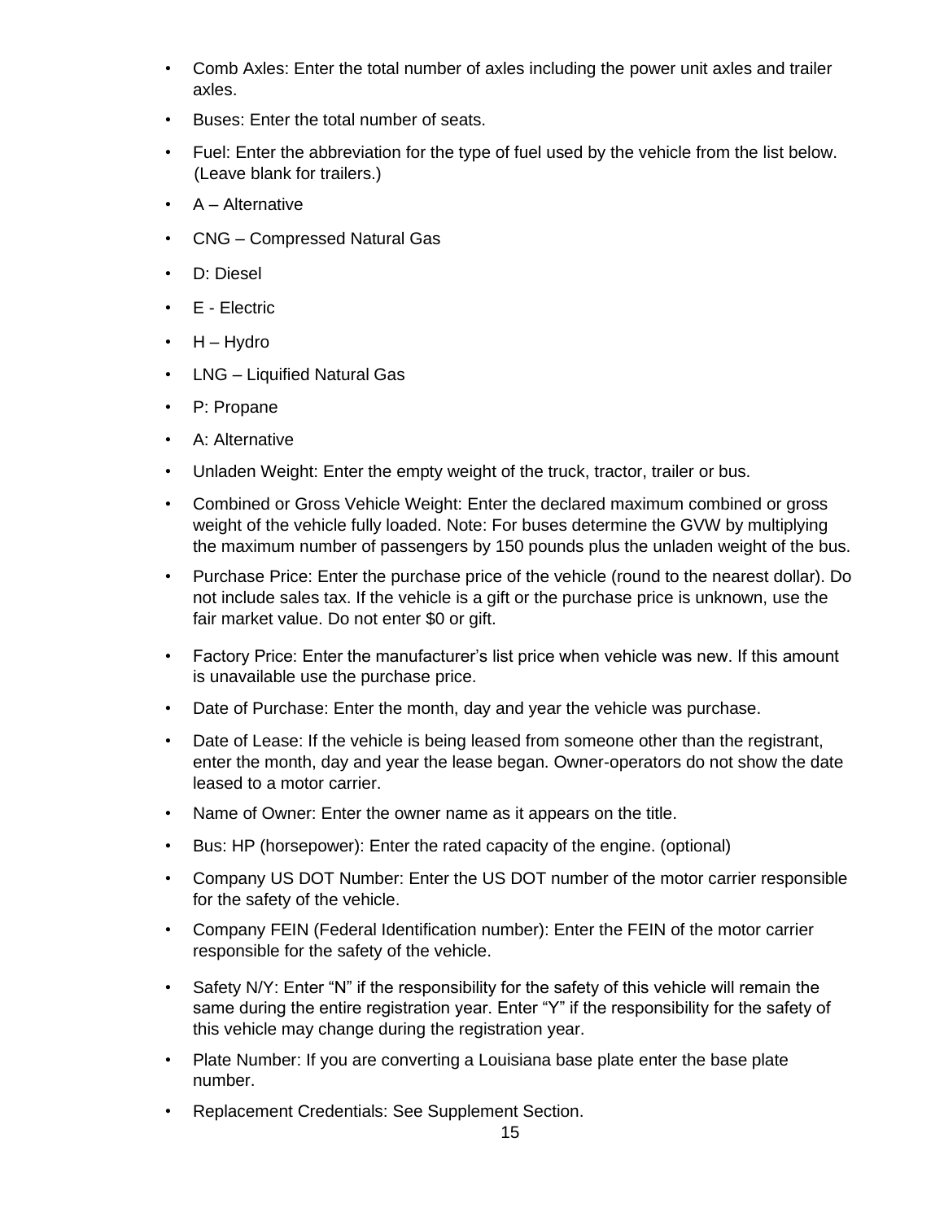- Comb Axles: Enter the total number of axles including the power unit axles and trailer axles.
- Buses: Enter the total number of seats.
- Fuel: Enter the abbreviation for the type of fuel used by the vehicle from the list below. (Leave blank for trailers.)
- A – Alternative
- CNG – Compressed Natural Gas
- D: Diesel
- E - Electric
- H – Hydro
- LNG – Liquified Natural Gas
- P: Propane
- A: Alternative
- Unladen Weight: Enter the empty weight of the truck, tractor, trailer or bus.
- Combined or Gross Vehicle Weight: Enter the declared maximum combined or gross weight of the vehicle fully loaded. Note: For buses determine the GVW by multiplying the maximum number of passengers by 150 pounds plus the unladen weight of the bus.
- Purchase Price: Enter the purchase price of the vehicle (round to the nearest dollar). Do not include sales tax. If the vehicle is a gift or the purchase price is unknown, use the fair market value. Do not enter $0 or gift.
- Factory Price: Enter the manufacturer's list price when vehicle was new. If this amount is unavailable use the purchase price.
- Date of Purchase: Enter the month, day and year the vehicle was purchase.
- Date of Lease: If the vehicle is being leased from someone other than the registrant, enter the month, day and year the lease began. Owner-operators do not show the date leased to a motor carrier.
- Name of Owner: Enter the owner name as it appears on the title.
- Bus: HP (horsepower): Enter the rated capacity of the engine. (optional)
- Company US DOT Number: Enter the US DOT number of the motor carrier responsible for the safety of the vehicle.
- Company FEIN (Federal Identification number): Enter the FEIN of the motor carrier responsible for the safety of the vehicle.
- Safety N/Y: Enter "N" if the responsibility for the safety of this vehicle will remain the same during the entire registration year. Enter "Y" if the responsibility for the safety of this vehicle may change during the registration year.
- Plate Number: If you are converting a Louisiana base plate enter the base plate number.
- Replacement Credentials: See Supplement Section.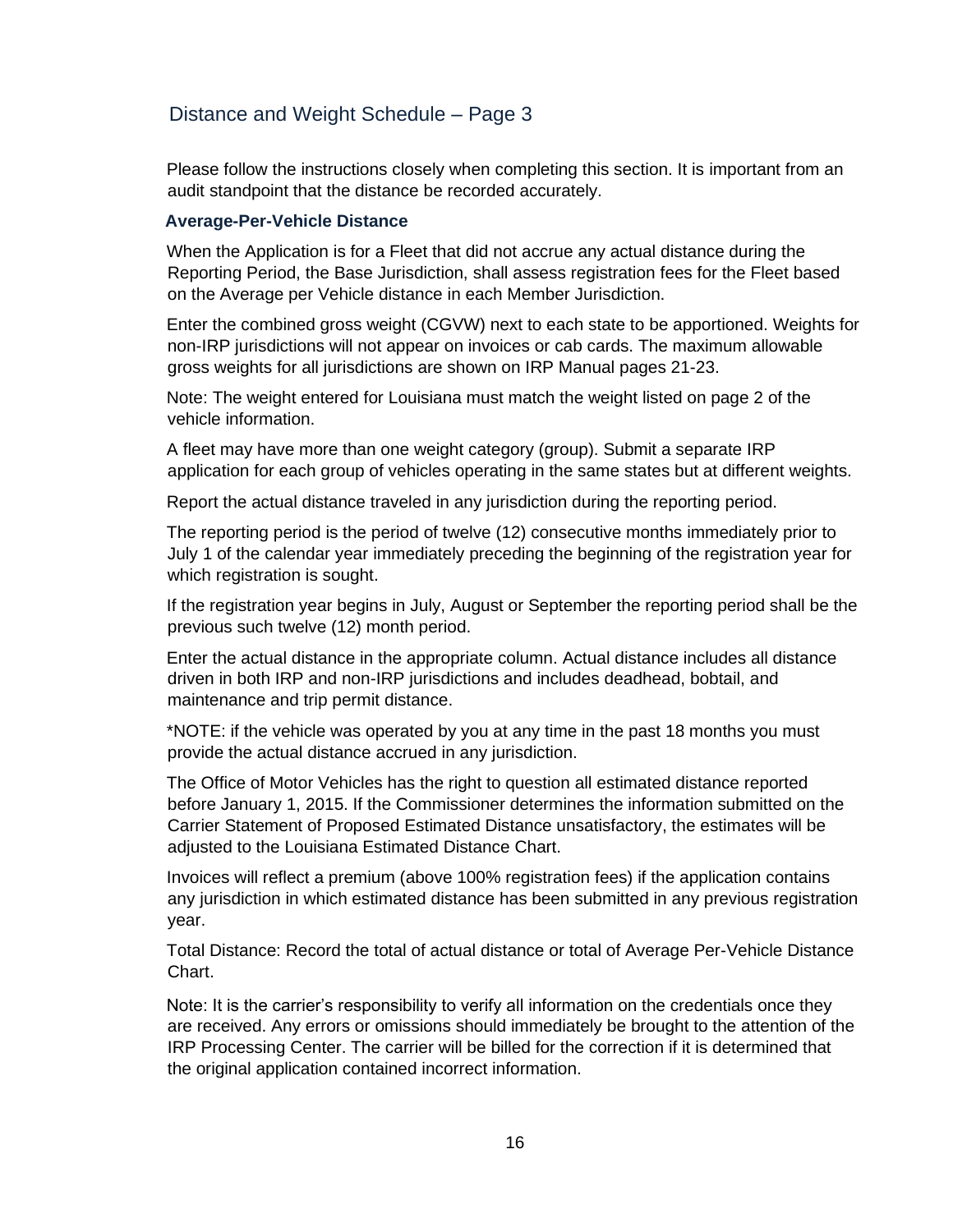## Distance and Weight Schedule – Page 3

Please follow the instructions closely when completing this section. It is important from an audit standpoint that the distance be recorded accurately.

### Average-Per-Vehicle Distance

When the Application is for a Fleet that did not accrue any actual distance during the Reporting Period, the Base Jurisdiction, shall assess registration fees for the Fleet based on the Average per Vehicle distance in each Member Jurisdiction.

Enter the combined gross weight (CGVW) next to each state to be apportioned. Weights for non-IRP jurisdictions will not appear on invoices or cab cards. The maximum allowable gross weights for all jurisdictions are shown on IRP Manual pages 21-23.

Note: The weight entered for Louisiana must match the weight listed on page 2 of the vehicle information.

A fleet may have more than one weight category (group). Submit a separate IRP application for each group of vehicles operating in the same states but at different weights.

Report the actual distance traveled in any jurisdiction during the reporting period.

The reporting period is the period of twelve (12) consecutive months immediately prior to July 1 of the calendar year immediately preceding the beginning of the registration year for which registration is sought.

If the registration year begins in July, August or September the reporting period shall be the previous such twelve (12) month period.

Enter the actual distance in the appropriate column. Actual distance includes all distance driven in both IRP and non-IRP jurisdictions and includes deadhead, bobtail, and maintenance and trip permit distance.

*NOTE: if the vehicle was operated by you at any time in the past 18 months you must provide the actual distance accrued in any jurisdiction.

The Office of Motor Vehicles has the right to question all estimated distance reported before January 1, 2015. If the Commissioner determines the information submitted on the Carrier Statement of Proposed Estimated Distance unsatisfactory, the estimates will be adjusted to the Louisiana Estimated Distance Chart.

Invoices will reflect a premium (above 100% registration fees) if the application contains any jurisdiction in which estimated distance has been submitted in any previous registration year.

Total Distance: Record the total of actual distance or total of Average Per-Vehicle Distance Chart.

Note: It is the carrier's responsibility to verify all information on the credentials once they are received. Any errors or omissions should immediately be brought to the attention of the IRP Processing Center. The carrier will be billed for the correction if it is determined that the original application contained incorrect information.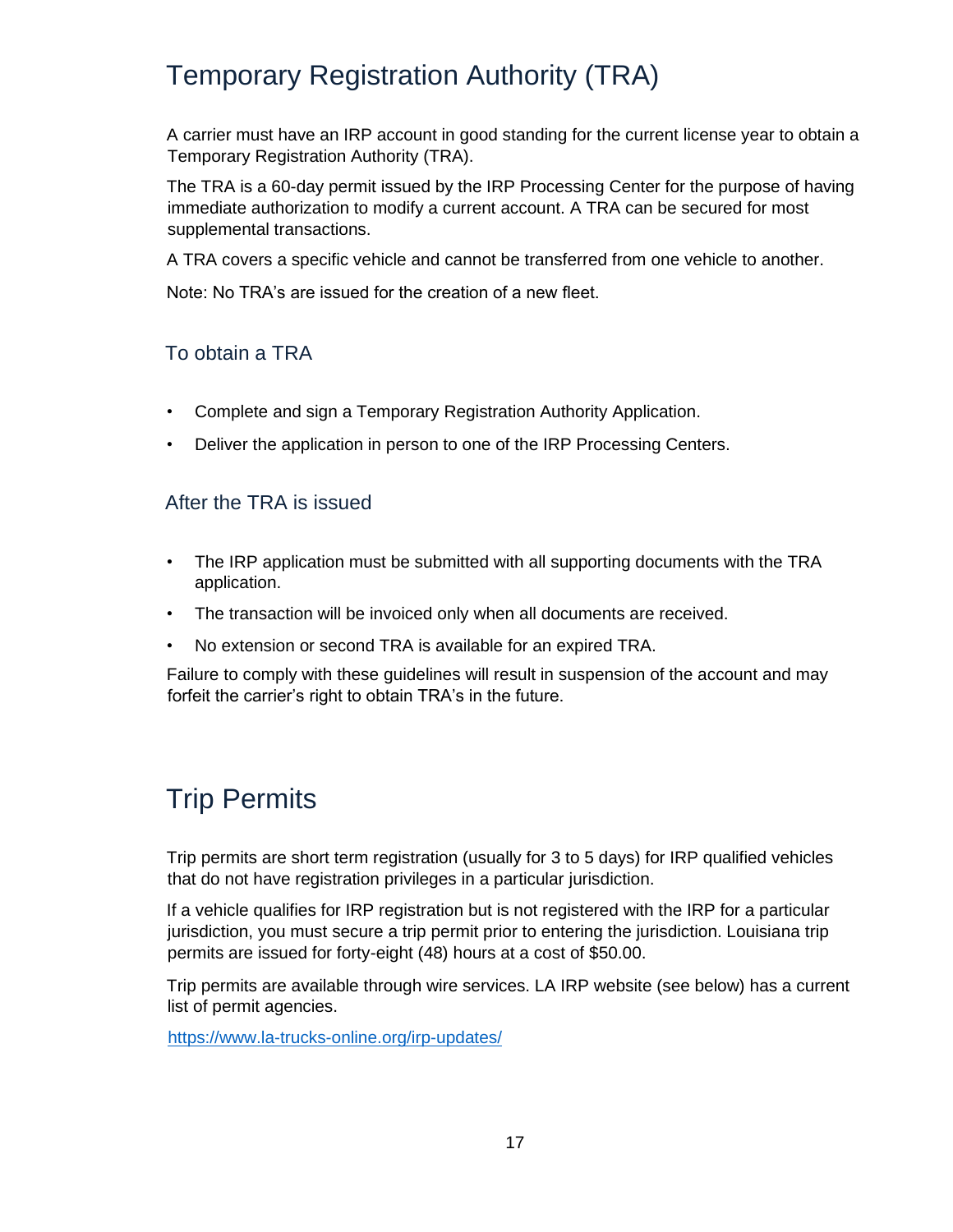# Temporary Registration Authority (TRA)

A carrier must have an IRP account in good standing for the current license year to obtain a Temporary Registration Authority (TRA).

The TRA is a 60-day permit issued by the IRP Processing Center for the purpose of having immediate authorization to modify a current account. A TRA can be secured for most supplemental transactions.

A TRA covers a specific vehicle and cannot be transferred from one vehicle to another.

Note: No TRA's are issued for the creation of a new fleet.

## To obtain a TRA

- Complete and sign a Temporary Registration Authority Application.
- Deliver the application in person to one of the IRP Processing Centers.

## After the TRA is issued

- The IRP application must be submitted with all supporting documents with the TRA application.
- The transaction will be invoiced only when all documents are received.
- No extension or second TRA is available for an expired TRA.

Failure to comply with these guidelines will result in suspension of the account and may forfeit the carrier's right to obtain TRA's in the future.

# Trip Permits

Trip permits are short term registration (usually for 3 to 5 days) for IRP qualified vehicles that do not have registration privileges in a particular jurisdiction.

If a vehicle qualifies for IRP registration but is not registered with the IRP for a particular jurisdiction, you must secure a trip permit prior to entering the jurisdiction. Louisiana trip permits are issued for forty-eight (48) hours at a cost of $50.00.

Trip permits are available through wire services. LA IRP website (see below) has a current list of permit agencies.

https://www.la-trucks-online.org/irp-updates/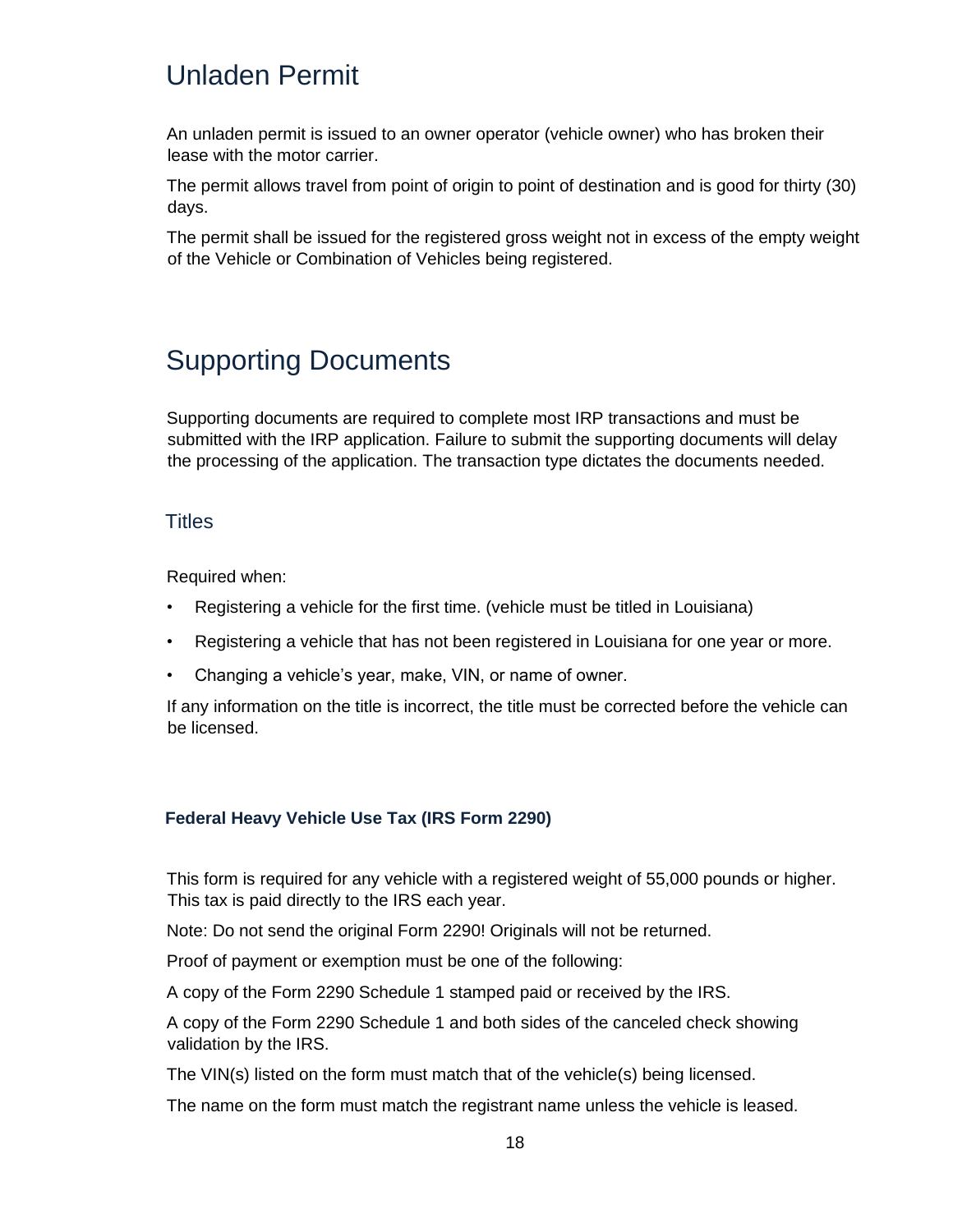# Unladen Permit

An unladen permit is issued to an owner operator (vehicle owner) who has broken their lease with the motor carrier.

The permit allows travel from point of origin to point of destination and is good for thirty (30) days.

The permit shall be issued for the registered gross weight not in excess of the empty weight of the Vehicle or Combination of Vehicles being registered.

# Supporting Documents

Supporting documents are required to complete most IRP transactions and must be submitted with the IRP application. Failure to submit the supporting documents will delay the processing of the application. The transaction type dictates the documents needed.

## Titles

Required when:

- Registering a vehicle for the first time. (vehicle must be titled in Louisiana)
- Registering a vehicle that has not been registered in Louisiana for one year or more.
- Changing a vehicle's year, make, VIN, or name of owner.

If any information on the title is incorrect, the title must be corrected before the vehicle can be licensed.

### Federal Heavy Vehicle Use Tax (IRS Form 2290)

This form is required for any vehicle with a registered weight of 55,000 pounds or higher. This tax is paid directly to the IRS each year.

Note: Do not send the original Form 2290! Originals will not be returned.

Proof of payment or exemption must be one of the following:

A copy of the Form 2290 Schedule 1 stamped paid or received by the IRS.

A copy of the Form 2290 Schedule 1 and both sides of the canceled check showing validation by the IRS.

The VIN(s) listed on the form must match that of the vehicle(s) being licensed.

The name on the form must match the registrant name unless the vehicle is leased.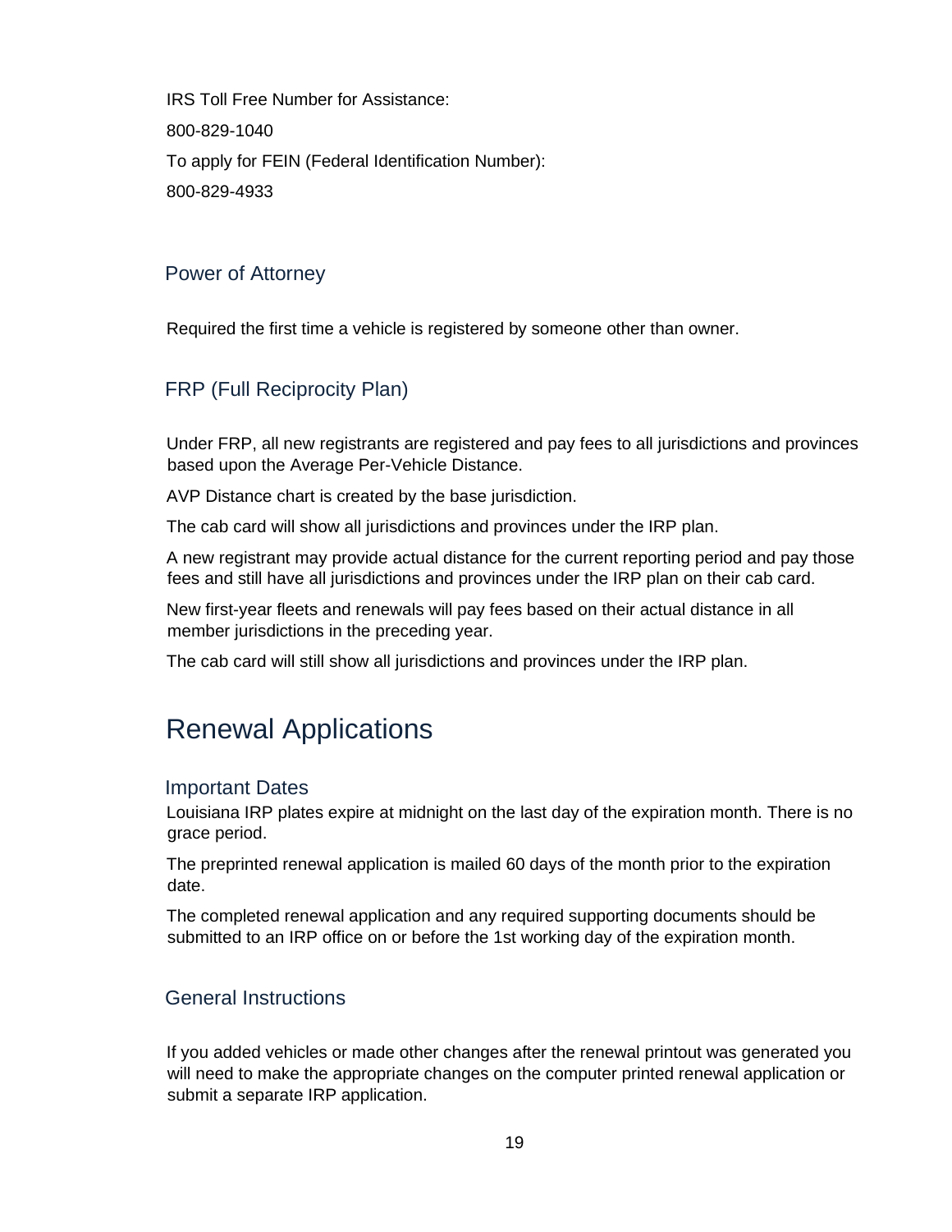IRS Toll Free Number for Assistance:

800-829-1040

To apply for FEIN (Federal Identification Number):

800-829-4933

### Power of Attorney

Required the first time a vehicle is registered by someone other than owner.

### FRP (Full Reciprocity Plan)

Under FRP, all new registrants are registered and pay fees to all jurisdictions and provinces based upon the Average Per-Vehicle Distance.

AVP Distance chart is created by the base jurisdiction.

The cab card will show all jurisdictions and provinces under the IRP plan.

A new registrant may provide actual distance for the current reporting period and pay those fees and still have all jurisdictions and provinces under the IRP plan on their cab card.

New first-year fleets and renewals will pay fees based on their actual distance in all member jurisdictions in the preceding year.

The cab card will still show all jurisdictions and provinces under the IRP plan.

## Renewal Applications

### Important Dates

Louisiana IRP plates expire at midnight on the last day of the expiration month. There is no grace period.

The preprinted renewal application is mailed 60 days of the month prior to the expiration date.

The completed renewal application and any required supporting documents should be submitted to an IRP office on or before the 1st working day of the expiration month.

### General Instructions

If you added vehicles or made other changes after the renewal printout was generated you will need to make the appropriate changes on the computer printed renewal application or submit a separate IRP application.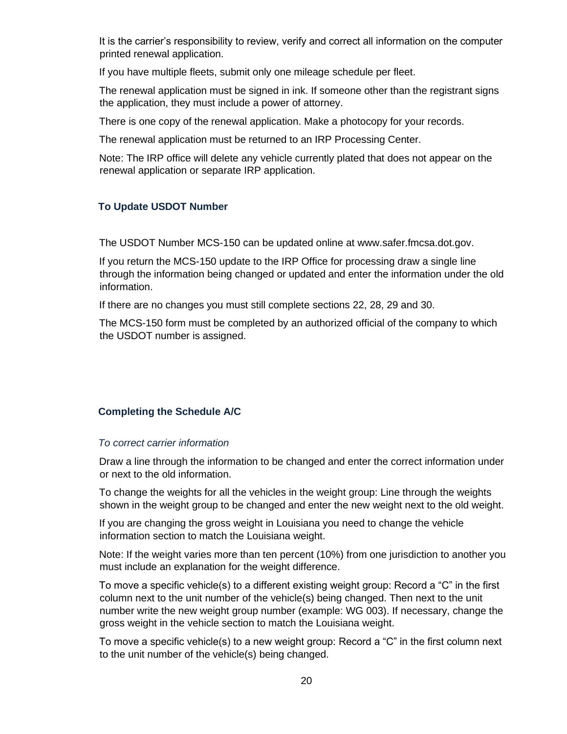It is the carrier's responsibility to review, verify and correct all information on the computer printed renewal application.

If you have multiple fleets, submit only one mileage schedule per fleet.

The renewal application must be signed in ink. If someone other than the registrant signs the application, they must include a power of attorney.

There is one copy of the renewal application. Make a photocopy for your records.

The renewal application must be returned to an IRP Processing Center.

Note: The IRP office will delete any vehicle currently plated that does not appear on the renewal application or separate IRP application.

### To Update USDOT Number

The USDOT Number MCS-150 can be updated online at www.safer.fmcsa.dot.gov.

If you return the MCS-150 update to the IRP Office for processing draw a single line through the information being changed or updated and enter the information under the old information.

If there are no changes you must still complete sections 22, 28, 29 and 30.

The MCS-150 form must be completed by an authorized official of the company to which the USDOT number is assigned.

### Completing the Schedule A/C

*To correct carrier information*

Draw a line through the information to be changed and enter the correct information under or next to the old information.

To change the weights for all the vehicles in the weight group: Line through the weights shown in the weight group to be changed and enter the new weight next to the old weight.

If you are changing the gross weight in Louisiana you need to change the vehicle information section to match the Louisiana weight.

Note: If the weight varies more than ten percent (10%) from one jurisdiction to another you must include an explanation for the weight difference.

To move a specific vehicle(s) to a different existing weight group: Record a "C" in the first column next to the unit number of the vehicle(s) being changed. Then next to the unit number write the new weight group number (example: WG 003). If necessary, change the gross weight in the vehicle section to match the Louisiana weight.

To move a specific vehicle(s) to a new weight group: Record a "C" in the first column next to the unit number of the vehicle(s) being changed.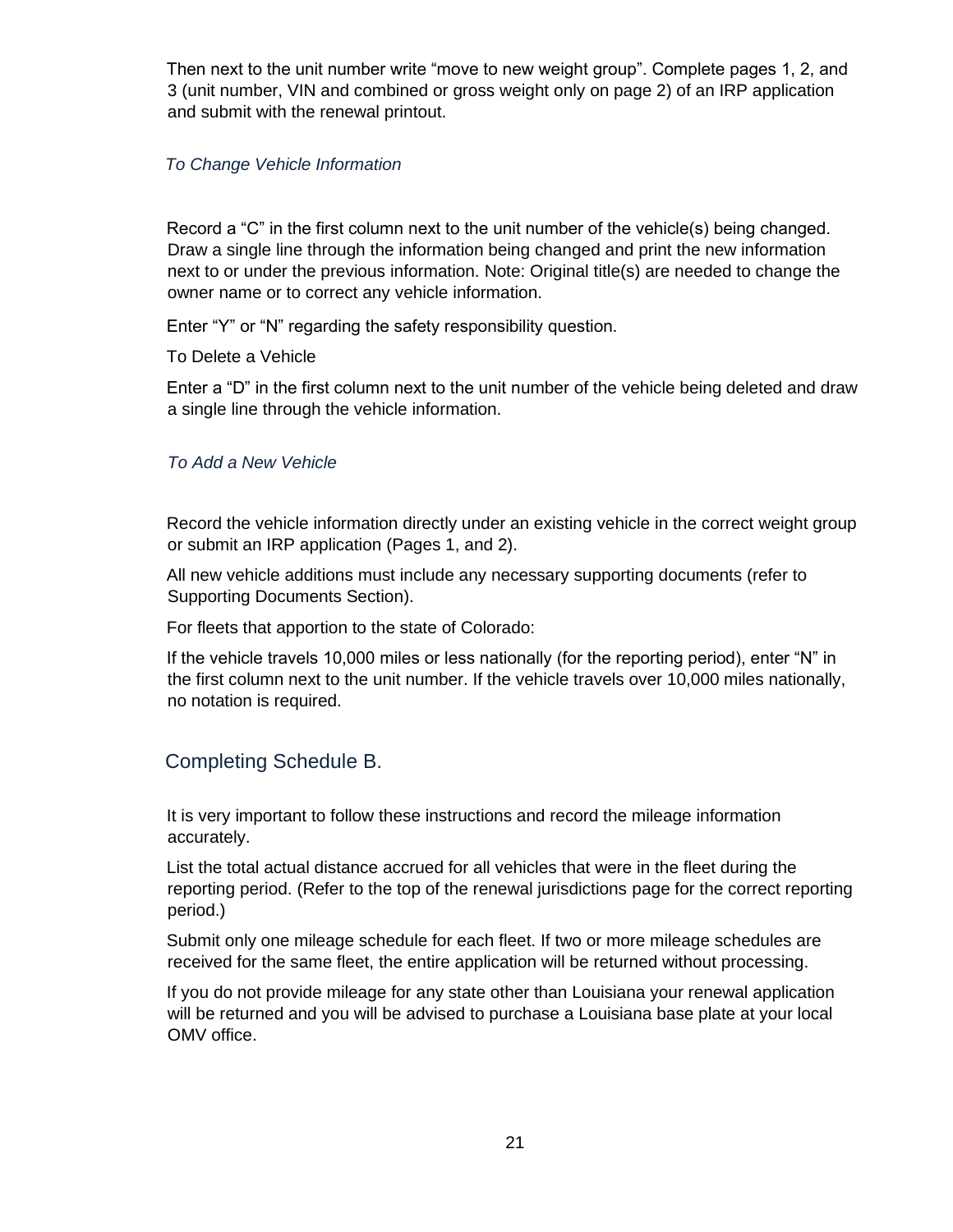Then next to the unit number write “move to new weight group”. Complete pages 1, 2, and 3 (unit number, VIN and combined or gross weight only on page 2) of an IRP application and submit with the renewal printout.

### *To Change Vehicle Information*

Record a “C” in the first column next to the unit number of the vehicle(s) being changed. Draw a single line through the information being changed and print the new information next to or under the previous information. Note: Original title(s) are needed to change the owner name or to correct any vehicle information.

Enter “Y” or “N” regarding the safety responsibility question.

To Delete a Vehicle

Enter a “D” in the first column next to the unit number of the vehicle being deleted and draw a single line through the vehicle information.

### *To Add a New Vehicle*

Record the vehicle information directly under an existing vehicle in the correct weight group or submit an IRP application (Pages 1, and 2).

All new vehicle additions must include any necessary supporting documents (refer to Supporting Documents Section).

For fleets that apportion to the state of Colorado:

If the vehicle travels 10,000 miles or less nationally (for the reporting period), enter “N” in the first column next to the unit number. If the vehicle travels over 10,000 miles nationally, no notation is required.

## Completing Schedule B.

It is very important to follow these instructions and record the mileage information accurately.

List the total actual distance accrued for all vehicles that were in the fleet during the reporting period. (Refer to the top of the renewal jurisdictions page for the correct reporting period.)

Submit only one mileage schedule for each fleet. If two or more mileage schedules are received for the same fleet, the entire application will be returned without processing.

If you do not provide mileage for any state other than Louisiana your renewal application will be returned and you will be advised to purchase a Louisiana base plate at your local OMV office.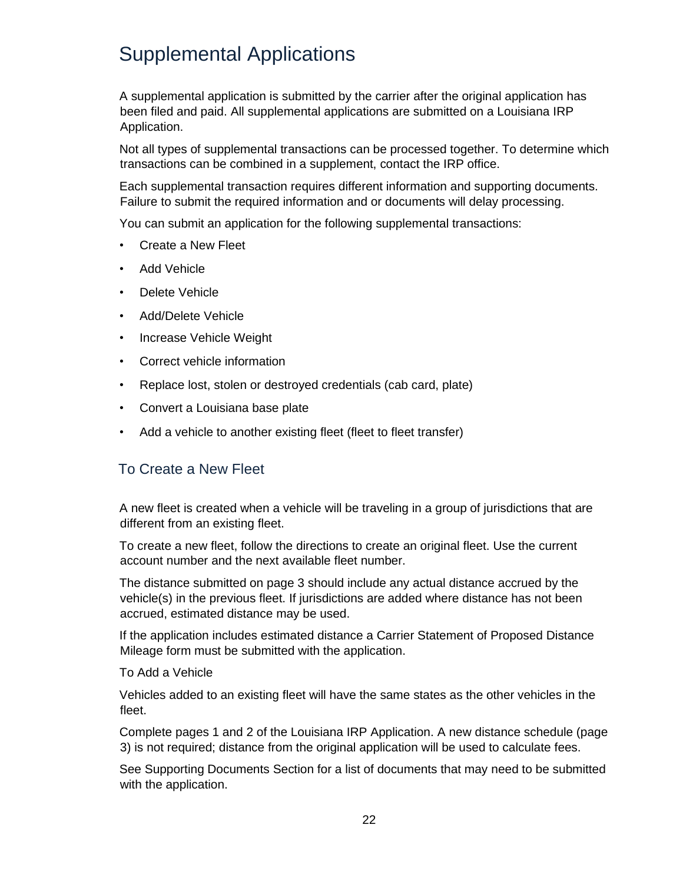# Supplemental Applications

A supplemental application is submitted by the carrier after the original application has been filed and paid. All supplemental applications are submitted on a Louisiana IRP Application.

Not all types of supplemental transactions can be processed together. To determine which transactions can be combined in a supplement, contact the IRP office.

Each supplemental transaction requires different information and supporting documents. Failure to submit the required information and or documents will delay processing.

You can submit an application for the following supplemental transactions:

- Create a New Fleet
- Add Vehicle
- Delete Vehicle
- Add/Delete Vehicle
- Increase Vehicle Weight
- Correct vehicle information
- Replace lost, stolen or destroyed credentials (cab card, plate)
- Convert a Louisiana base plate
- Add a vehicle to another existing fleet (fleet to fleet transfer)

## To Create a New Fleet

A new fleet is created when a vehicle will be traveling in a group of jurisdictions that are different from an existing fleet.

To create a new fleet, follow the directions to create an original fleet. Use the current account number and the next available fleet number.

The distance submitted on page 3 should include any actual distance accrued by the vehicle(s) in the previous fleet. If jurisdictions are added where distance has not been accrued, estimated distance may be used.

If the application includes estimated distance a Carrier Statement of Proposed Distance Mileage form must be submitted with the application.

To Add a Vehicle

Vehicles added to an existing fleet will have the same states as the other vehicles in the fleet.

Complete pages 1 and 2 of the Louisiana IRP Application. A new distance schedule (page 3) is not required; distance from the original application will be used to calculate fees.

See Supporting Documents Section for a list of documents that may need to be submitted with the application.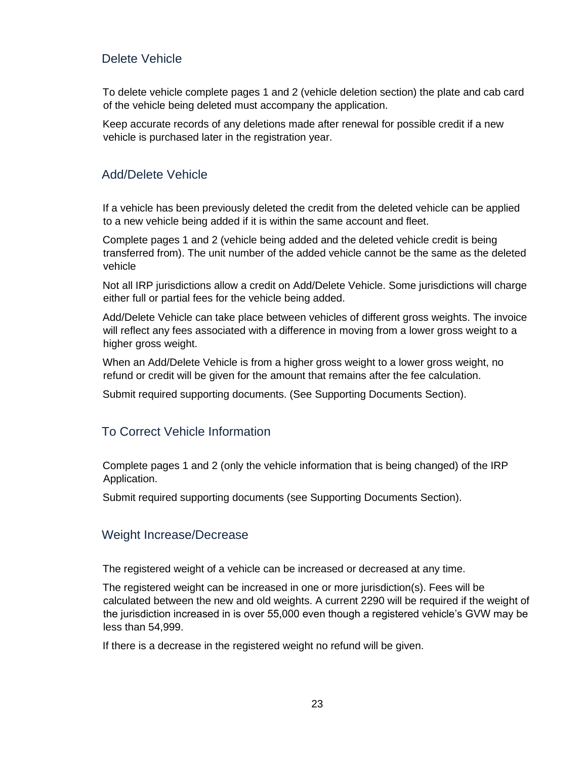## Delete Vehicle

To delete vehicle complete pages 1 and 2 (vehicle deletion section) the plate and cab card of the vehicle being deleted must accompany the application.

Keep accurate records of any deletions made after renewal for possible credit if a new vehicle is purchased later in the registration year.

## Add/Delete Vehicle

If a vehicle has been previously deleted the credit from the deleted vehicle can be applied to a new vehicle being added if it is within the same account and fleet.

Complete pages 1 and 2 (vehicle being added and the deleted vehicle credit is being transferred from). The unit number of the added vehicle cannot be the same as the deleted vehicle

Not all IRP jurisdictions allow a credit on Add/Delete Vehicle. Some jurisdictions will charge either full or partial fees for the vehicle being added.

Add/Delete Vehicle can take place between vehicles of different gross weights. The invoice will reflect any fees associated with a difference in moving from a lower gross weight to a higher gross weight.

When an Add/Delete Vehicle is from a higher gross weight to a lower gross weight, no refund or credit will be given for the amount that remains after the fee calculation.

Submit required supporting documents. (See Supporting Documents Section).

## To Correct Vehicle Information

Complete pages 1 and 2 (only the vehicle information that is being changed) of the IRP Application.

Submit required supporting documents (see Supporting Documents Section).

## Weight Increase/Decrease

The registered weight of a vehicle can be increased or decreased at any time.

The registered weight can be increased in one or more jurisdiction(s). Fees will be calculated between the new and old weights. A current 2290 will be required if the weight of the jurisdiction increased in is over 55,000 even though a registered vehicle's GVW may be less than 54,999.

If there is a decrease in the registered weight no refund will be given.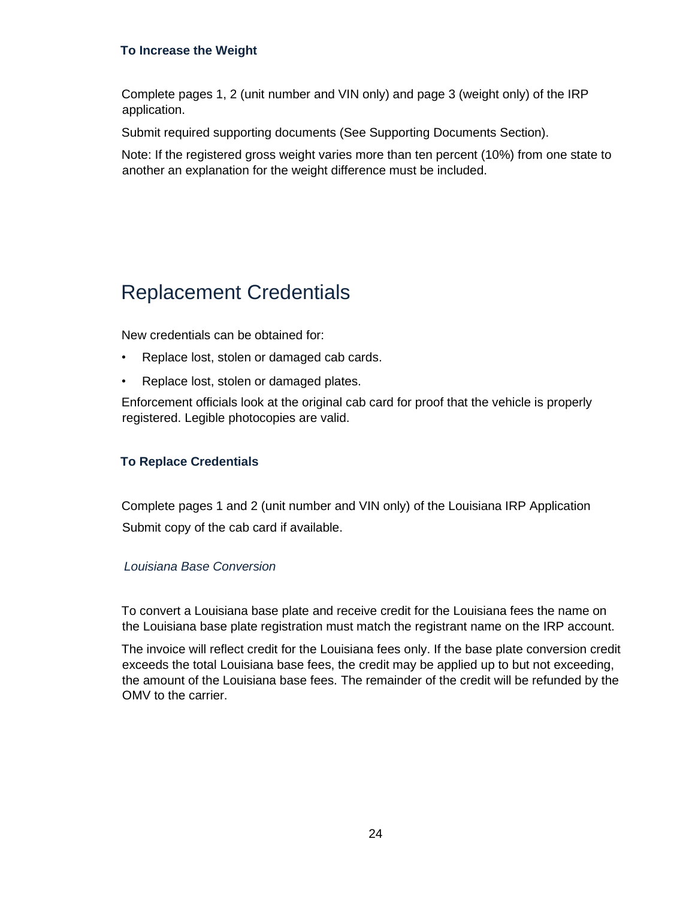### To Increase the Weight

Complete pages 1, 2 (unit number and VIN only) and page 3 (weight only) of the IRP application.

Submit required supporting documents (See Supporting Documents Section).

Note: If the registered gross weight varies more than ten percent (10%) from one state to another an explanation for the weight difference must be included.

## Replacement Credentials

New credentials can be obtained for:

- Replace lost, stolen or damaged cab cards.
- Replace lost, stolen or damaged plates.

Enforcement officials look at the original cab card for proof that the vehicle is properly registered. Legible photocopies are valid.

### To Replace Credentials

Complete pages 1 and 2 (unit number and VIN only) of the Louisiana IRP Application

Submit copy of the cab card if available.

*Louisiana Base Conversion*

To convert a Louisiana base plate and receive credit for the Louisiana fees the name on the Louisiana base plate registration must match the registrant name on the IRP account.

The invoice will reflect credit for the Louisiana fees only. If the base plate conversion credit exceeds the total Louisiana base fees, the credit may be applied up to but not exceeding, the amount of the Louisiana base fees. The remainder of the credit will be refunded by the OMV to the carrier.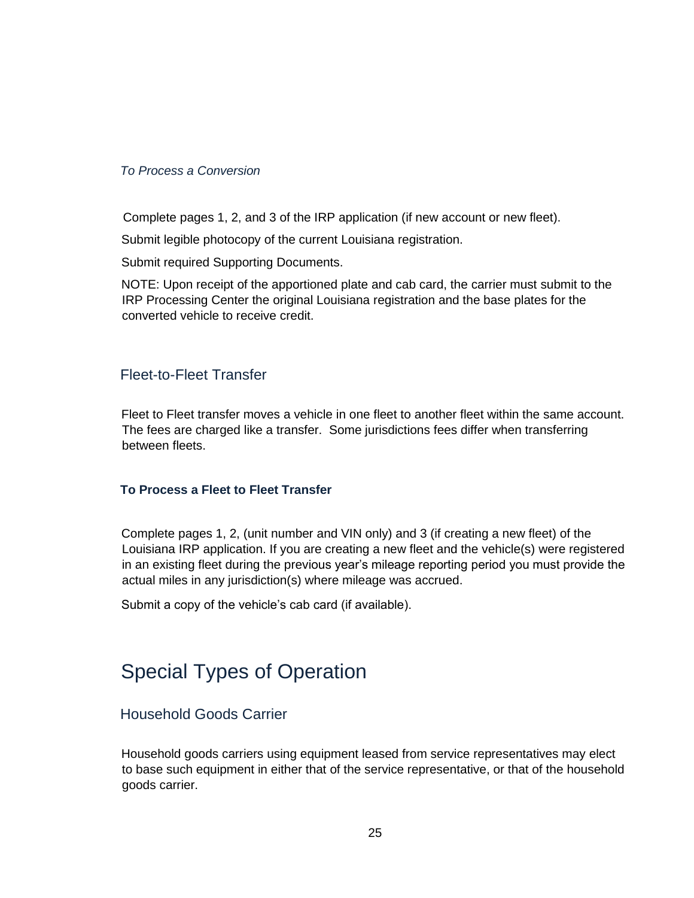*To Process a Conversion*

Complete pages 1, 2, and 3 of the IRP application (if new account or new fleet).

Submit legible photocopy of the current Louisiana registration.

Submit required Supporting Documents.

NOTE: Upon receipt of the apportioned plate and cab card, the carrier must submit to the IRP Processing Center the original Louisiana registration and the base plates for the converted vehicle to receive credit.

## Fleet-to-Fleet Transfer

Fleet to Fleet transfer moves a vehicle in one fleet to another fleet within the same account. The fees are charged like a transfer. Some jurisdictions fees differ when transferring between fleets.

### To Process a Fleet to Fleet Transfer

Complete pages 1, 2, (unit number and VIN only) and 3 (if creating a new fleet) of the Louisiana IRP application. If you are creating a new fleet and the vehicle(s) were registered in an existing fleet during the previous year's mileage reporting period you must provide the actual miles in any jurisdiction(s) where mileage was accrued.

Submit a copy of the vehicle's cab card (if available).

# Special Types of Operation

## Household Goods Carrier

Household goods carriers using equipment leased from service representatives may elect to base such equipment in either that of the service representative, or that of the household goods carrier.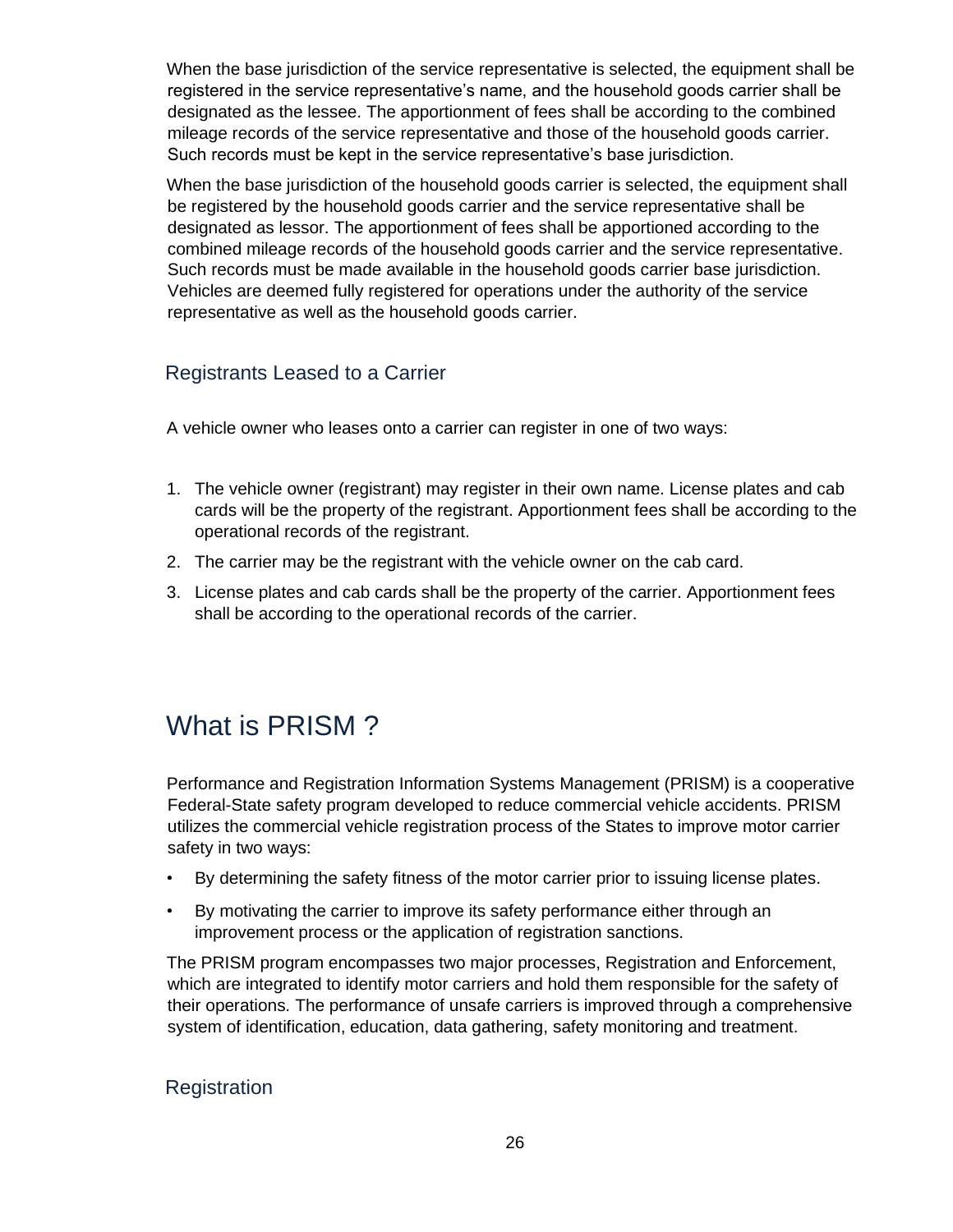When the base jurisdiction of the service representative is selected, the equipment shall be registered in the service representative's name, and the household goods carrier shall be designated as the lessee. The apportionment of fees shall be according to the combined mileage records of the service representative and those of the household goods carrier. Such records must be kept in the service representative's base jurisdiction.

When the base jurisdiction of the household goods carrier is selected, the equipment shall be registered by the household goods carrier and the service representative shall be designated as lessor. The apportionment of fees shall be apportioned according to the combined mileage records of the household goods carrier and the service representative. Such records must be made available in the household goods carrier base jurisdiction. Vehicles are deemed fully registered for operations under the authority of the service representative as well as the household goods carrier.

### Registrants Leased to a Carrier

A vehicle owner who leases onto a carrier can register in one of two ways:

1. The vehicle owner (registrant) may register in their own name. License plates and cab cards will be the property of the registrant. Apportionment fees shall be according to the operational records of the registrant.
2. The carrier may be the registrant with the vehicle owner on the cab card.
3. License plates and cab cards shall be the property of the carrier. Apportionment fees shall be according to the operational records of the carrier.

## What is PRISM ?

Performance and Registration Information Systems Management (PRISM) is a cooperative Federal-State safety program developed to reduce commercial vehicle accidents. PRISM utilizes the commercial vehicle registration process of the States to improve motor carrier safety in two ways:

- By determining the safety fitness of the motor carrier prior to issuing license plates.
- By motivating the carrier to improve its safety performance either through an improvement process or the application of registration sanctions.

The PRISM program encompasses two major processes, Registration and Enforcement, which are integrated to identify motor carriers and hold them responsible for the safety of their operations. The performance of unsafe carriers is improved through a comprehensive system of identification, education, data gathering, safety monitoring and treatment.

### Registration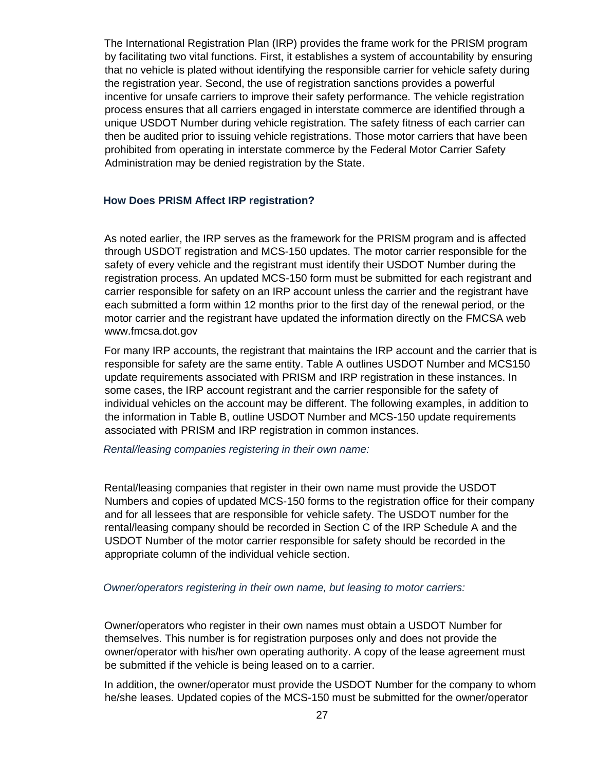The International Registration Plan (IRP) provides the frame work for the PRISM program by facilitating two vital functions. First, it establishes a system of accountability by ensuring that no vehicle is plated without identifying the responsible carrier for vehicle safety during the registration year. Second, the use of registration sanctions provides a powerful incentive for unsafe carriers to improve their safety performance. The vehicle registration process ensures that all carriers engaged in interstate commerce are identified through a unique USDOT Number during vehicle registration. The safety fitness of each carrier can then be audited prior to issuing vehicle registrations. Those motor carriers that have been prohibited from operating in interstate commerce by the Federal Motor Carrier Safety Administration may be denied registration by the State.

### How Does PRISM Affect IRP registration?

As noted earlier, the IRP serves as the framework for the PRISM program and is affected through USDOT registration and MCS-150 updates. The motor carrier responsible for the safety of every vehicle and the registrant must identify their USDOT Number during the registration process. An updated MCS-150 form must be submitted for each registrant and carrier responsible for safety on an IRP account unless the carrier and the registrant have each submitted a form within 12 months prior to the first day of the renewal period, or the motor carrier and the registrant have updated the information directly on the FMCSA web www.fmcsa.dot.gov

For many IRP accounts, the registrant that maintains the IRP account and the carrier that is responsible for safety are the same entity. Table A outlines USDOT Number and MCS150 update requirements associated with PRISM and IRP registration in these instances. In some cases, the IRP account registrant and the carrier responsible for the safety of individual vehicles on the account may be different. The following examples, in addition to the information in Table B, outline USDOT Number and MCS-150 update requirements associated with PRISM and IRP registration in common instances.

*Rental/leasing companies registering in their own name:*

Rental/leasing companies that register in their own name must provide the USDOT Numbers and copies of updated MCS-150 forms to the registration office for their company and for all lessees that are responsible for vehicle safety. The USDOT number for the rental/leasing company should be recorded in Section C of the IRP Schedule A and the USDOT Number of the motor carrier responsible for safety should be recorded in the appropriate column of the individual vehicle section.

*Owner/operators registering in their own name, but leasing to motor carriers:*

Owner/operators who register in their own names must obtain a USDOT Number for themselves. This number is for registration purposes only and does not provide the owner/operator with his/her own operating authority. A copy of the lease agreement must be submitted if the vehicle is being leased on to a carrier.

In addition, the owner/operator must provide the USDOT Number for the company to whom he/she leases. Updated copies of the MCS-150 must be submitted for the owner/operator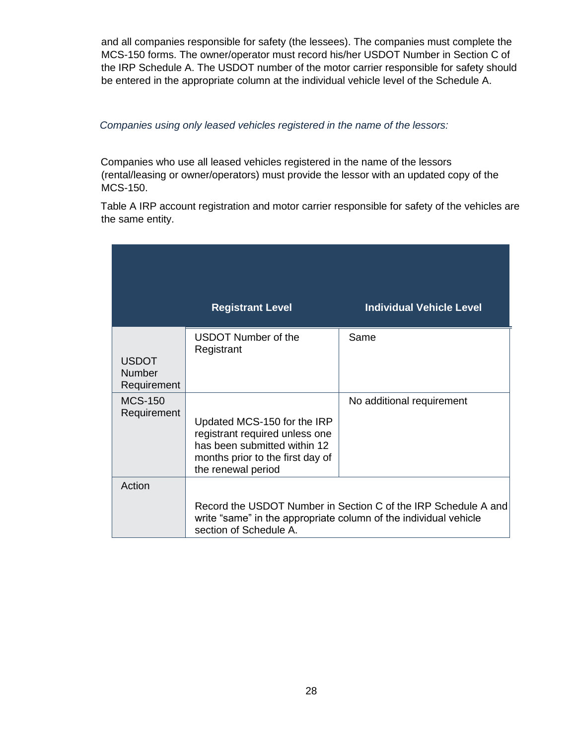and all companies responsible for safety (the lessees). The companies must complete the MCS-150 forms. The owner/operator must record his/her USDOT Number in Section C of the IRP Schedule A. The USDOT number of the motor carrier responsible for safety should be entered in the appropriate column at the individual vehicle level of the Schedule A.

*Companies using only leased vehicles registered in the name of the lessors:*

Companies who use all leased vehicles registered in the name of the lessors (rental/leasing or owner/operators) must provide the lessor with an updated copy of the MCS-150.

Table A IRP account registration and motor carrier responsible for safety of the vehicles are the same entity.

| | **Registrant Level** | **Individual Vehicle Level** |
|---|---|---|
| USDOT Number Requirement | USDOT Number of the Registrant | Same |
| MCS-150 Requirement | Updated MCS-150 for the IRP registrant required unless one has been submitted within 12 months prior to the first day of the renewal period | No additional requirement |
| Action | Record the USDOT Number in Section C of the IRP Schedule A and write “same” in the appropriate column of the individual vehicle section of Schedule A. | |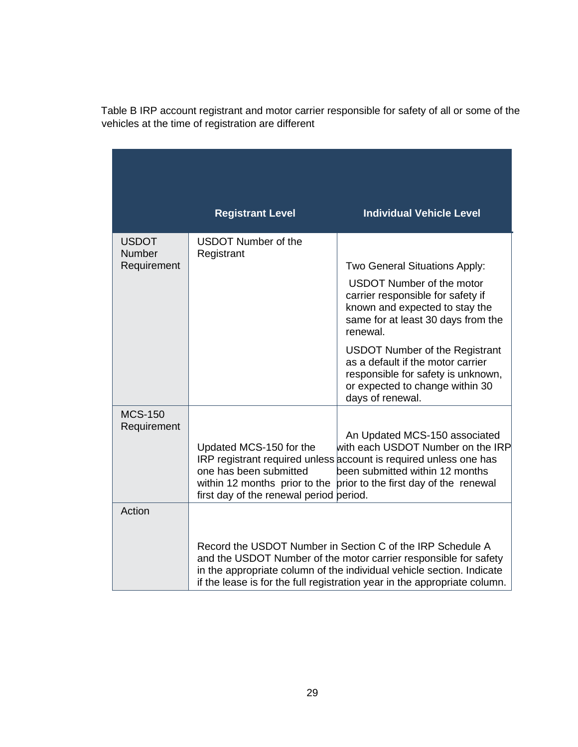Table B IRP account registrant and motor carrier responsible for safety of all or some of the vehicles at the time of registration are different

| | Registrant Level | Individual Vehicle Level |
|---|---|---|
| USDOT Number Requirement | USDOT Number of the Registrant | Two General Situations Apply:<br><br>USDOT Number of the motor carrier responsible for safety if known and expected to stay the same for at least 30 days from the renewal.<br><br>USDOT Number of the Registrant as a default if the motor carrier responsible for safety is unknown, or expected to change within 30 days of renewal. |
| MCS-150 Requirement | Updated MCS-150 for the IRP registrant required unless one has been submitted within 12 months prior to the first day of the renewal period | An Updated MCS-150 associated with each USDOT Number on the IRP account is required unless one has been submitted within 12 months prior to the first day of the renewal period. |
| Action | Record the USDOT Number in Section C of the IRP Schedule A and the USDOT Number of the motor carrier responsible for safety in the appropriate column of the individual vehicle section. Indicate if the lease is for the full registration year in the appropriate column. | |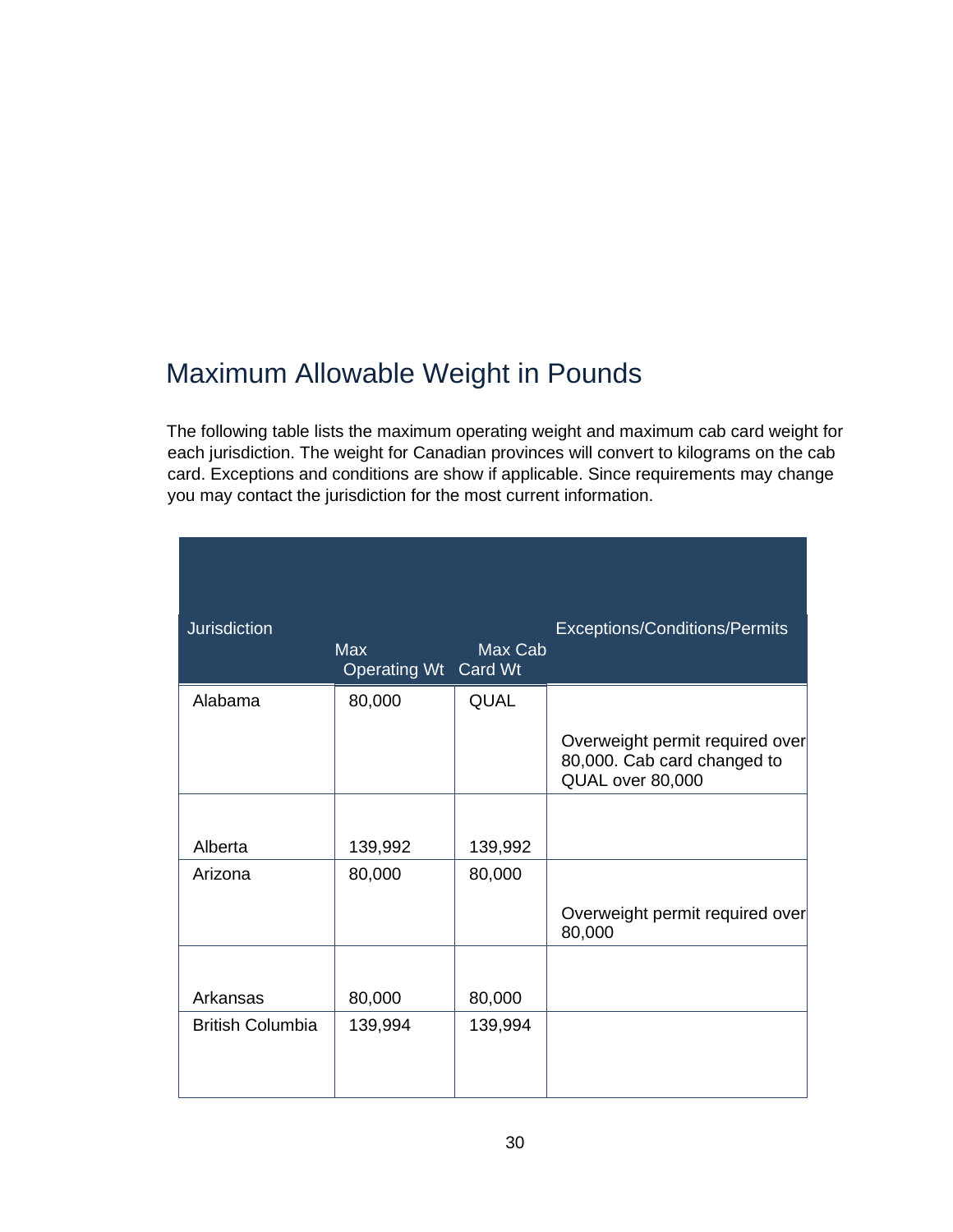# Maximum Allowable Weight in Pounds

The following table lists the maximum operating weight and maximum cab card weight for each jurisdiction. The weight for Canadian provinces will convert to kilograms on the cab card. Exceptions and conditions are show if applicable. Since requirements may change you may contact the jurisdiction for the most current information.

| Jurisdiction | Max Operating Wt | Max Cab Card Wt | Exceptions/Conditions/Permits |
|---|---|---|---|
| Alabama | 80,000 | QUAL | Overweight permit required over 80,000. Cab card changed to QUAL over 80,000 |
| Alberta | 139,992 | 139,992 | |
| Arizona | 80,000 | 80,000 | Overweight permit required over 80,000 |
| Arkansas | 80,000 | 80,000 | |
| British Columbia | 139,994 | 139,994 | |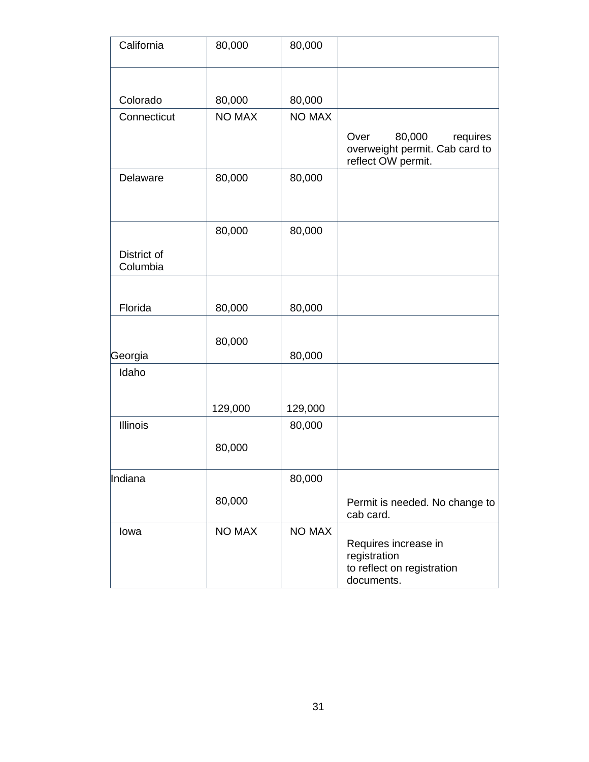| California | 80,000 | 80,000 | |
|---|---|---|---|
| Colorado | 80,000 | 80,000 | |
| Connecticut | NO MAX | NO MAX | Over 80,000 requires overweight permit. Cab card to reflect OW permit. |
| Delaware | 80,000 | 80,000 | |
| District of Columbia | 80,000 | 80,000 | |
| Florida | 80,000 | 80,000 | |
| Georgia | 80,000 | 80,000 | |
| Idaho | 129,000 | 129,000 | |
| Illinois | 80,000 | 80,000 | |
| Indiana | 80,000 | 80,000 | Permit is needed. No change to cab card. |
| Iowa | NO MAX | NO MAX | Requires increase in registration to reflect on registration documents. |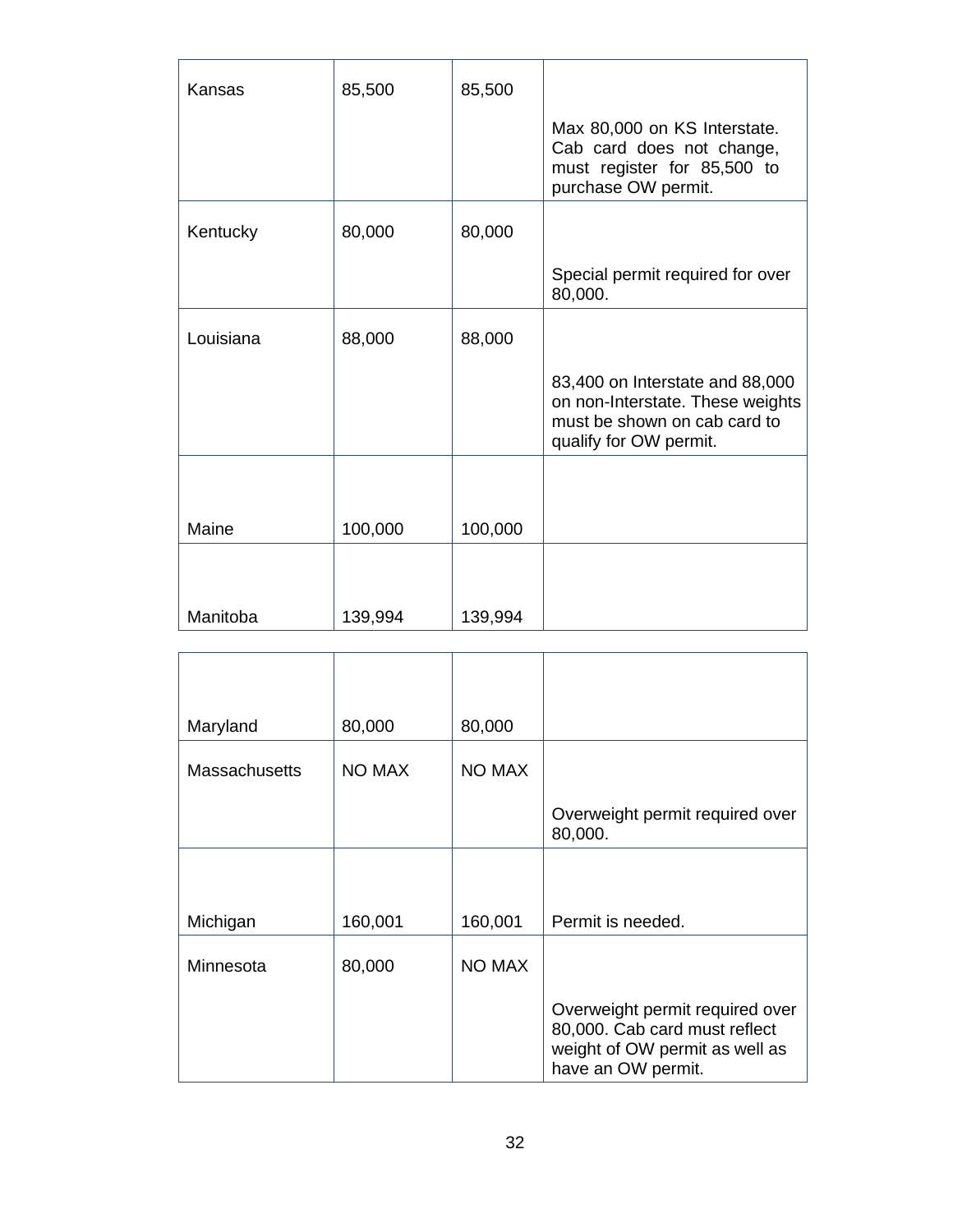| | | | |
|---|---|---|---|
| Kansas | 85,500 | 85,500 | Max 80,000 on KS Interstate. Cab card does not change, must register for 85,500 to purchase OW permit. |
| Kentucky | 80,000 | 80,000 | Special permit required for over 80,000. |
| Louisiana | 88,000 | 88,000 | 83,400 on Interstate and 88,000 on non-Interstate. These weights must be shown on cab card to qualify for OW permit. |
| Maine | 100,000 | 100,000 | |
| Manitoba | 139,994 | 139,994 | |
| Maryland | 80,000 | 80,000 | |
| Massachusetts | NO MAX | NO MAX | Overweight permit required over 80,000. |
| Michigan | 160,001 | 160,001 | Permit is needed. |
| Minnesota | 80,000 | NO MAX | Overweight permit required over 80,000. Cab card must reflect weight of OW permit as well as have an OW permit. |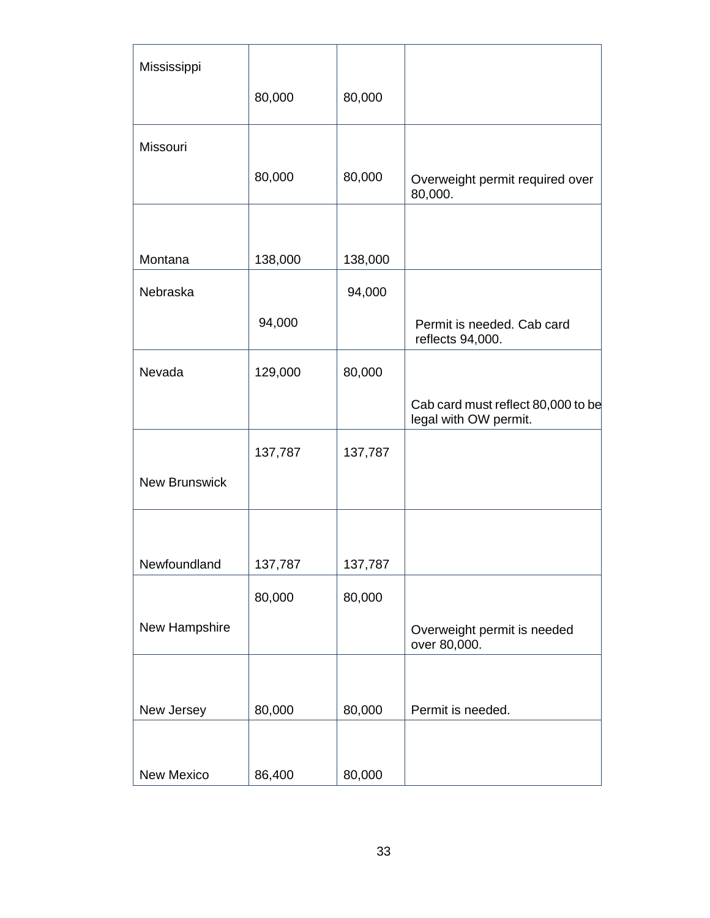| | | | |
|---|---|---|---|
| Mississippi | 80,000 | 80,000 | |
| Missouri | 80,000 | 80,000 | Overweight permit required over 80,000. |
| Montana | 138,000 | 138,000 | |
| Nebraska | 94,000 | 94,000 | Permit is needed. Cab card reflects 94,000. |
| Nevada | 129,000 | 80,000 | Cab card must reflect 80,000 to be legal with OW permit. |
| New Brunswick | 137,787 | 137,787 | |
| Newfoundland | 137,787 | 137,787 | |
| New Hampshire | 80,000 | 80,000 | Overweight permit is needed over 80,000. |
| New Jersey | 80,000 | 80,000 | Permit is needed. |
| New Mexico | 86,400 | 80,000 | |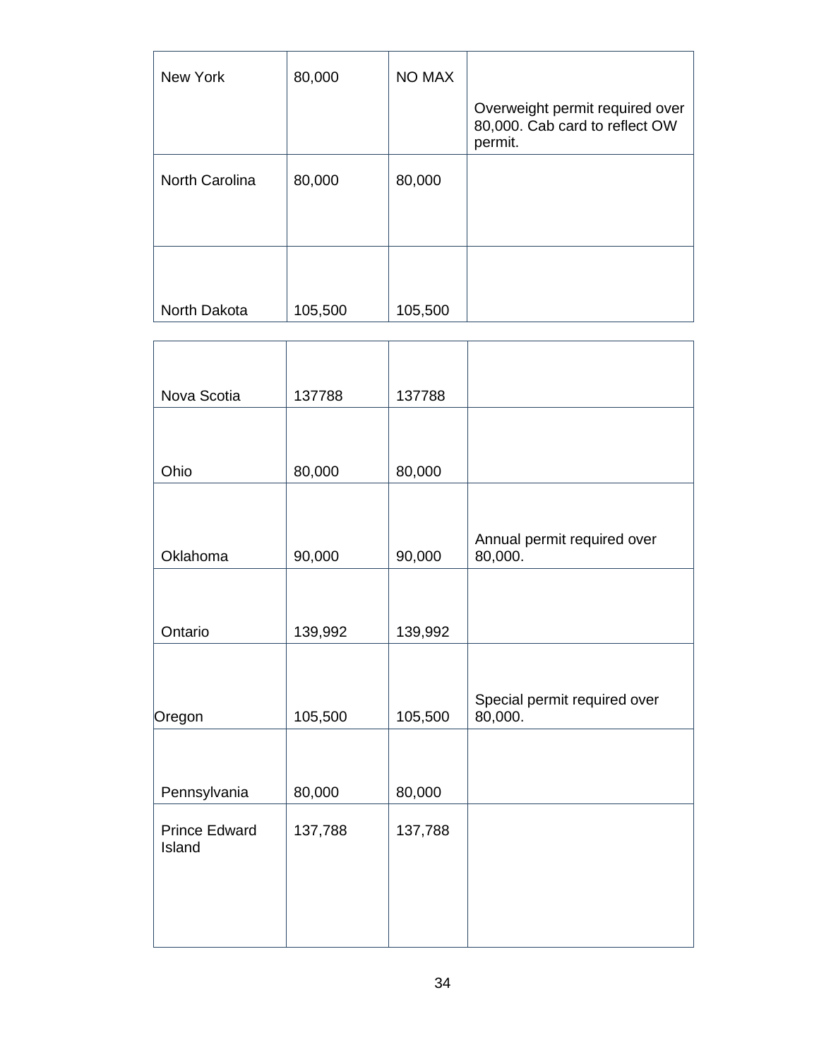| New York | 80,000 | NO MAX | Overweight permit required over 80,000. Cab card to reflect OW permit. |
|---|---|---|---|
| North Carolina | 80,000 | 80,000 | |
| North Dakota | 105,500 | 105,500 | |
| Nova Scotia | 137788 | 137788 | |
| Ohio | 80,000 | 80,000 | |
| Oklahoma | 90,000 | 90,000 | Annual permit required over 80,000. |
| Ontario | 139,992 | 139,992 | |
| Oregon | 105,500 | 105,500 | Special permit required over 80,000. |
| Pennsylvania | 80,000 | 80,000 | |
| Prince Edward Island | 137,788 | 137,788 | |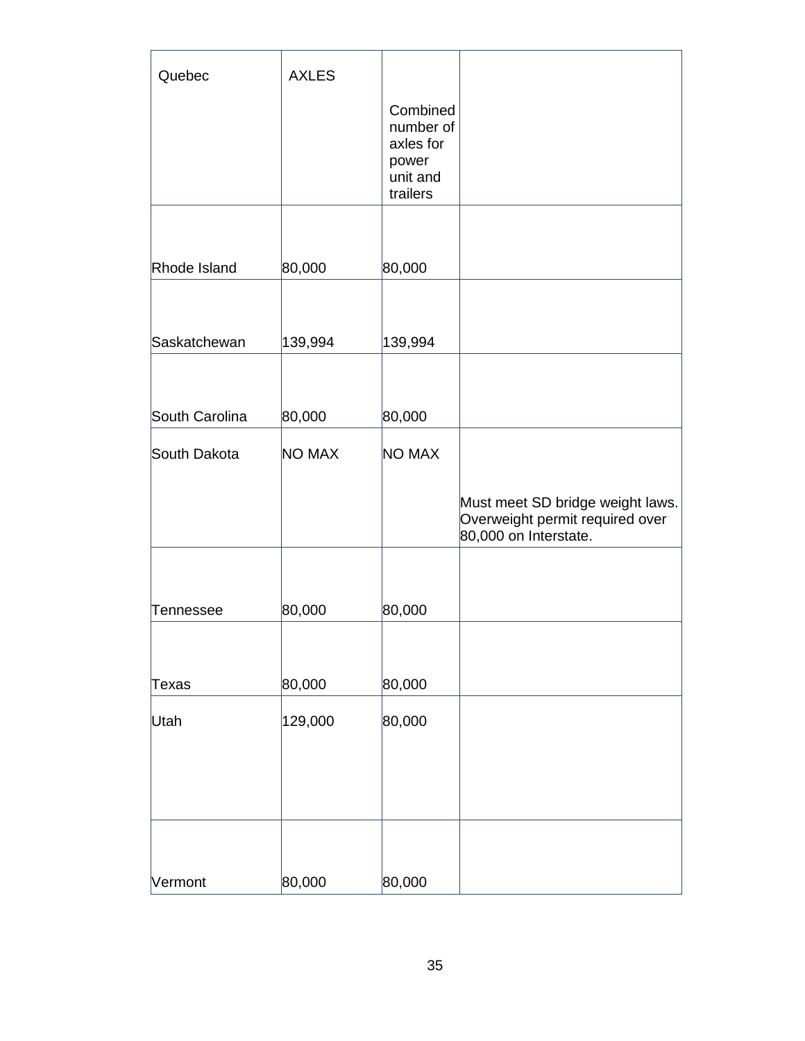| Quebec | AXLES | Combined number of axles for power unit and trailers | |
|---|---|---|---|
| Rhode Island | 80,000 | 80,000 | |
| Saskatchewan | 139,994 | 139,994 | |
| South Carolina | 80,000 | 80,000 | |
| South Dakota | NO MAX | NO MAX | Must meet SD bridge weight laws. Overweight permit required over 80,000 on Interstate. |
| Tennessee | 80,000 | 80,000 | |
| Texas | 80,000 | 80,000 | |
| Utah | 129,000 | 80,000 | |
| Vermont | 80,000 | 80,000 | |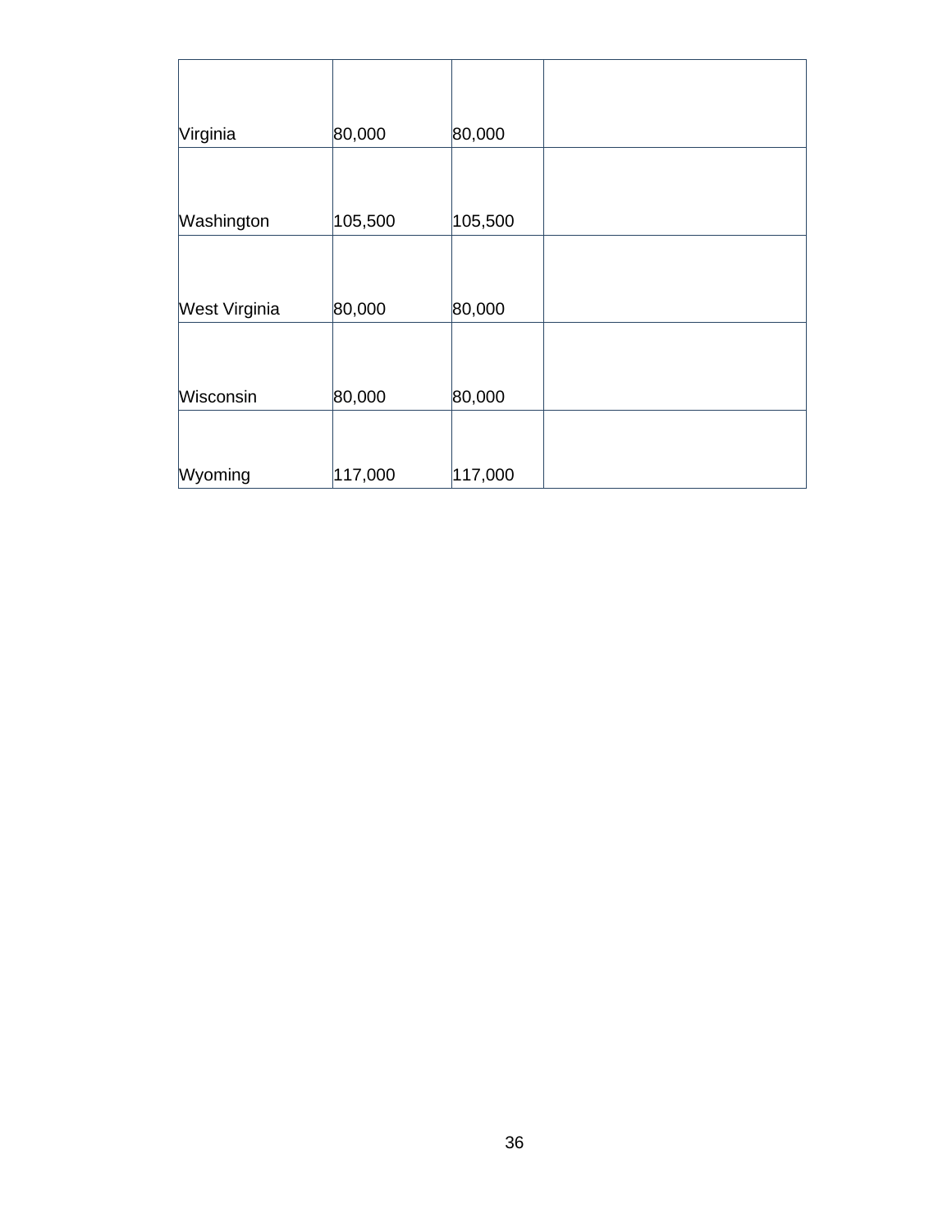| | | | |
|---|---|---|---|
| Virginia | 80,000 | 80,000 | |
| Washington | 105,500 | 105,500 | |
| West Virginia | 80,000 | 80,000 | |
| Wisconsin | 80,000 | 80,000 | |
| Wyoming | 117,000 | 117,000 | |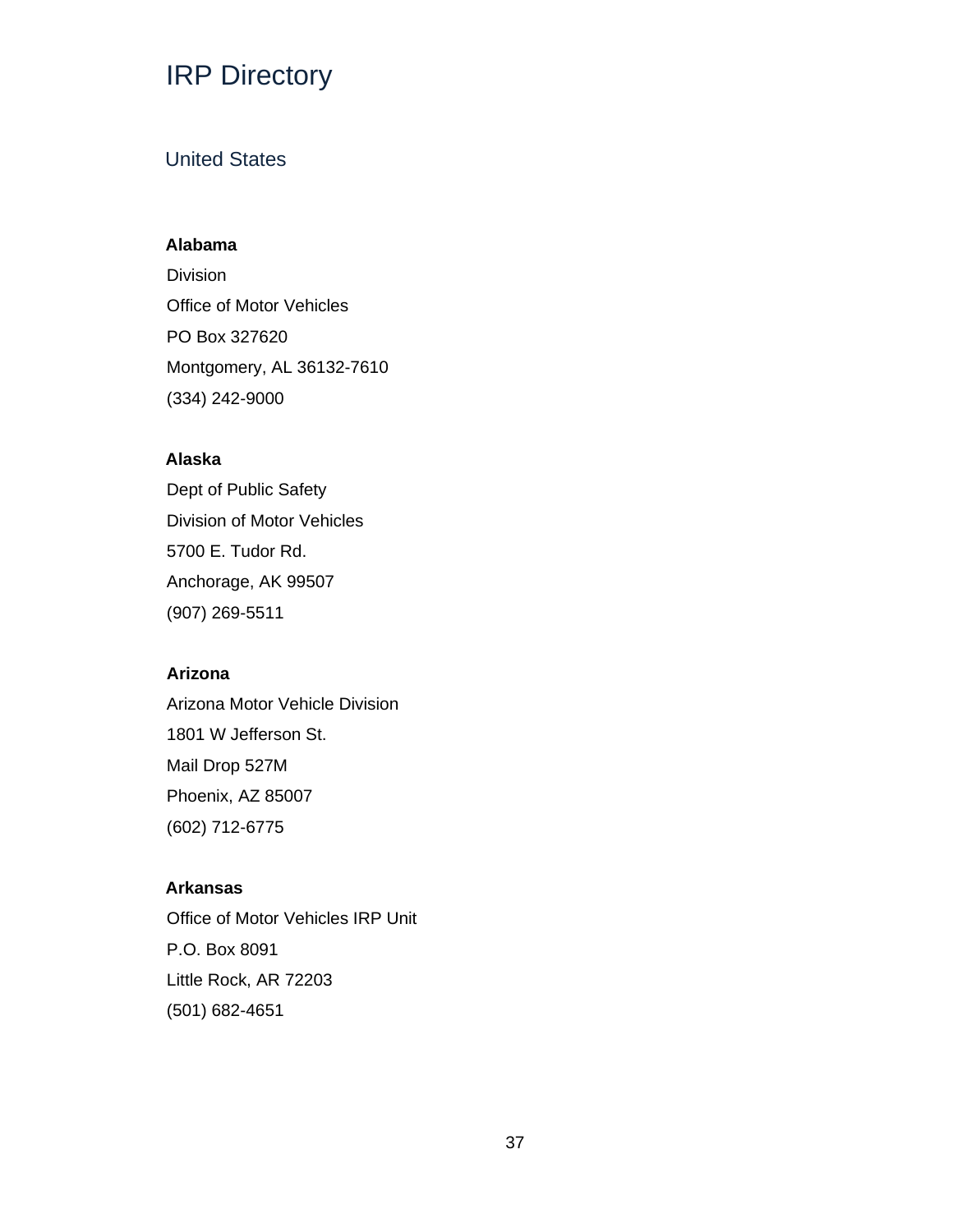# IRP Directory

## United States

### Alabama

Division

Office of Motor Vehicles

PO Box 327620

Montgomery, AL 36132-7610

(334) 242-9000

### Alaska

Dept of Public Safety

Division of Motor Vehicles

5700 E. Tudor Rd.

Anchorage, AK 99507

(907) 269-5511

### Arizona

Arizona Motor Vehicle Division

1801 W Jefferson St.

Mail Drop 527M

Phoenix, AZ 85007

(602) 712-6775

### Arkansas

Office of Motor Vehicles IRP Unit

P.O. Box 8091

Little Rock, AR 72203

(501) 682-4651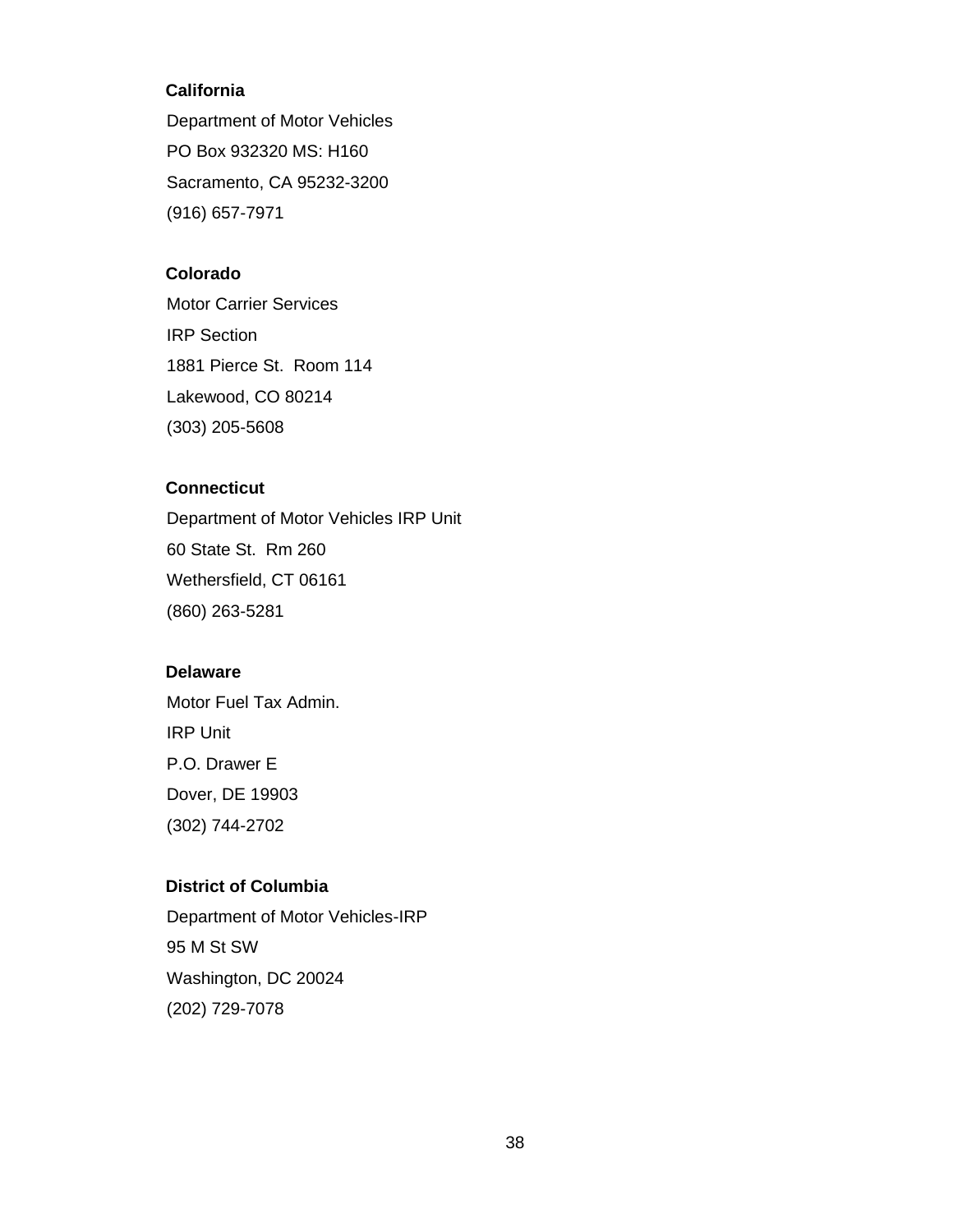**California**

Department of Motor Vehicles

PO Box 932320 MS: H160

Sacramento, CA 95232-3200

(916) 657-7971

**Colorado**

Motor Carrier Services

IRP Section

1881 Pierce St.  Room 114

Lakewood, CO 80214

(303) 205-5608

**Connecticut**

Department of Motor Vehicles IRP Unit

60 State St.  Rm 260

Wethersfield, CT 06161

(860) 263-5281

**Delaware**

Motor Fuel Tax Admin.

IRP Unit

P.O. Drawer E

Dover, DE 19903

(302) 744-2702

**District of Columbia**

Department of Motor Vehicles-IRP

95 M St SW

Washington, DC 20024

(202) 729-7078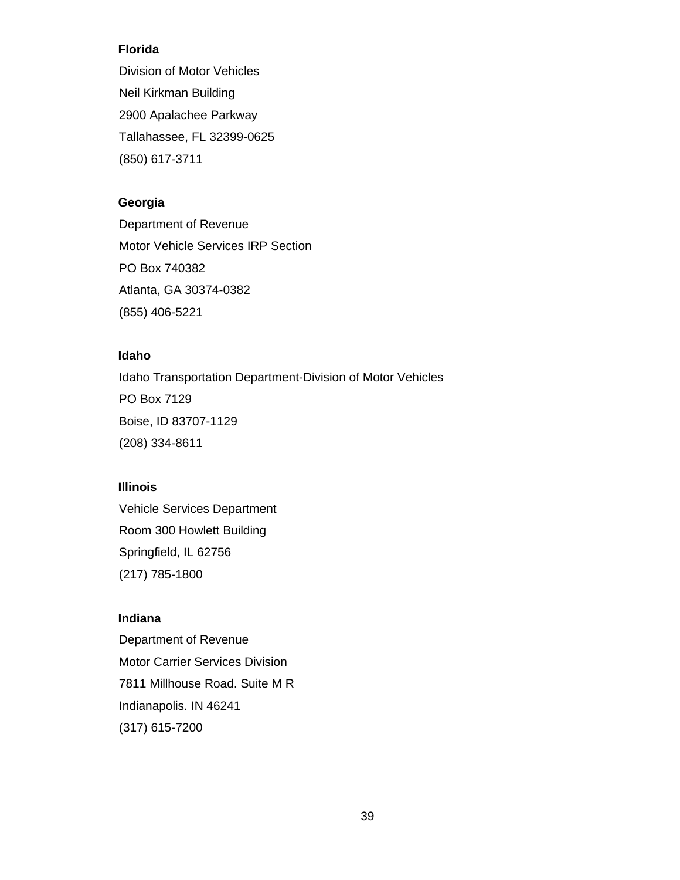**Florida**

Division of Motor Vehicles

Neil Kirkman Building

2900 Apalachee Parkway

Tallahassee, FL 32399-0625

(850) 617-3711

**Georgia**

Department of Revenue

Motor Vehicle Services IRP Section

PO Box 740382

Atlanta, GA 30374-0382

(855) 406-5221

**Idaho**

Idaho Transportation Department-Division of Motor Vehicles

PO Box 7129

Boise, ID 83707-1129

(208) 334-8611

**Illinois**

Vehicle Services Department

Room 300 Howlett Building

Springfield, IL 62756

(217) 785-1800

**Indiana**

Department of Revenue

Motor Carrier Services Division

7811 Millhouse Road. Suite M R

Indianapolis. IN 46241

(317) 615-7200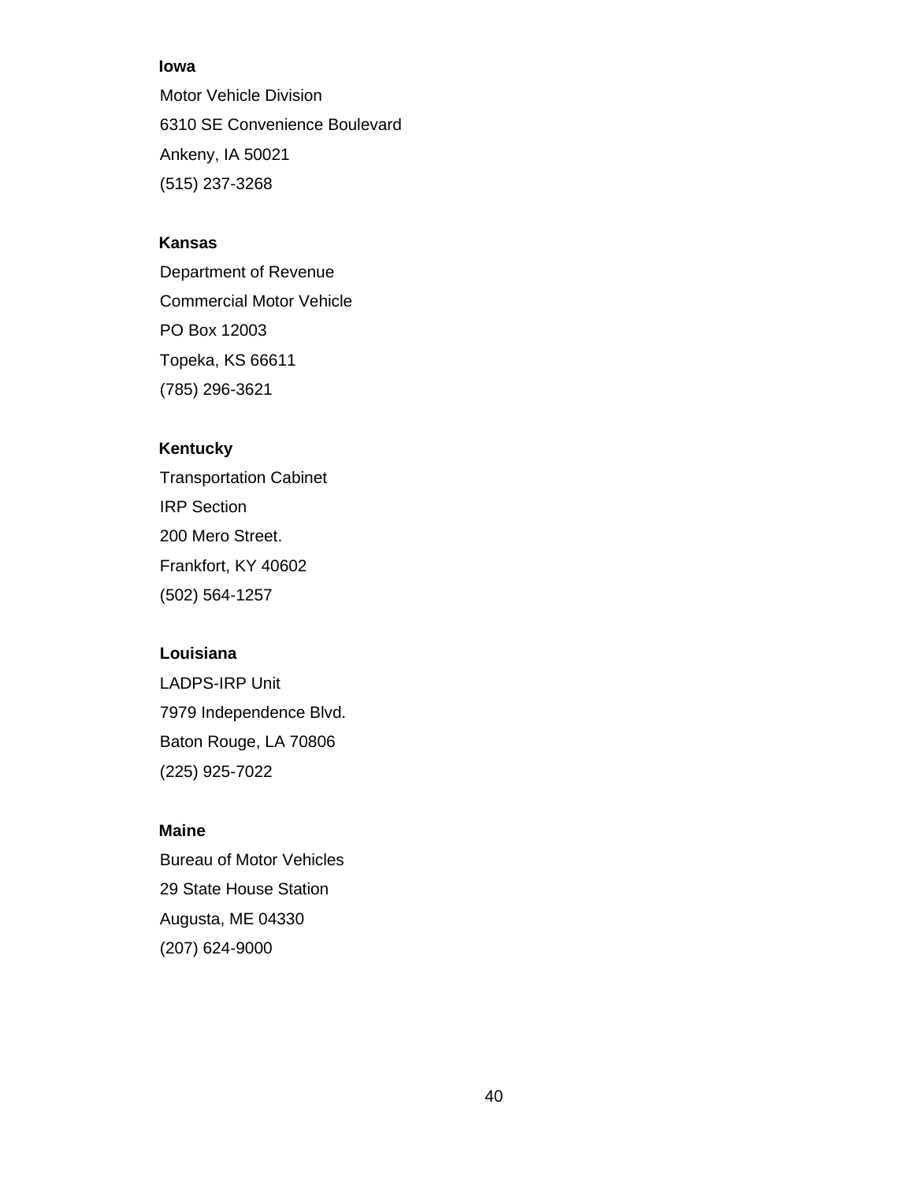**Iowa**

Motor Vehicle Division

6310 SE Convenience Boulevard

Ankeny, IA 50021

(515) 237-3268

**Kansas**

Department of Revenue

Commercial Motor Vehicle

PO Box 12003

Topeka, KS 66611

(785) 296-3621

**Kentucky**

Transportation Cabinet

IRP Section

200 Mero Street.

Frankfort, KY 40602

(502) 564-1257

**Louisiana**

LADPS-IRP Unit

7979 Independence Blvd.

Baton Rouge, LA 70806

(225) 925-7022

**Maine**

Bureau of Motor Vehicles

29 State House Station

Augusta, ME 04330

(207) 624-9000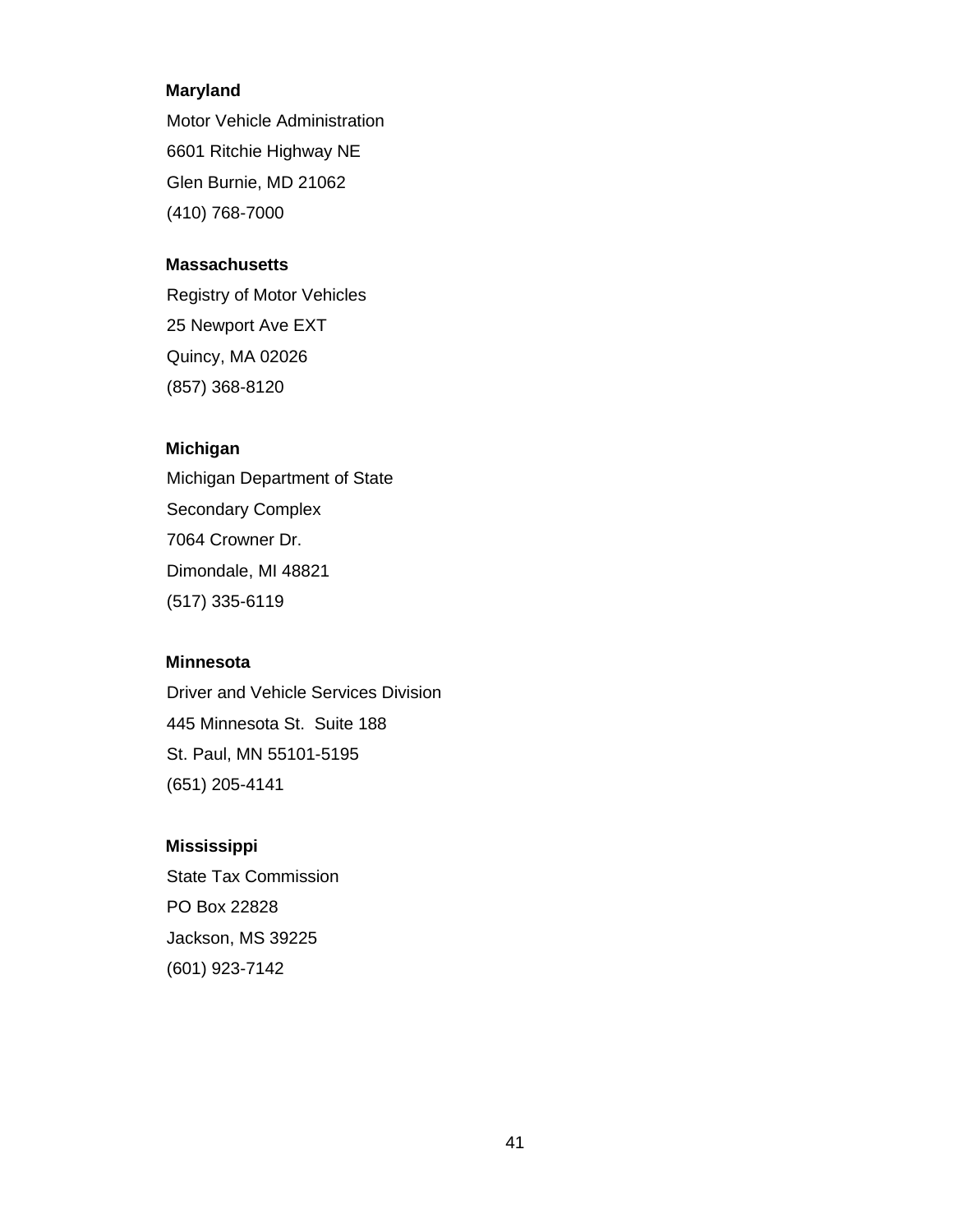**Maryland**

Motor Vehicle Administration

6601 Ritchie Highway NE

Glen Burnie, MD 21062

(410) 768-7000

**Massachusetts**

Registry of Motor Vehicles

25 Newport Ave EXT

Quincy, MA 02026

(857) 368-8120

**Michigan**

Michigan Department of State

Secondary Complex

7064 Crowner Dr.

Dimondale, MI 48821

(517) 335-6119

**Minnesota**

Driver and Vehicle Services Division

445 Minnesota St.  Suite 188

St. Paul, MN 55101-5195

(651) 205-4141

**Mississippi**

State Tax Commission

PO Box 22828

Jackson, MS 39225

(601) 923-7142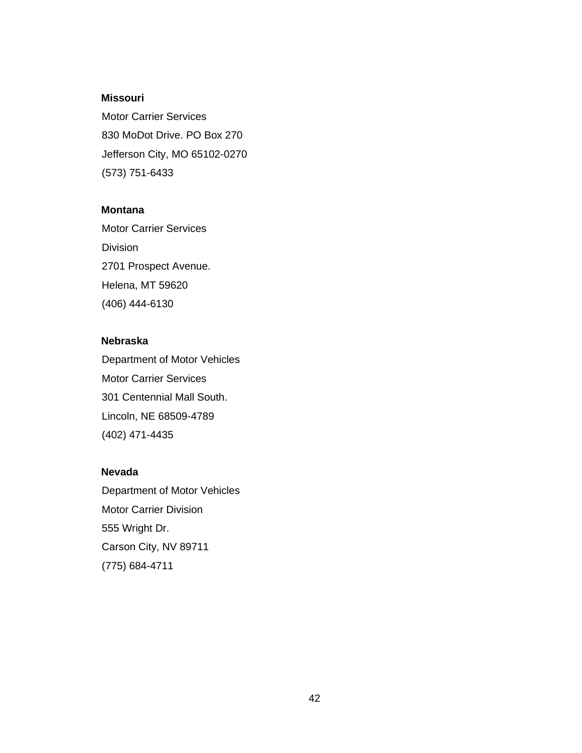**Missouri**

Motor Carrier Services
830 MoDot Drive. PO Box 270
Jefferson City, MO 65102-0270
(573) 751-6433

**Montana**

Motor Carrier Services
Division
2701 Prospect Avenue.
Helena, MT 59620
(406) 444-6130

**Nebraska**

Department of Motor Vehicles
Motor Carrier Services
301 Centennial Mall South.
Lincoln, NE 68509-4789
(402) 471-4435

**Nevada**

Department of Motor Vehicles
Motor Carrier Division
555 Wright Dr.
Carson City, NV 89711
(775) 684-4711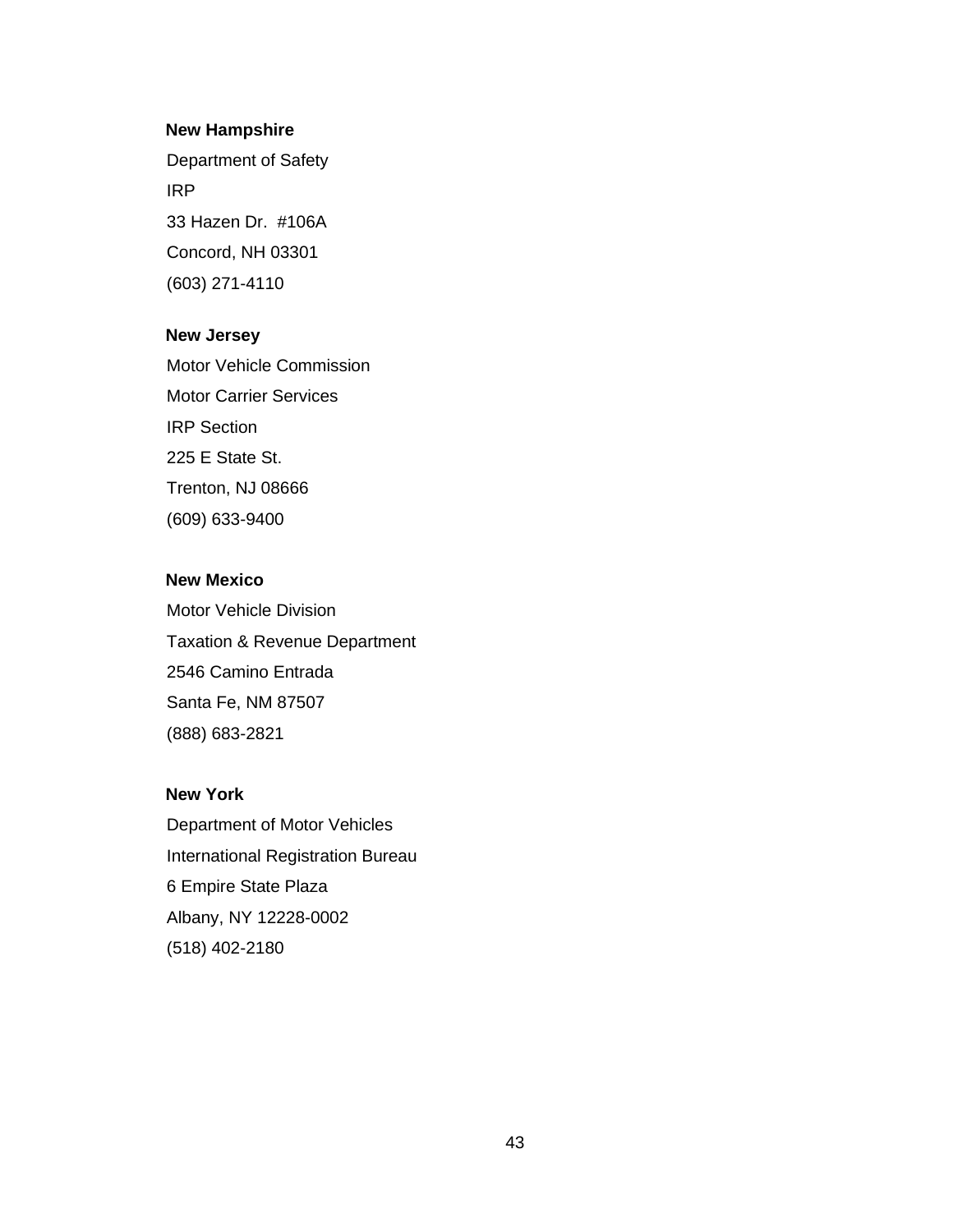**New Hampshire**

Department of Safety

IRP

33 Hazen Dr. #106A

Concord, NH 03301

(603) 271-4110

**New Jersey**

Motor Vehicle Commission

Motor Carrier Services

IRP Section

225 E State St.

Trenton, NJ 08666

(609) 633-9400

**New Mexico**

Motor Vehicle Division

Taxation & Revenue Department

2546 Camino Entrada

Santa Fe, NM 87507

(888) 683-2821

**New York**

Department of Motor Vehicles

International Registration Bureau

6 Empire State Plaza

Albany, NY 12228-0002

(518) 402-2180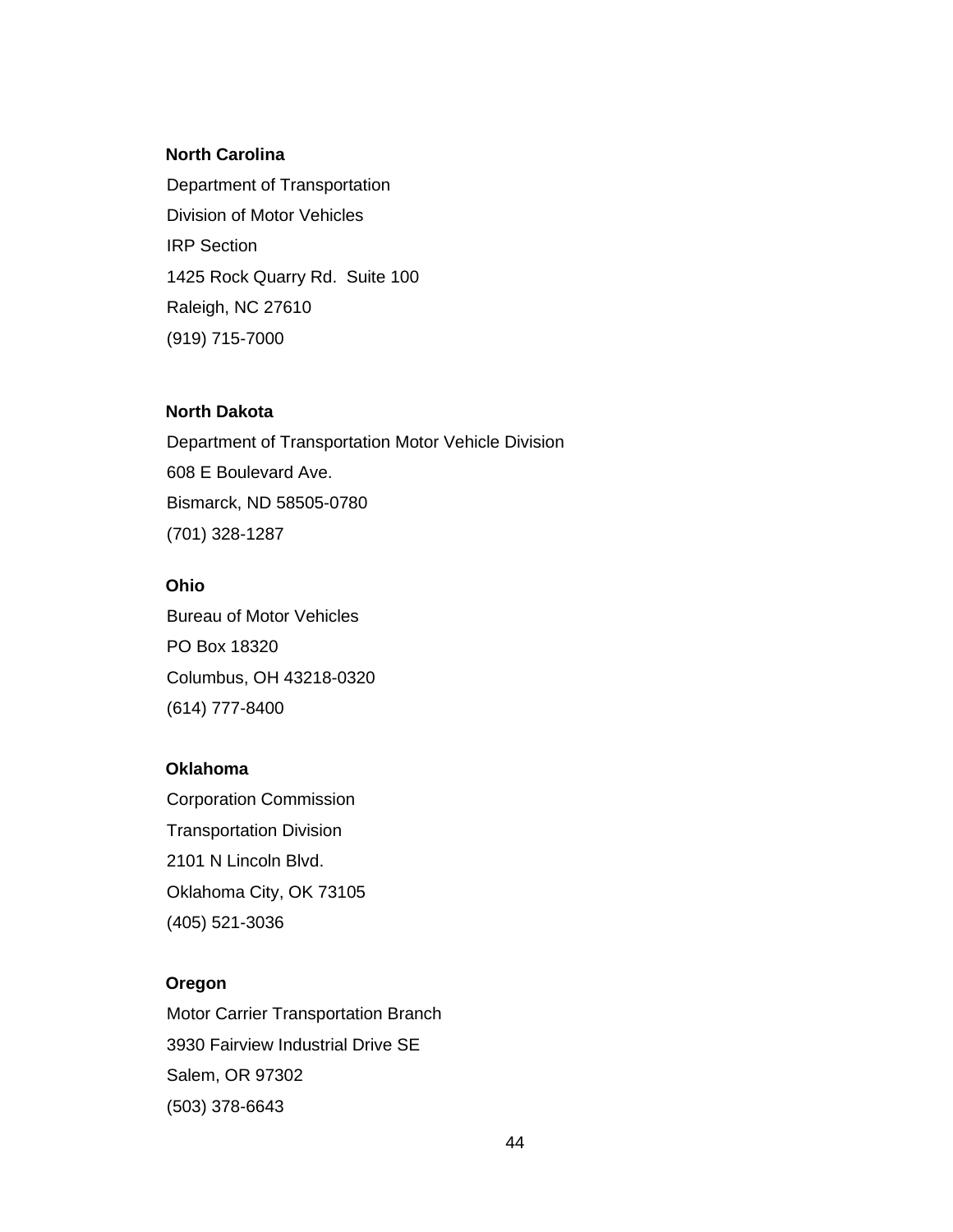**North Carolina**

Department of Transportation
Division of Motor Vehicles
IRP Section
1425 Rock Quarry Rd.  Suite 100
Raleigh, NC 27610
(919) 715-7000

**North Dakota**

Department of Transportation Motor Vehicle Division
608 E Boulevard Ave.
Bismarck, ND 58505-0780
(701) 328-1287

**Ohio**

Bureau of Motor Vehicles
PO Box 18320
Columbus, OH 43218-0320
(614) 777-8400

**Oklahoma**

Corporation Commission
Transportation Division
2101 N Lincoln Blvd.
Oklahoma City, OK 73105
(405) 521-3036

**Oregon**

Motor Carrier Transportation Branch
3930 Fairview Industrial Drive SE
Salem, OR 97302
(503) 378-6643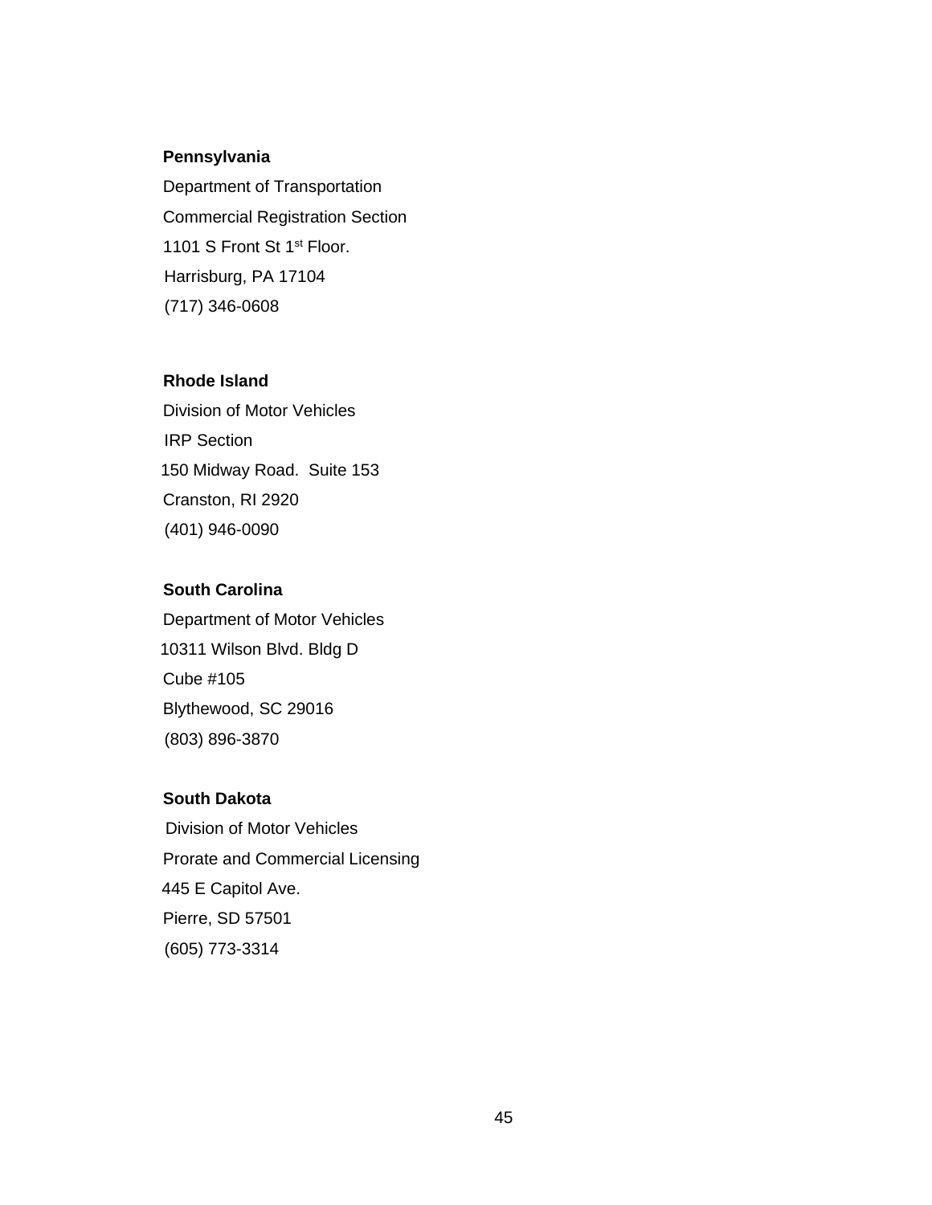**Pennsylvania**
Department of Transportation
Commercial Registration Section
1101 S Front St 1st Floor.
Harrisburg, PA 17104
(717) 346-0608

**Rhode Island**
Division of Motor Vehicles
IRP Section
150 Midway Road.  Suite 153
Cranston, RI 2920
(401) 946-0090

**South Carolina**
Department of Motor Vehicles
10311 Wilson Blvd. Bldg D
Cube #105
Blythewood, SC 29016
(803) 896-3870

**South Dakota**
Division of Motor Vehicles
Prorate and Commercial Licensing
445 E Capitol Ave.
Pierre, SD 57501
(605) 773-3314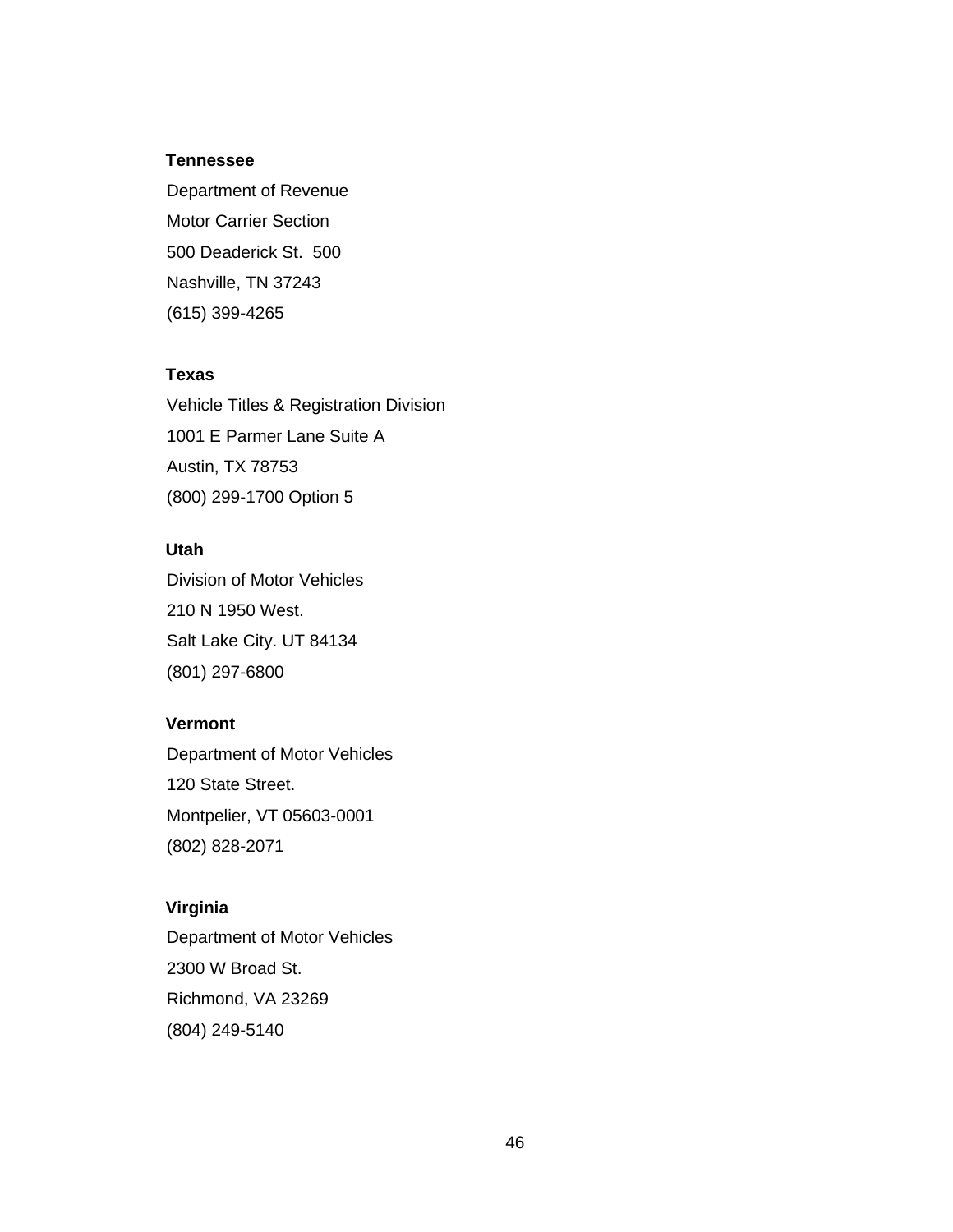**Tennessee**

Department of Revenue

Motor Carrier Section

500 Deaderick St.  500

Nashville, TN 37243

(615) 399-4265

**Texas**

Vehicle Titles & Registration Division

1001 E Parmer Lane Suite A

Austin, TX 78753

(800) 299-1700 Option 5

**Utah**

Division of Motor Vehicles

210 N 1950 West.

Salt Lake City. UT 84134

(801) 297-6800

**Vermont**

Department of Motor Vehicles

120 State Street.

Montpelier, VT 05603-0001

(802) 828-2071

**Virginia**

Department of Motor Vehicles

2300 W Broad St.

Richmond, VA 23269

(804) 249-5140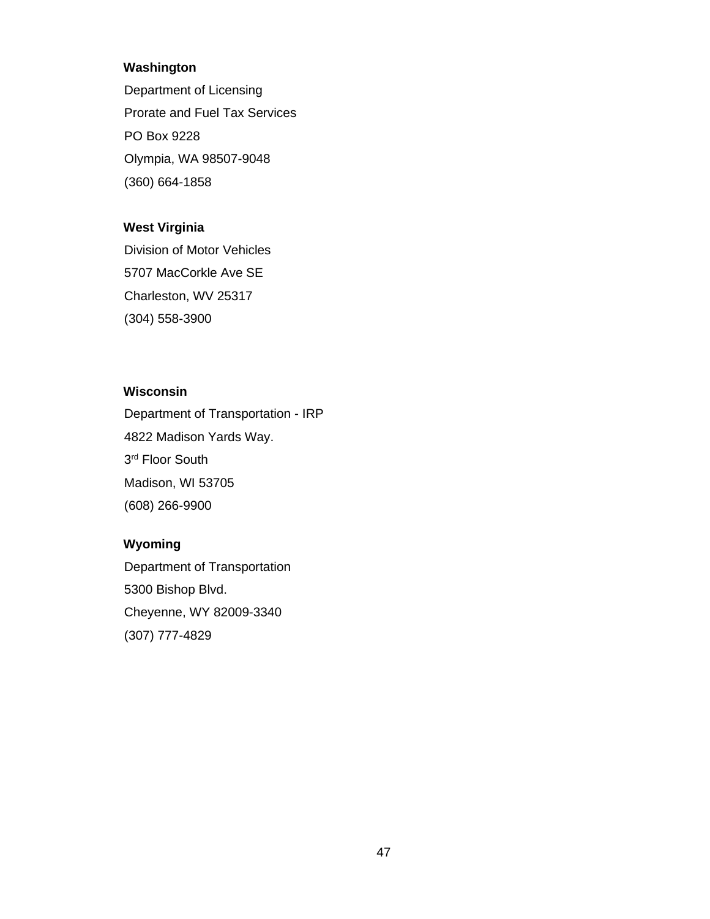**Washington**

Department of Licensing

Prorate and Fuel Tax Services

PO Box 9228

Olympia, WA 98507-9048

(360) 664-1858

**West Virginia**

Division of Motor Vehicles

5707 MacCorkle Ave SE

Charleston, WV 25317

(304) 558-3900

**Wisconsin**

Department of Transportation - IRP

4822 Madison Yards Way.

3rd Floor South

Madison, WI 53705

(608) 266-9900

**Wyoming**

Department of Transportation

5300 Bishop Blvd.

Cheyenne, WY 82009-3340

(307) 777-4829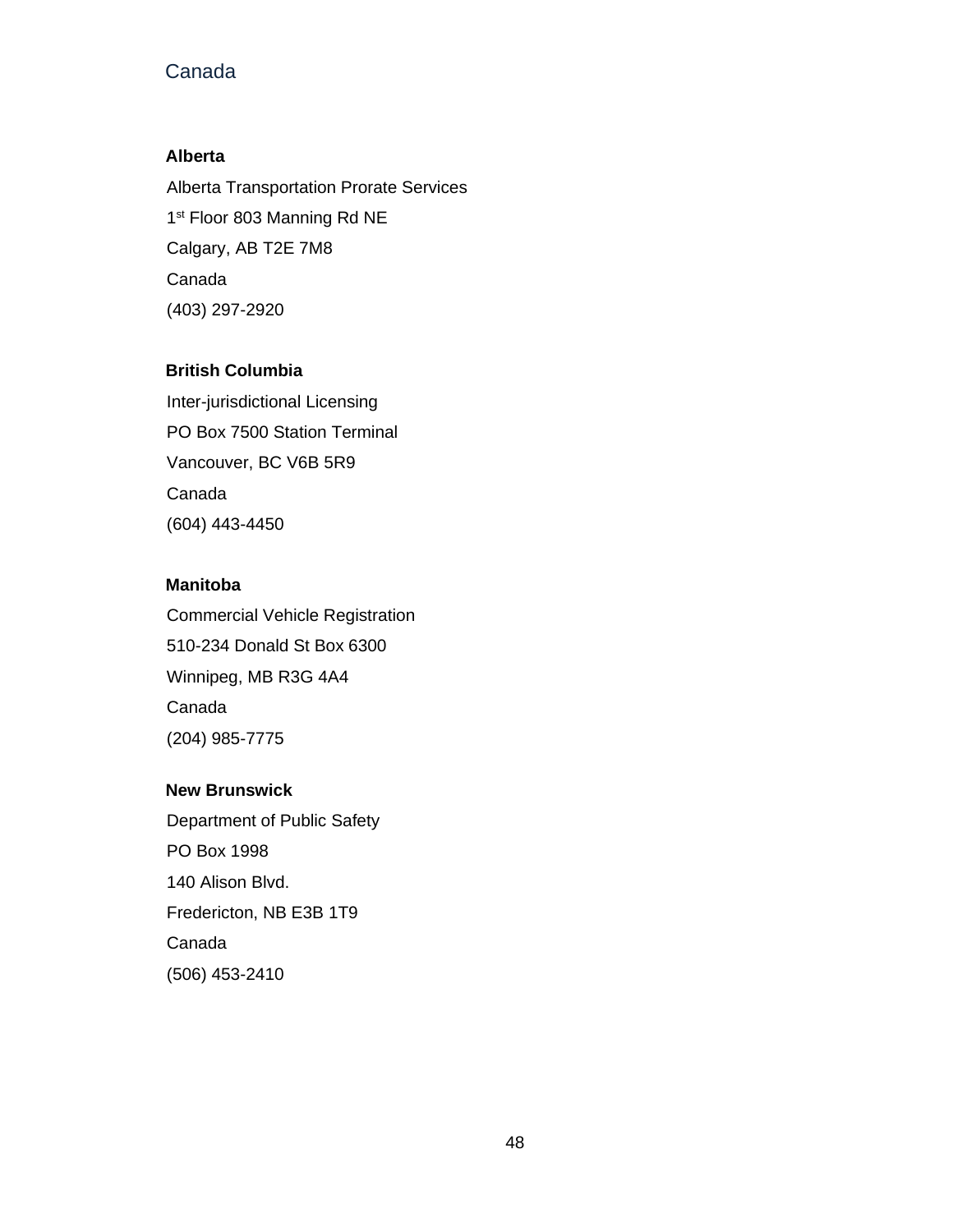## Canada

### Alberta

Alberta Transportation Prorate Services

1st Floor 803 Manning Rd NE

Calgary, AB T2E 7M8

Canada

(403) 297-2920

### British Columbia

Inter-jurisdictional Licensing

PO Box 7500 Station Terminal

Vancouver, BC V6B 5R9

Canada

(604) 443-4450

### Manitoba

Commercial Vehicle Registration

510-234 Donald St Box 6300

Winnipeg, MB R3G 4A4

Canada

(204) 985-7775

### New Brunswick

Department of Public Safety

PO Box 1998

140 Alison Blvd.

Fredericton, NB E3B 1T9

Canada

(506) 453-2410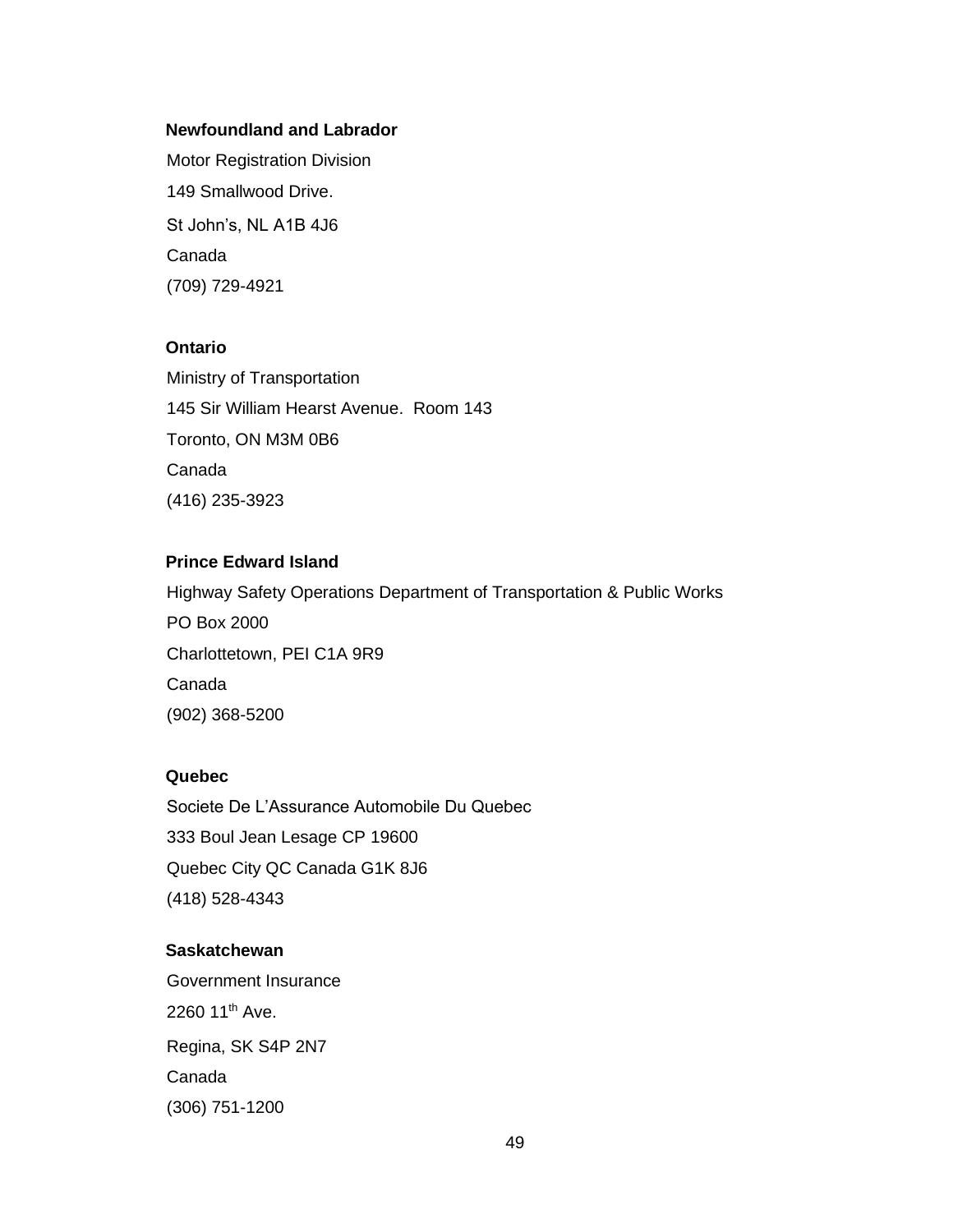**Newfoundland and Labrador**

Motor Registration Division

149 Smallwood Drive.

St John's, NL A1B 4J6

Canada

(709) 729-4921

**Ontario**

Ministry of Transportation

145 Sir William Hearst Avenue.  Room 143

Toronto, ON M3M 0B6

Canada

(416) 235-3923

**Prince Edward Island**

Highway Safety Operations Department of Transportation & Public Works

PO Box 2000

Charlottetown, PEI C1A 9R9

Canada

(902) 368-5200

**Quebec**

Societe De L'Assurance Automobile Du Quebec

333 Boul Jean Lesage CP 19600

Quebec City QC Canada G1K 8J6

(418) 528-4343

**Saskatchewan**

Government Insurance

2260 11th Ave.

Regina, SK S4P 2N7

Canada

(306) 751-1200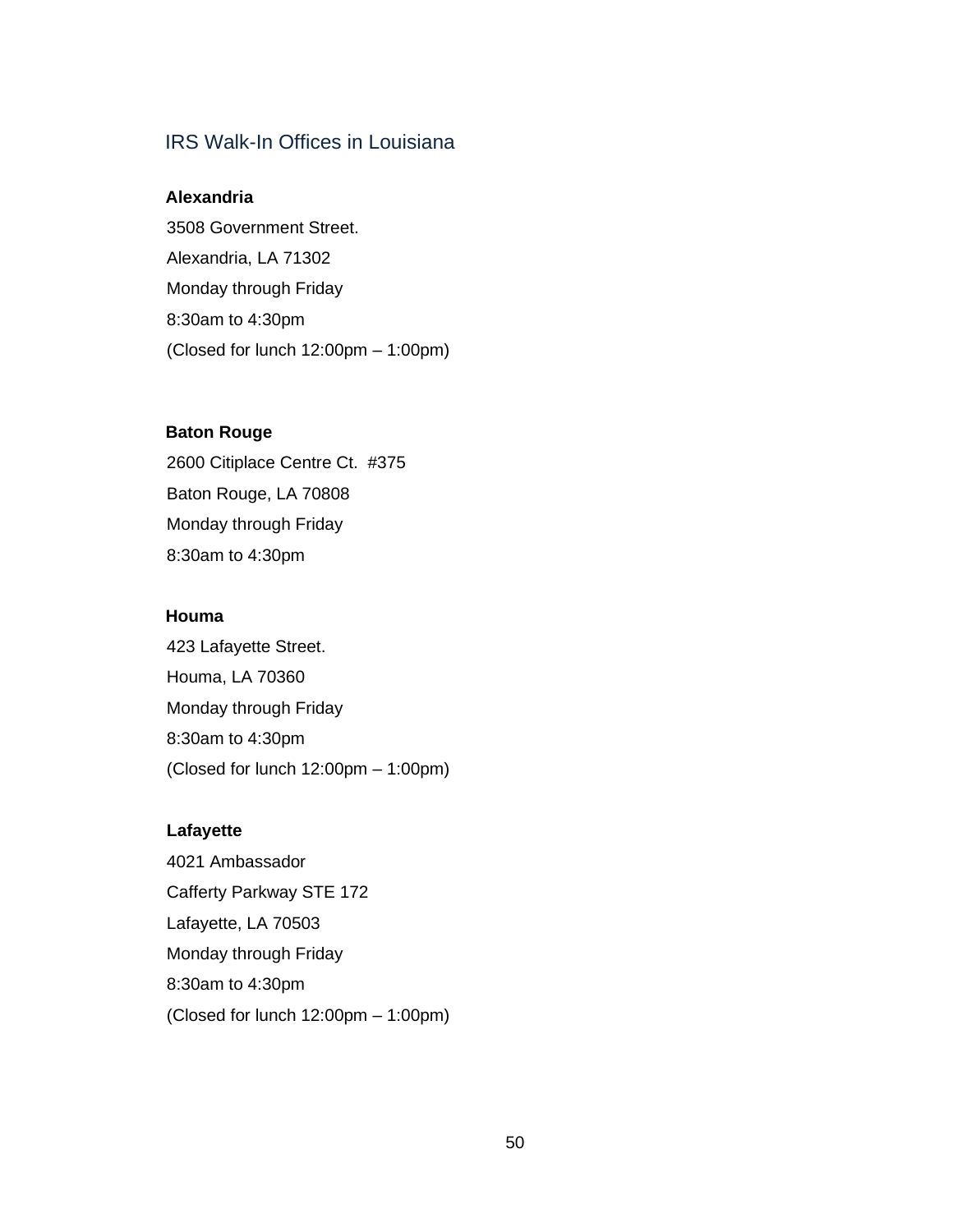## IRS Walk-In Offices in Louisiana

**Alexandria**

3508 Government Street.

Alexandria, LA 71302

Monday through Friday

8:30am to 4:30pm

(Closed for lunch 12:00pm – 1:00pm)

**Baton Rouge**

2600 Citiplace Centre Ct. #375

Baton Rouge, LA 70808

Monday through Friday

8:30am to 4:30pm

**Houma**

423 Lafayette Street.

Houma, LA 70360

Monday through Friday

8:30am to 4:30pm

(Closed for lunch 12:00pm – 1:00pm)

**Lafayette**

4021 Ambassador

Cafferty Parkway STE 172

Lafayette, LA 70503

Monday through Friday

8:30am to 4:30pm

(Closed for lunch 12:00pm – 1:00pm)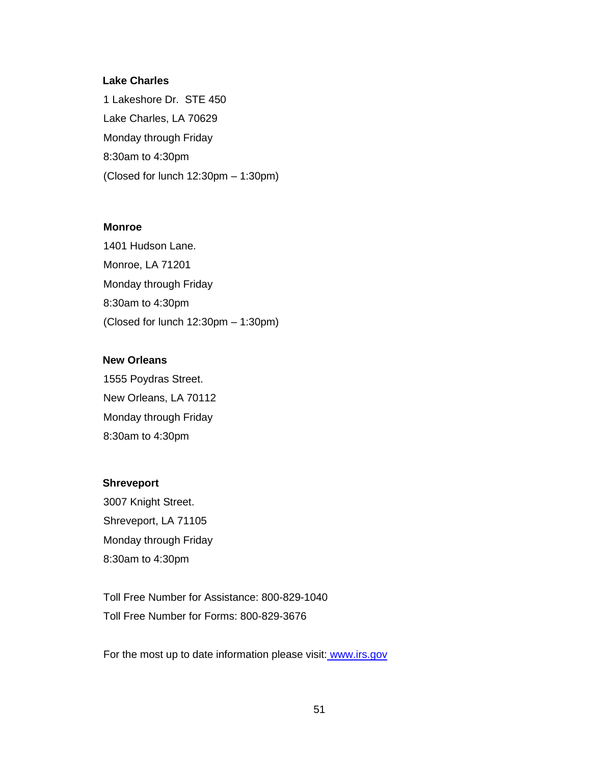**Lake Charles**

1 Lakeshore Dr.  STE 450

Lake Charles, LA 70629

Monday through Friday

8:30am to 4:30pm

(Closed for lunch 12:30pm – 1:30pm)

**Monroe**

1401 Hudson Lane.

Monroe, LA 71201

Monday through Friday

8:30am to 4:30pm

(Closed for lunch 12:30pm – 1:30pm)

**New Orleans**

1555 Poydras Street.

New Orleans, LA 70112

Monday through Friday

8:30am to 4:30pm

**Shreveport**

3007 Knight Street.

Shreveport, LA 71105

Monday through Friday

8:30am to 4:30pm

Toll Free Number for Assistance: 800-829-1040

Toll Free Number for Forms: 800-829-3676

For the most up to date information please visit: [www.irs.gov](http://www.irs.gov)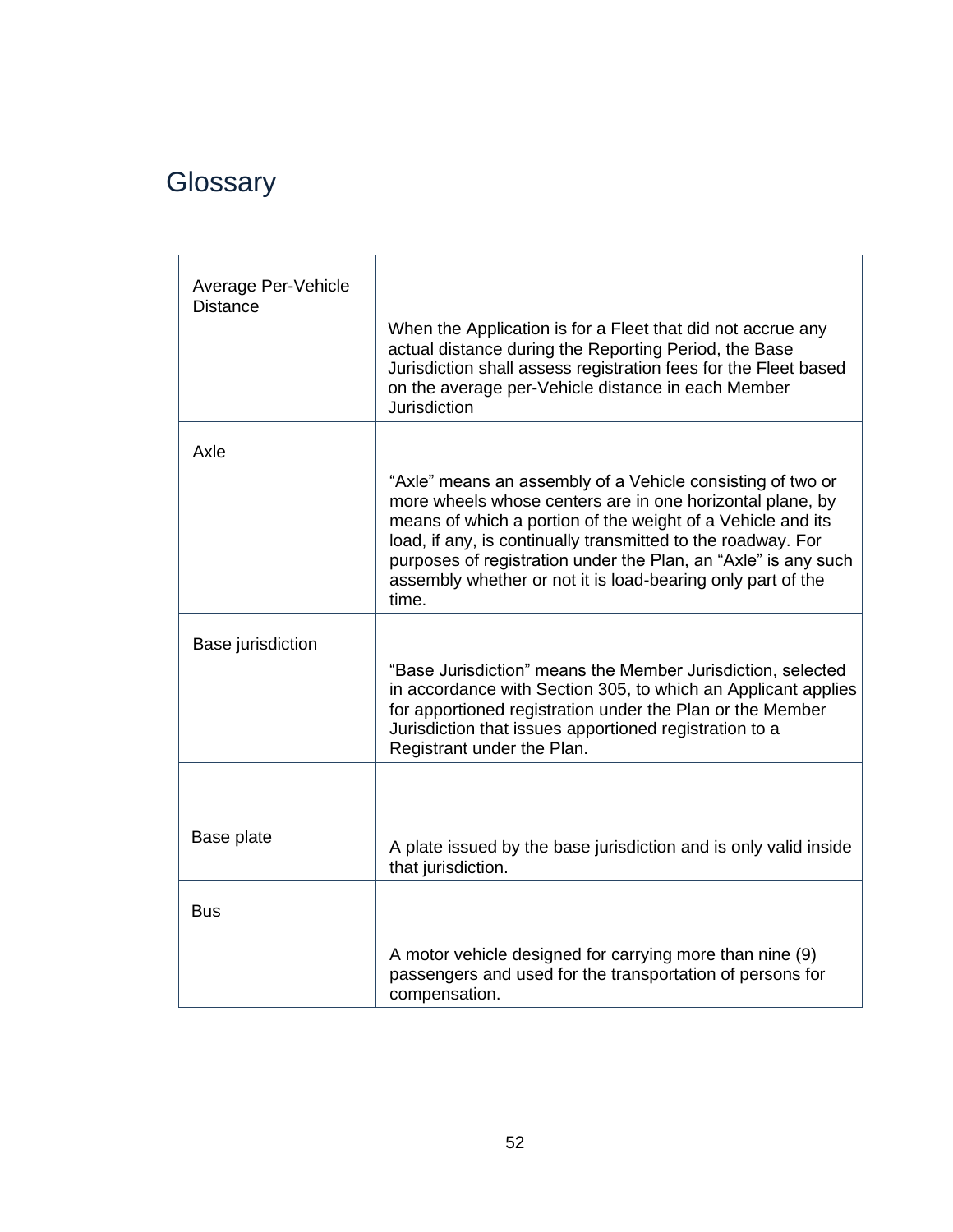# Glossary

| Term | Definition |
|---|---|
| Average Per-Vehicle Distance | When the Application is for a Fleet that did not accrue any actual distance during the Reporting Period, the Base Jurisdiction shall assess registration fees for the Fleet based on the average per-Vehicle distance in each Member Jurisdiction |
| Axle | “Axle” means an assembly of a Vehicle consisting of two or more wheels whose centers are in one horizontal plane, by means of which a portion of the weight of a Vehicle and its load, if any, is continually transmitted to the roadway. For purposes of registration under the Plan, an “Axle” is any such assembly whether or not it is load-bearing only part of the time. |
| Base jurisdiction | “Base Jurisdiction” means the Member Jurisdiction, selected in accordance with Section 305, to which an Applicant applies for apportioned registration under the Plan or the Member Jurisdiction that issues apportioned registration to a Registrant under the Plan. |
| Base plate | A plate issued by the base jurisdiction and is only valid inside that jurisdiction. |
| Bus | A motor vehicle designed for carrying more than nine (9) passengers and used for the transportation of persons for compensation. |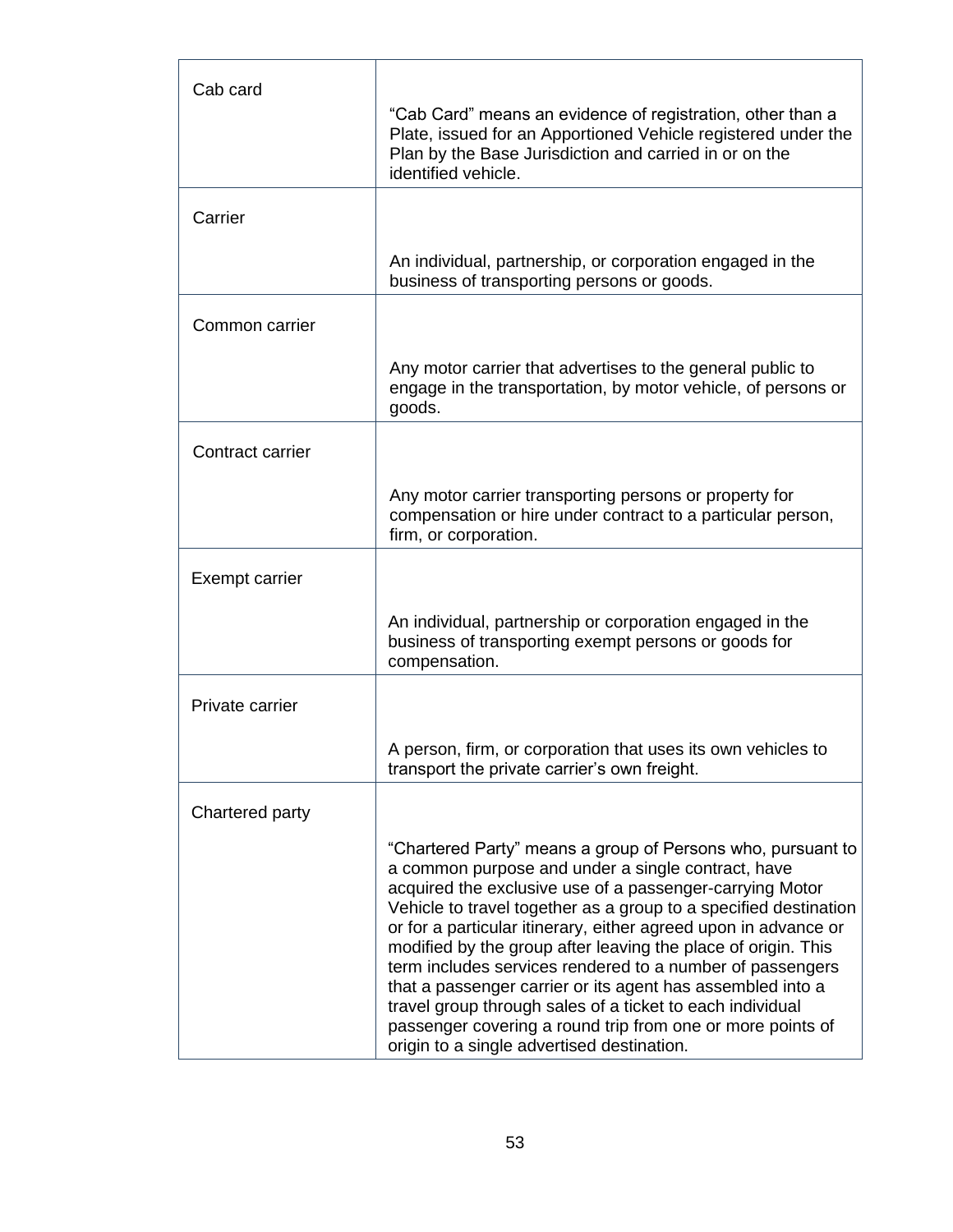| | |
|---|---|
| Cab card | “Cab Card” means an evidence of registration, other than a Plate, issued for an Apportioned Vehicle registered under the Plan by the Base Jurisdiction and carried in or on the identified vehicle. |
| Carrier | An individual, partnership, or corporation engaged in the business of transporting persons or goods. |
| Common carrier | Any motor carrier that advertises to the general public to engage in the transportation, by motor vehicle, of persons or goods. |
| Contract carrier | Any motor carrier transporting persons or property for compensation or hire under contract to a particular person, firm, or corporation. |
| Exempt carrier | An individual, partnership or corporation engaged in the business of transporting exempt persons or goods for compensation. |
| Private carrier | A person, firm, or corporation that uses its own vehicles to transport the private carrier’s own freight. |
| Chartered party | “Chartered Party” means a group of Persons who, pursuant to a common purpose and under a single contract, have acquired the exclusive use of a passenger-carrying Motor Vehicle to travel together as a group to a specified destination or for a particular itinerary, either agreed upon in advance or modified by the group after leaving the place of origin. This term includes services rendered to a number of passengers that a passenger carrier or its agent has assembled into a travel group through sales of a ticket to each individual passenger covering a round trip from one or more points of origin to a single advertised destination. |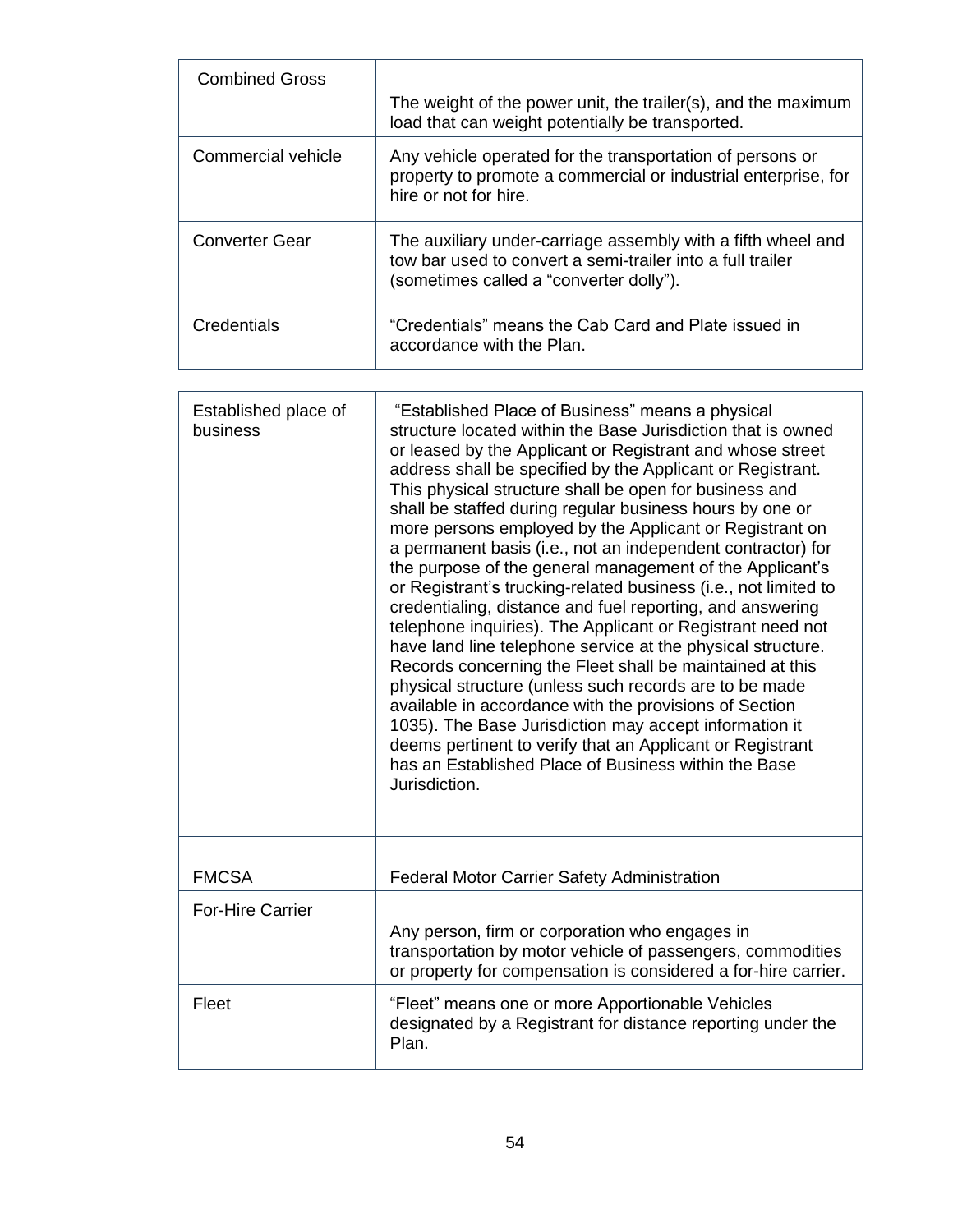| Combined Gross | The weight of the power unit, the trailer(s), and the maximum load that can weight potentially be transported. |
|---|---|
| Commercial vehicle | Any vehicle operated for the transportation of persons or property to promote a commercial or industrial enterprise, for hire or not for hire. |
| Converter Gear | The auxiliary under-carriage assembly with a fifth wheel and tow bar used to convert a semi-trailer into a full trailer (sometimes called a "converter dolly"). |
| Credentials | "Credentials" means the Cab Card and Plate issued in accordance with the Plan. |

| Established place of business | "Established Place of Business" means a physical structure located within the Base Jurisdiction that is owned or leased by the Applicant or Registrant and whose street address shall be specified by the Applicant or Registrant. This physical structure shall be open for business and shall be staffed during regular business hours by one or more persons employed by the Applicant or Registrant on a permanent basis (i.e., not an independent contractor) for the purpose of the general management of the Applicant's or Registrant's trucking-related business (i.e., not limited to credentialing, distance and fuel reporting, and answering telephone inquiries). The Applicant or Registrant need not have land line telephone service at the physical structure. Records concerning the Fleet shall be maintained at this physical structure (unless such records are to be made available in accordance with the provisions of Section 1035). The Base Jurisdiction may accept information it deems pertinent to verify that an Applicant or Registrant has an Established Place of Business within the Base Jurisdiction. |
|---|---|
| FMCSA | Federal Motor Carrier Safety Administration |
| For-Hire Carrier | Any person, firm or corporation who engages in transportation by motor vehicle of passengers, commodities or property for compensation is considered a for-hire carrier. |
| Fleet | "Fleet" means one or more Apportionable Vehicles designated by a Registrant for distance reporting under the Plan. |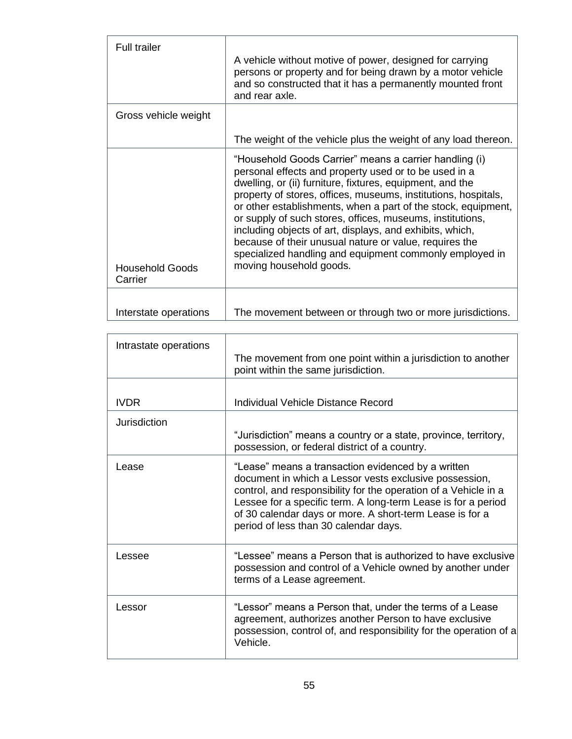| | |
|---|---|
| Full trailer | A vehicle without motive of power, designed for carrying persons or property and for being drawn by a motor vehicle and so constructed that it has a permanently mounted front and rear axle. |
| Gross vehicle weight | The weight of the vehicle plus the weight of any load thereon. |
| Household Goods Carrier | “Household Goods Carrier” means a carrier handling (i) personal effects and property used or to be used in a dwelling, or (ii) furniture, fixtures, equipment, and the property of stores, offices, museums, institutions, hospitals, or other establishments, when a part of the stock, equipment, or supply of such stores, offices, museums, institutions, including objects of art, displays, and exhibits, which, because of their unusual nature or value, requires the specialized handling and equipment commonly employed in moving household goods. |
| Interstate operations | The movement between or through two or more jurisdictions. |
| Intrastate operations | The movement from one point within a jurisdiction to another point within the same jurisdiction. |
| IVDR | Individual Vehicle Distance Record |
| Jurisdiction | “Jurisdiction” means a country or a state, province, territory, possession, or federal district of a country. |
| Lease | “Lease” means a transaction evidenced by a written document in which a Lessor vests exclusive possession, control, and responsibility for the operation of a Vehicle in a Lessee for a specific term. A long-term Lease is for a period of 30 calendar days or more. A short-term Lease is for a period of less than 30 calendar days. |
| Lessee | “Lessee” means a Person that is authorized to have exclusive possession and control of a Vehicle owned by another under terms of a Lease agreement. |
| Lessor | “Lessor” means a Person that, under the terms of a Lease agreement, authorizes another Person to have exclusive possession, control of, and responsibility for the operation of a Vehicle. |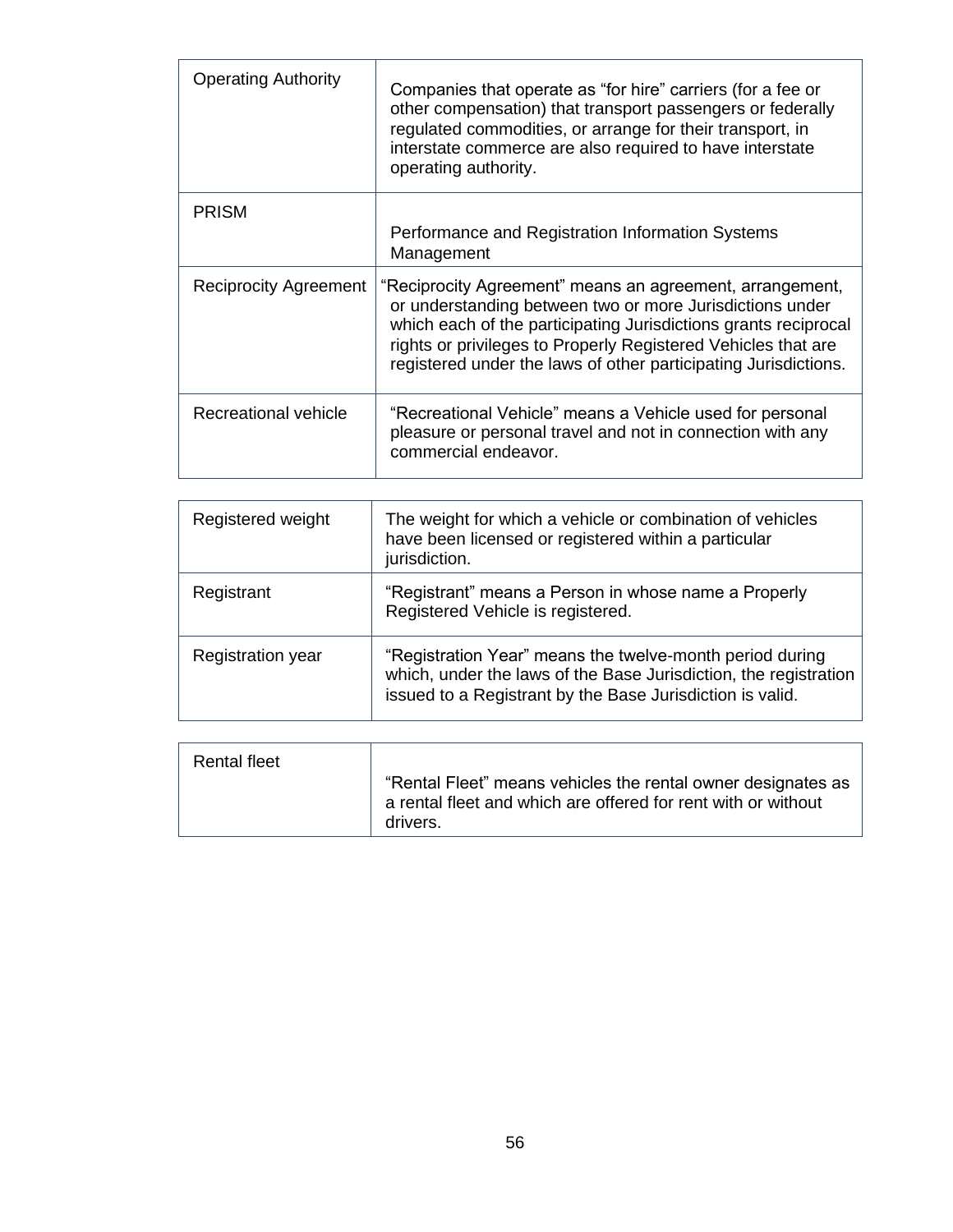| | |
|---|---|
| Operating Authority | Companies that operate as “for hire” carriers (for a fee or other compensation) that transport passengers or federally regulated commodities, or arrange for their transport, in interstate commerce are also required to have interstate operating authority. |
| PRISM | Performance and Registration Information Systems Management |
| Reciprocity Agreement | “Reciprocity Agreement” means an agreement, arrangement, or understanding between two or more Jurisdictions under which each of the participating Jurisdictions grants reciprocal rights or privileges to Properly Registered Vehicles that are registered under the laws of other participating Jurisdictions. |
| Recreational vehicle | “Recreational Vehicle” means a Vehicle used for personal pleasure or personal travel and not in connection with any commercial endeavor. |

| | |
|---|---|
| Registered weight | The weight for which a vehicle or combination of vehicles have been licensed or registered within a particular jurisdiction. |
| Registrant | “Registrant” means a Person in whose name a Properly Registered Vehicle is registered. |
| Registration year | “Registration Year” means the twelve-month period during which, under the laws of the Base Jurisdiction, the registration issued to a Registrant by the Base Jurisdiction is valid. |

| | |
|---|---|
| Rental fleet | “Rental Fleet” means vehicles the rental owner designates as a rental fleet and which are offered for rent with or without drivers. |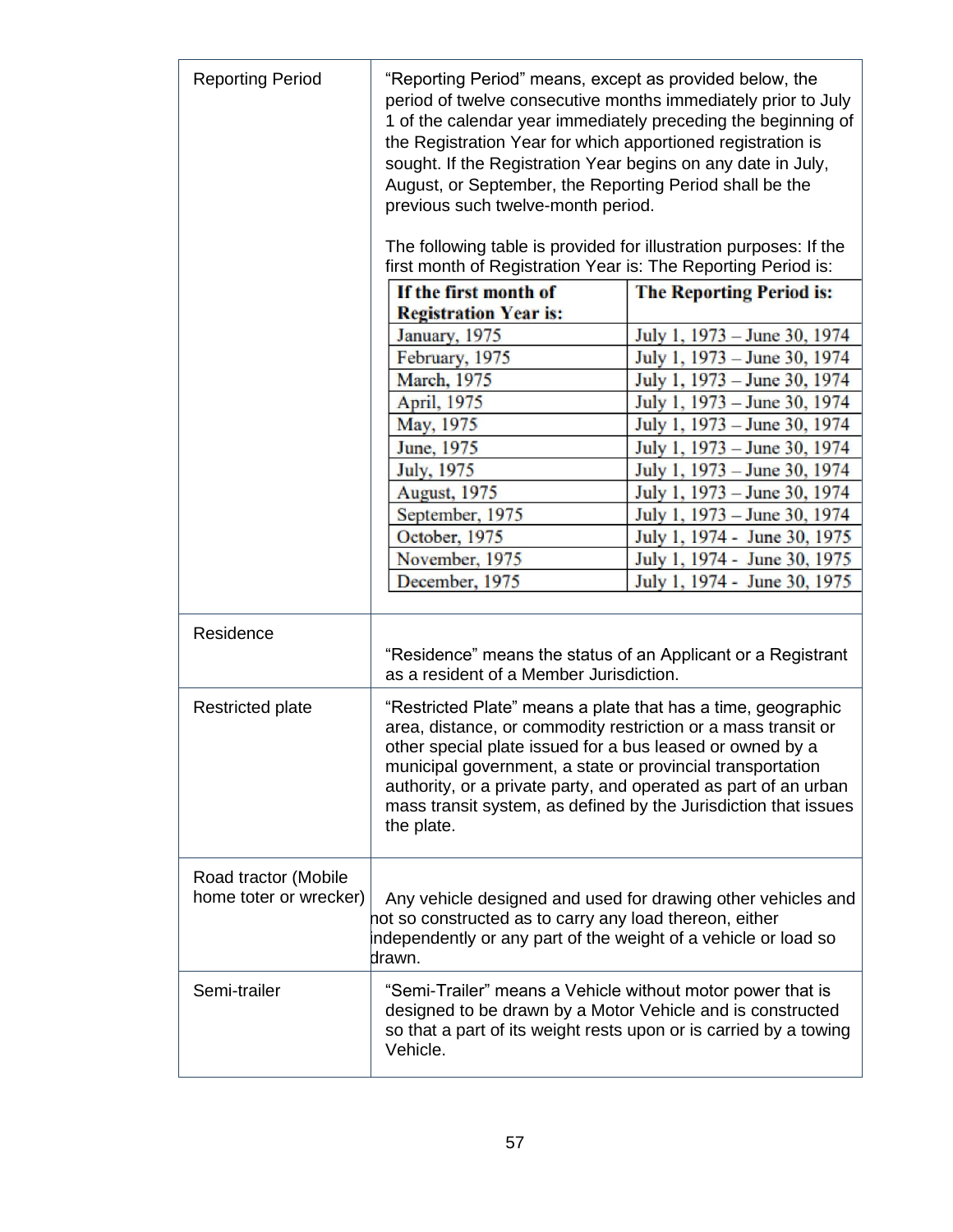| | |
|---|---|
| Reporting Period | "Reporting Period" means, except as provided below, the period of twelve consecutive months immediately prior to July 1 of the calendar year immediately preceding the beginning of the Registration Year for which apportioned registration is sought. If the Registration Year begins on any date in July, August, or September, the Reporting Period shall be the previous such twelve-month period.<br><br>The following table is provided for illustration purposes: If the first month of Registration Year is: The Reporting Period is: |
| Residence | "Residence" means the status of an Applicant or a Registrant as a resident of a Member Jurisdiction. |
| Restricted plate | "Restricted Plate" means a plate that has a time, geographic area, distance, or commodity restriction or a mass transit or other special plate issued for a bus leased or owned by a municipal government, a state or provincial transportation authority, or a private party, and operated as part of an urban mass transit system, as defined by the Jurisdiction that issues the plate. |
| Road tractor (Mobile home toter or wrecker) | Any vehicle designed and used for drawing other vehicles and not so constructed as to carry any load thereon, either independently or any part of the weight of a vehicle or load so drawn. |
| Semi-trailer | "Semi-Trailer" means a Vehicle without motor power that is designed to be drawn by a Motor Vehicle and is constructed so that a part of its weight rests upon or is carried by a towing Vehicle. |

| If the first month of Registration Year is: | The Reporting Period is: |
|---|---|
| January, 1975 | July 1, 1973 – June 30, 1974 |
| February, 1975 | July 1, 1973 – June 30, 1974 |
| March, 1975 | July 1, 1973 – June 30, 1974 |
| April, 1975 | July 1, 1973 – June 30, 1974 |
| May, 1975 | July 1, 1973 – June 30, 1974 |
| June, 1975 | July 1, 1973 – June 30, 1974 |
| July, 1975 | July 1, 1973 – June 30, 1974 |
| August, 1975 | July 1, 1973 – June 30, 1974 |
| September, 1975 | July 1, 1973 – June 30, 1974 |
| October, 1975 | July 1, 1974 - June 30, 1975 |
| November, 1975 | July 1, 1974 - June 30, 1975 |
| December, 1975 | July 1, 1974 - June 30, 1975 |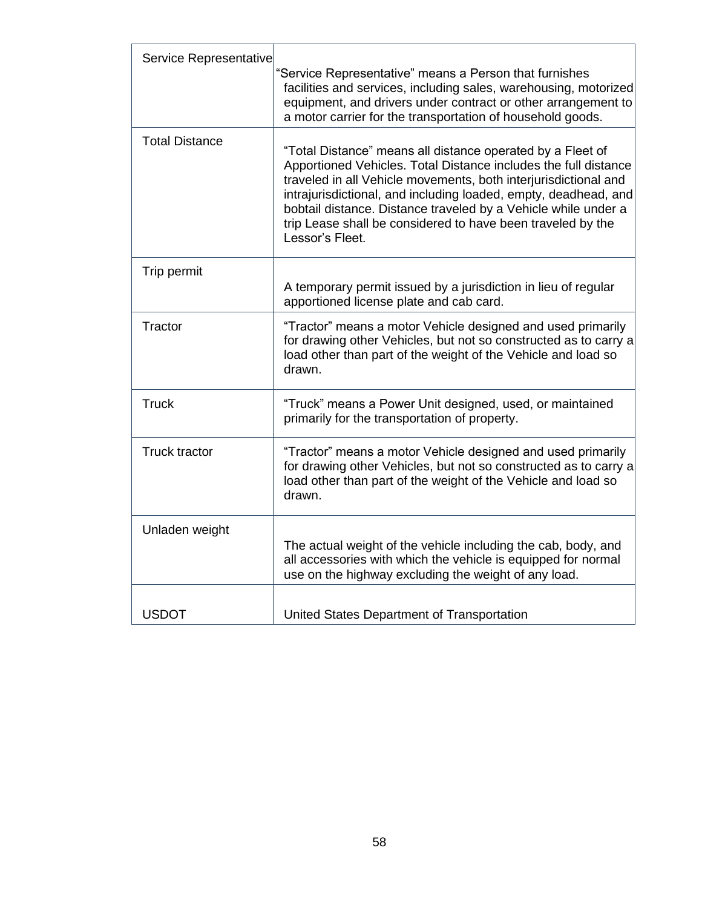| | |
|---|---|
| Service Representative | “Service Representative” means a Person that furnishes facilities and services, including sales, warehousing, motorized equipment, and drivers under contract or other arrangement to a motor carrier for the transportation of household goods. |
| Total Distance | “Total Distance” means all distance operated by a Fleet of Apportioned Vehicles. Total Distance includes the full distance traveled in all Vehicle movements, both interjurisdictional and intrajurisdictional, and including loaded, empty, deadhead, and bobtail distance. Distance traveled by a Vehicle while under a trip Lease shall be considered to have been traveled by the Lessor’s Fleet. |
| Trip permit | A temporary permit issued by a jurisdiction in lieu of regular apportioned license plate and cab card. |
| Tractor | “Tractor” means a motor Vehicle designed and used primarily for drawing other Vehicles, but not so constructed as to carry a load other than part of the weight of the Vehicle and load so drawn. |
| Truck | “Truck” means a Power Unit designed, used, or maintained primarily for the transportation of property. |
| Truck tractor | “Tractor” means a motor Vehicle designed and used primarily for drawing other Vehicles, but not so constructed as to carry a load other than part of the weight of the Vehicle and load so drawn. |
| Unladen weight | The actual weight of the vehicle including the cab, body, and all accessories with which the vehicle is equipped for normal use on the highway excluding the weight of any load. |
| USDOT | United States Department of Transportation |